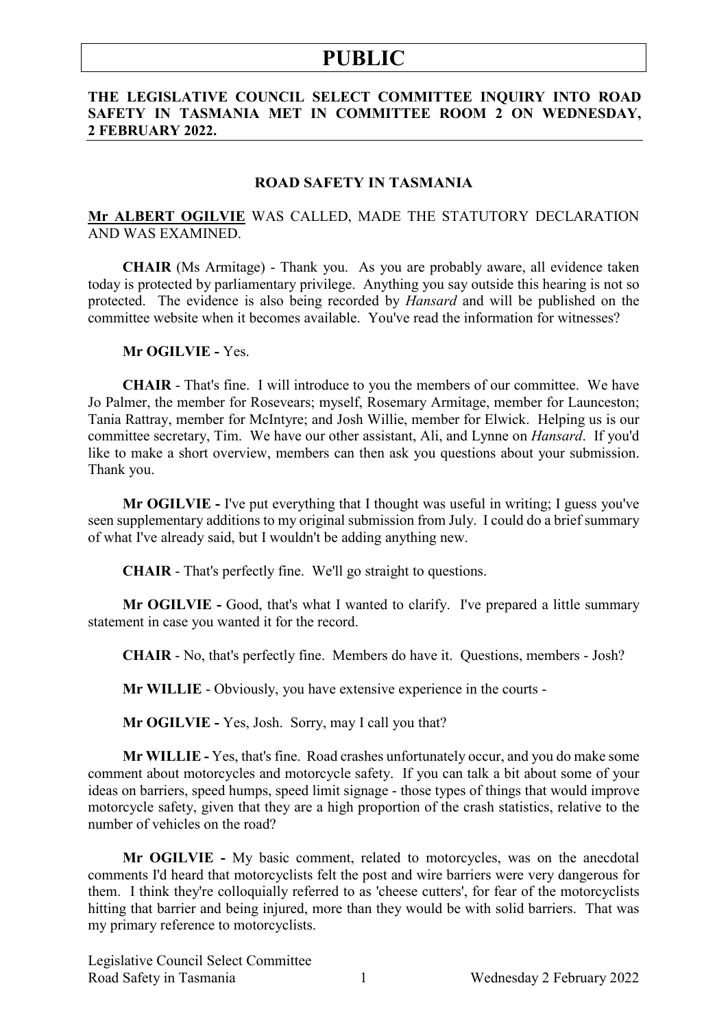# PUBLIC

**THE LEGISLATIVE COUNCIL SELECT COMMITTEE INQUIRY INTO ROAD SAFETY IN TASMANIA MET IN COMMITTEE ROOM 2 ON WEDNESDAY, 2 FEBRUARY 2022.**

## ROAD SAFETY IN TASMANIA

**Mr ALBERT OGILVIE** WAS CALLED, MADE THE STATUTORY DECLARATION AND WAS EXAMINED.

**CHAIR** (Ms Armitage) - Thank you. As you are probably aware, all evidence taken today is protected by parliamentary privilege. Anything you say outside this hearing is not so protected. The evidence is also being recorded by *Hansard* and will be published on the committee website when it becomes available. You've read the information for witnesses?

**Mr OGILVIE -** Yes.

**CHAIR** - That's fine. I will introduce to you the members of our committee. We have Jo Palmer, the member for Rosevears; myself, Rosemary Armitage, member for Launceston; Tania Rattray, member for McIntyre; and Josh Willie, member for Elwick. Helping us is our committee secretary, Tim. We have our other assistant, Ali, and Lynne on *Hansard*. If you'd like to make a short overview, members can then ask you questions about your submission. Thank you.

**Mr OGILVIE -** I've put everything that I thought was useful in writing; I guess you've seen supplementary additions to my original submission from July. I could do a brief summary of what I've already said, but I wouldn't be adding anything new.

**CHAIR** - That's perfectly fine. We'll go straight to questions.

**Mr OGILVIE -** Good, that's what I wanted to clarify. I've prepared a little summary statement in case you wanted it for the record.

**CHAIR** - No, that's perfectly fine. Members do have it. Questions, members - Josh?

**Mr WILLIE** - Obviously, you have extensive experience in the courts -

**Mr OGILVIE -** Yes, Josh. Sorry, may I call you that?

**Mr WILLIE -** Yes, that's fine. Road crashes unfortunately occur, and you do make some comment about motorcycles and motorcycle safety. If you can talk a bit about some of your ideas on barriers, speed humps, speed limit signage - those types of things that would improve motorcycle safety, given that they are a high proportion of the crash statistics, relative to the number of vehicles on the road?

**Mr OGILVIE -** My basic comment, related to motorcycles, was on the anecdotal comments I'd heard that motorcyclists felt the post and wire barriers were very dangerous for them. I think they're colloquially referred to as 'cheese cutters', for fear of the motorcyclists hitting that barrier and being injured, more than they would be with solid barriers. That was my primary reference to motorcyclists.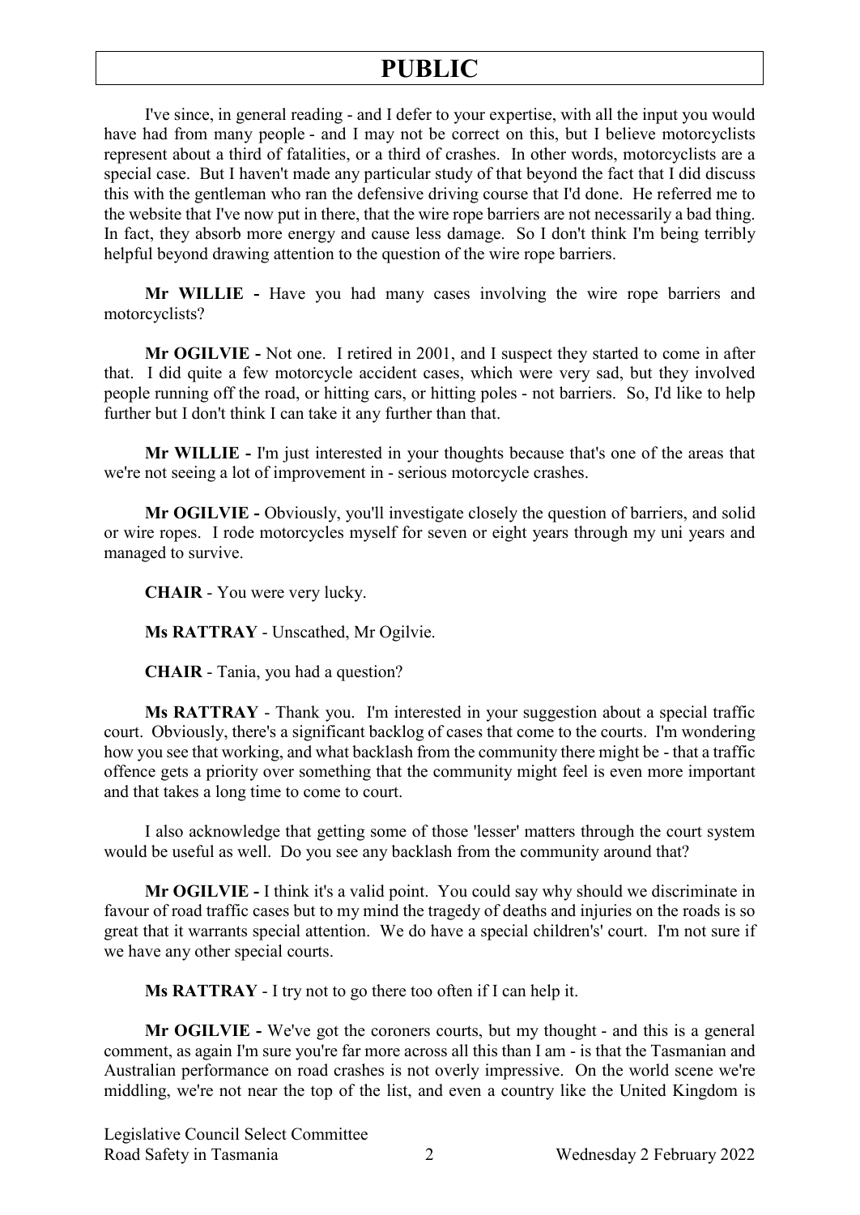I've since, in general reading - and I defer to your expertise, with all the input you would have had from many people - and I may not be correct on this, but I believe motorcyclists represent about a third of fatalities, or a third of crashes. In other words, motorcyclists are a special case. But I haven't made any particular study of that beyond the fact that I did discuss this with the gentleman who ran the defensive driving course that I'd done. He referred me to the website that I've now put in there, that the wire rope barriers are not necessarily a bad thing. In fact, they absorb more energy and cause less damage. So I don't think I'm being terribly helpful beyond drawing attention to the question of the wire rope barriers.

**Mr WILLIE -** Have you had many cases involving the wire rope barriers and motorcyclists?

**Mr OGILVIE -** Not one. I retired in 2001, and I suspect they started to come in after that. I did quite a few motorcycle accident cases, which were very sad, but they involved people running off the road, or hitting cars, or hitting poles - not barriers. So, I'd like to help further but I don't think I can take it any further than that.

**Mr WILLIE -** I'm just interested in your thoughts because that's one of the areas that we're not seeing a lot of improvement in - serious motorcycle crashes.

**Mr OGILVIE -** Obviously, you'll investigate closely the question of barriers, and solid or wire ropes. I rode motorcycles myself for seven or eight years through my uni years and managed to survive.

**CHAIR** - You were very lucky.

**Ms RATTRAY** - Unscathed, Mr Ogilvie.

**CHAIR** - Tania, you had a question?

**Ms RATTRAY** - Thank you. I'm interested in your suggestion about a special traffic court. Obviously, there's a significant backlog of cases that come to the courts. I'm wondering how you see that working, and what backlash from the community there might be - that a traffic offence gets a priority over something that the community might feel is even more important and that takes a long time to come to court.

I also acknowledge that getting some of those 'lesser' matters through the court system would be useful as well. Do you see any backlash from the community around that?

**Mr OGILVIE -** I think it's a valid point. You could say why should we discriminate in favour of road traffic cases but to my mind the tragedy of deaths and injuries on the roads is so great that it warrants special attention. We do have a special children's' court. I'm not sure if we have any other special courts.

**Ms RATTRAY** - I try not to go there too often if I can help it.

**Mr OGILVIE -** We've got the coroners courts, but my thought - and this is a general comment, as again I'm sure you're far more across all this than I am - is that the Tasmanian and Australian performance on road crashes is not overly impressive. On the world scene we're middling, we're not near the top of the list, and even a country like the United Kingdom is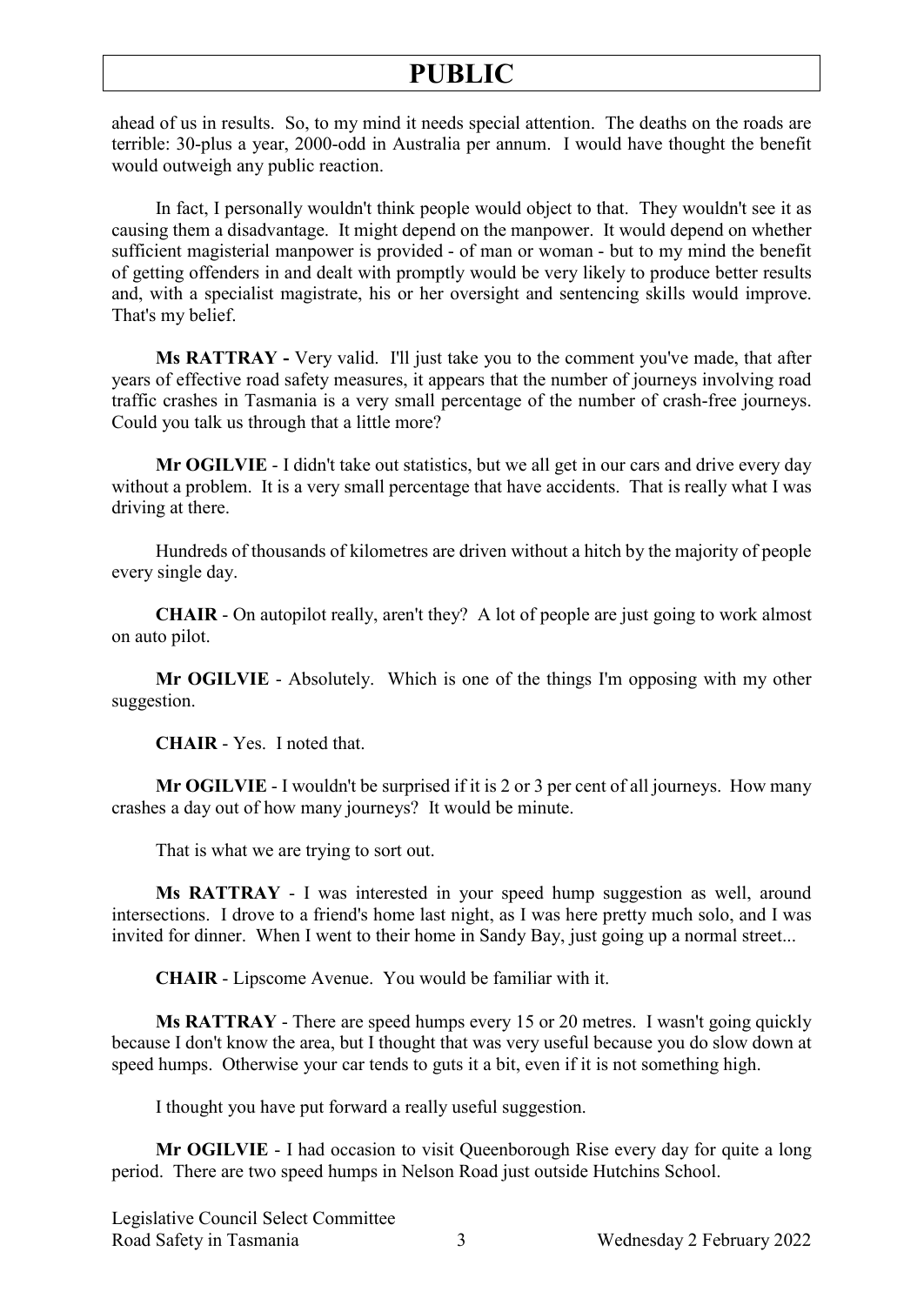ahead of us in results. So, to my mind it needs special attention. The deaths on the roads are terrible: 30-plus a year, 2000-odd in Australia per annum. I would have thought the benefit would outweigh any public reaction.

In fact, I personally wouldn't think people would object to that. They wouldn't see it as causing them a disadvantage. It might depend on the manpower. It would depend on whether sufficient magisterial manpower is provided - of man or woman - but to my mind the benefit of getting offenders in and dealt with promptly would be very likely to produce better results and, with a specialist magistrate, his or her oversight and sentencing skills would improve. That's my belief.

**Ms RATTRAY -** Very valid. I'll just take you to the comment you've made, that after years of effective road safety measures, it appears that the number of journeys involving road traffic crashes in Tasmania is a very small percentage of the number of crash-free journeys. Could you talk us through that a little more?

**Mr OGILVIE** - I didn't take out statistics, but we all get in our cars and drive every day without a problem. It is a very small percentage that have accidents. That is really what I was driving at there.

Hundreds of thousands of kilometres are driven without a hitch by the majority of people every single day.

**CHAIR** - On autopilot really, aren't they? A lot of people are just going to work almost on auto pilot.

**Mr OGILVIE** - Absolutely. Which is one of the things I'm opposing with my other suggestion.

**CHAIR** - Yes. I noted that.

**Mr OGILVIE** - I wouldn't be surprised if it is 2 or 3 per cent of all journeys. How many crashes a day out of how many journeys? It would be minute.

That is what we are trying to sort out.

**Ms RATTRAY** - I was interested in your speed hump suggestion as well, around intersections. I drove to a friend's home last night, as I was here pretty much solo, and I was invited for dinner. When I went to their home in Sandy Bay, just going up a normal street...

**CHAIR** - Lipscome Avenue. You would be familiar with it.

**Ms RATTRAY** - There are speed humps every 15 or 20 metres. I wasn't going quickly because I don't know the area, but I thought that was very useful because you do slow down at speed humps. Otherwise your car tends to guts it a bit, even if it is not something high.

I thought you have put forward a really useful suggestion.

**Mr OGILVIE** - I had occasion to visit Queenborough Rise every day for quite a long period. There are two speed humps in Nelson Road just outside Hutchins School.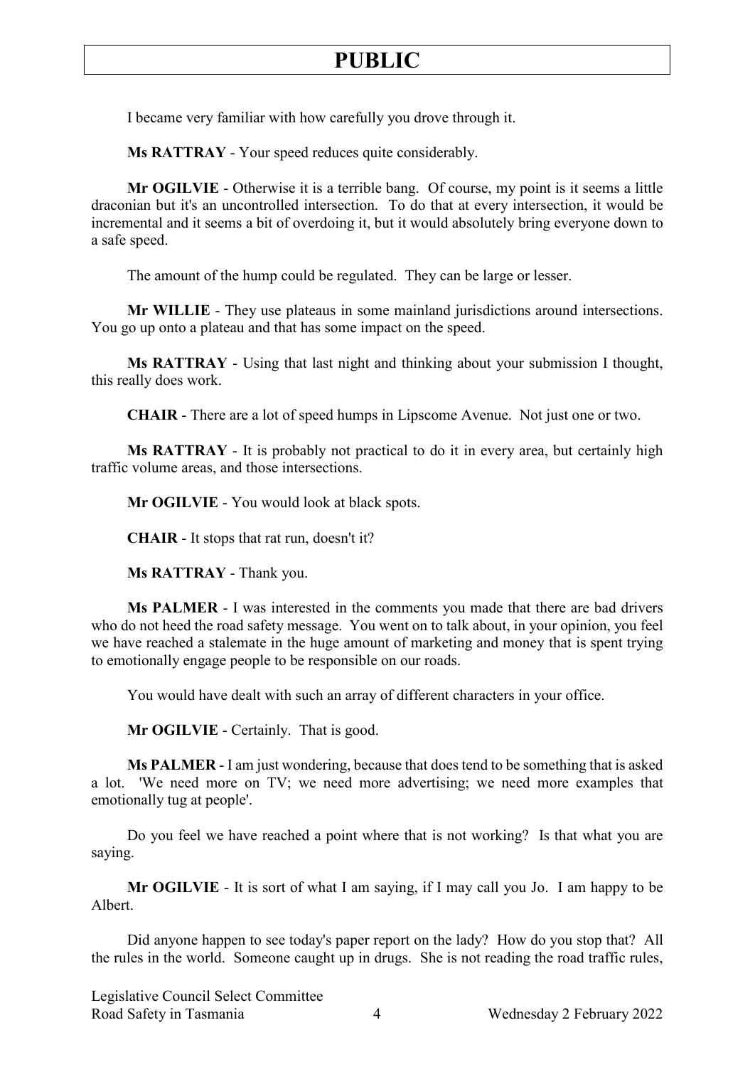I became very familiar with how carefully you drove through it.

**Ms RATTRAY** - Your speed reduces quite considerably.

**Mr OGILVIE** - Otherwise it is a terrible bang. Of course, my point is it seems a little draconian but it's an uncontrolled intersection. To do that at every intersection, it would be incremental and it seems a bit of overdoing it, but it would absolutely bring everyone down to a safe speed.

The amount of the hump could be regulated. They can be large or lesser.

**Mr WILLIE** - They use plateaus in some mainland jurisdictions around intersections. You go up onto a plateau and that has some impact on the speed.

**Ms RATTRAY** - Using that last night and thinking about your submission I thought, this really does work.

**CHAIR** - There are a lot of speed humps in Lipscome Avenue. Not just one or two.

**Ms RATTRAY** - It is probably not practical to do it in every area, but certainly high traffic volume areas, and those intersections.

**Mr OGILVIE** - You would look at black spots.

**CHAIR** - It stops that rat run, doesn't it?

**Ms RATTRAY** - Thank you.

**Ms PALMER** - I was interested in the comments you made that there are bad drivers who do not heed the road safety message. You went on to talk about, in your opinion, you feel we have reached a stalemate in the huge amount of marketing and money that is spent trying to emotionally engage people to be responsible on our roads.

You would have dealt with such an array of different characters in your office.

**Mr OGILVIE** - Certainly. That is good.

**Ms PALMER** - I am just wondering, because that does tend to be something that is asked a lot. 'We need more on TV; we need more advertising; we need more examples that emotionally tug at people'.

Do you feel we have reached a point where that is not working? Is that what you are saying.

**Mr OGILVIE** - It is sort of what I am saying, if I may call you Jo. I am happy to be Albert.

Did anyone happen to see today's paper report on the lady? How do you stop that? All the rules in the world. Someone caught up in drugs. She is not reading the road traffic rules,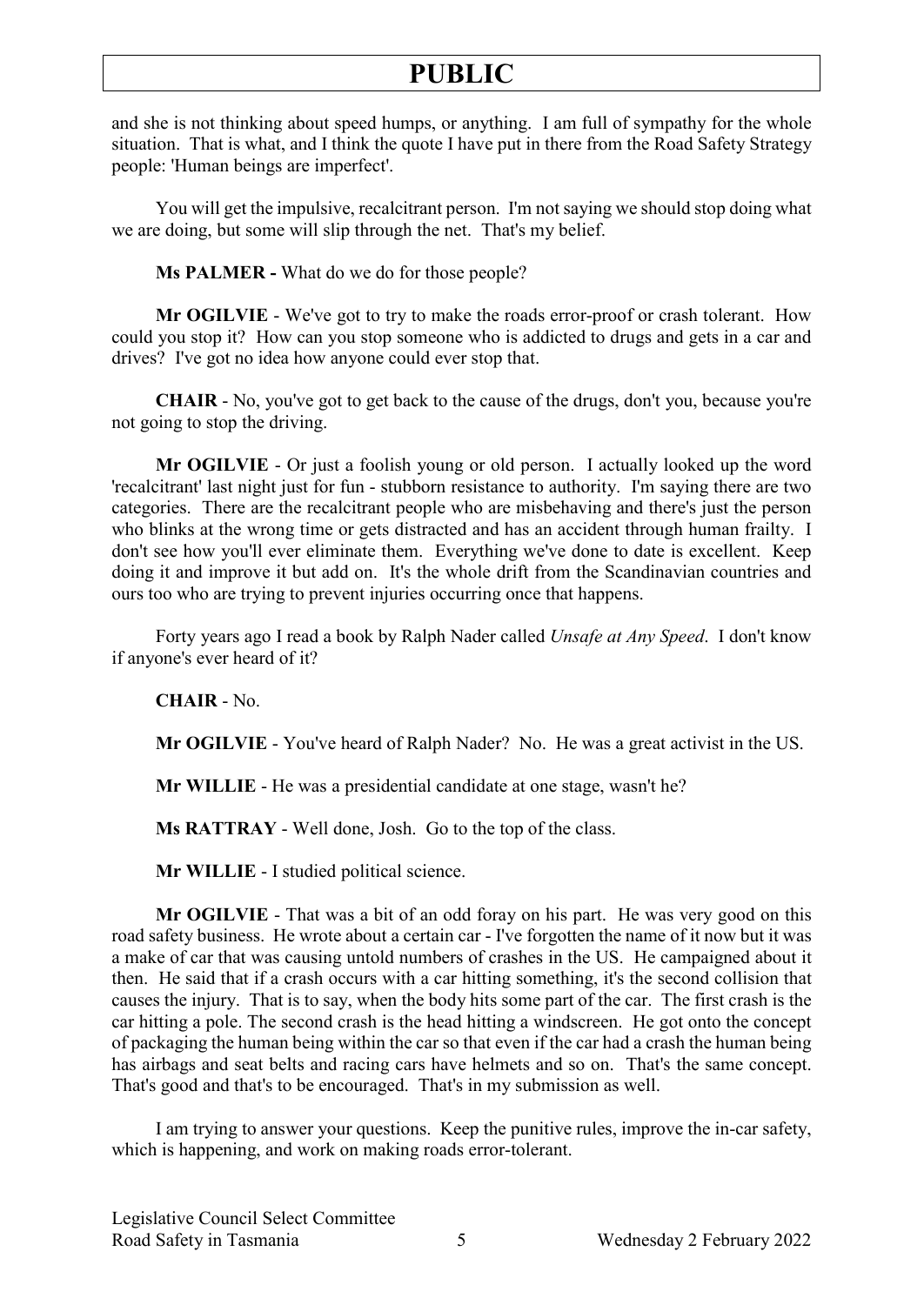and she is not thinking about speed humps, or anything. I am full of sympathy for the whole situation. That is what, and I think the quote I have put in there from the Road Safety Strategy people: 'Human beings are imperfect'.

You will get the impulsive, recalcitrant person. I'm not saying we should stop doing what we are doing, but some will slip through the net. That's my belief.

**Ms PALMER -** What do we do for those people?

**Mr OGILVIE** - We've got to try to make the roads error-proof or crash tolerant. How could you stop it? How can you stop someone who is addicted to drugs and gets in a car and drives? I've got no idea how anyone could ever stop that.

**CHAIR** - No, you've got to get back to the cause of the drugs, don't you, because you're not going to stop the driving.

**Mr OGILVIE** - Or just a foolish young or old person. I actually looked up the word 'recalcitrant' last night just for fun - stubborn resistance to authority. I'm saying there are two categories. There are the recalcitrant people who are misbehaving and there's just the person who blinks at the wrong time or gets distracted and has an accident through human frailty. I don't see how you'll ever eliminate them. Everything we've done to date is excellent. Keep doing it and improve it but add on. It's the whole drift from the Scandinavian countries and ours too who are trying to prevent injuries occurring once that happens.

Forty years ago I read a book by Ralph Nader called *Unsafe at Any Speed*. I don't know if anyone's ever heard of it?

**CHAIR** - No.

**Mr OGILVIE** - You've heard of Ralph Nader? No. He was a great activist in the US.

**Mr WILLIE** - He was a presidential candidate at one stage, wasn't he?

**Ms RATTRAY** - Well done, Josh. Go to the top of the class.

**Mr WILLIE** - I studied political science.

**Mr OGILVIE** - That was a bit of an odd foray on his part. He was very good on this road safety business. He wrote about a certain car - I've forgotten the name of it now but it was a make of car that was causing untold numbers of crashes in the US. He campaigned about it then. He said that if a crash occurs with a car hitting something, it's the second collision that causes the injury. That is to say, when the body hits some part of the car. The first crash is the car hitting a pole. The second crash is the head hitting a windscreen. He got onto the concept of packaging the human being within the car so that even if the car had a crash the human being has airbags and seat belts and racing cars have helmets and so on. That's the same concept. That's good and that's to be encouraged. That's in my submission as well.

I am trying to answer your questions. Keep the punitive rules, improve the in-car safety, which is happening, and work on making roads error-tolerant.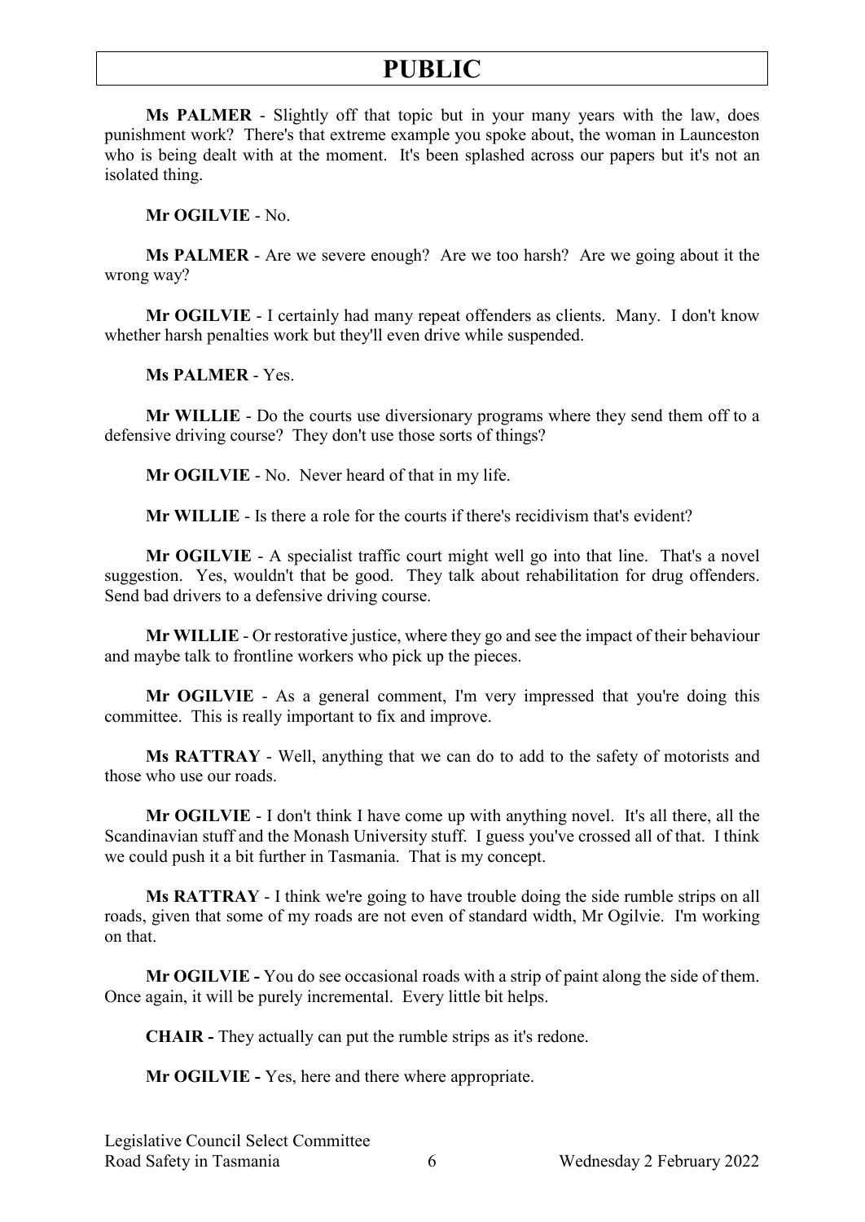**Ms PALMER** - Slightly off that topic but in your many years with the law, does punishment work? There's that extreme example you spoke about, the woman in Launceston who is being dealt with at the moment. It's been splashed across our papers but it's not an isolated thing.

**Mr OGILVIE** - No.

**Ms PALMER** - Are we severe enough? Are we too harsh? Are we going about it the wrong way?

**Mr OGILVIE** - I certainly had many repeat offenders as clients. Many. I don't know whether harsh penalties work but they'll even drive while suspended.

**Ms PALMER** - Yes.

**Mr WILLIE** - Do the courts use diversionary programs where they send them off to a defensive driving course? They don't use those sorts of things?

**Mr OGILVIE** - No. Never heard of that in my life.

**Mr WILLIE** - Is there a role for the courts if there's recidivism that's evident?

**Mr OGILVIE** - A specialist traffic court might well go into that line. That's a novel suggestion. Yes, wouldn't that be good. They talk about rehabilitation for drug offenders. Send bad drivers to a defensive driving course.

**Mr WILLIE** - Or restorative justice, where they go and see the impact of their behaviour and maybe talk to frontline workers who pick up the pieces.

**Mr OGILVIE** - As a general comment, I'm very impressed that you're doing this committee. This is really important to fix and improve.

**Ms RATTRAY** - Well, anything that we can do to add to the safety of motorists and those who use our roads.

**Mr OGILVIE** - I don't think I have come up with anything novel. It's all there, all the Scandinavian stuff and the Monash University stuff. I guess you've crossed all of that. I think we could push it a bit further in Tasmania. That is my concept.

**Ms RATTRAY** - I think we're going to have trouble doing the side rumble strips on all roads, given that some of my roads are not even of standard width, Mr Ogilvie. I'm working on that.

**Mr OGILVIE -** You do see occasional roads with a strip of paint along the side of them. Once again, it will be purely incremental. Every little bit helps.

**CHAIR -** They actually can put the rumble strips as it's redone.

**Mr OGILVIE -** Yes, here and there where appropriate.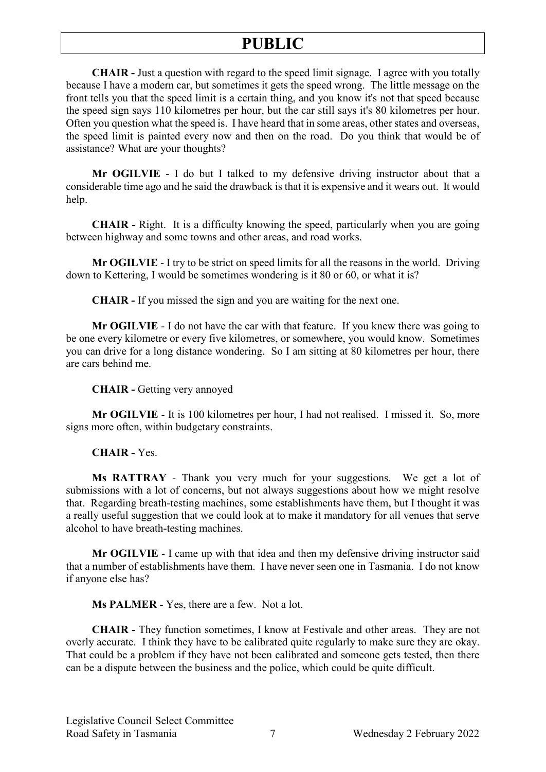**CHAIR -** Just a question with regard to the speed limit signage. I agree with you totally because I have a modern car, but sometimes it gets the speed wrong. The little message on the front tells you that the speed limit is a certain thing, and you know it's not that speed because the speed sign says 110 kilometres per hour, but the car still says it's 80 kilometres per hour. Often you question what the speed is. I have heard that in some areas, other states and overseas, the speed limit is painted every now and then on the road. Do you think that would be of assistance? What are your thoughts?

**Mr OGILVIE** - I do but I talked to my defensive driving instructor about that a considerable time ago and he said the drawback is that it is expensive and it wears out. It would help.

**CHAIR -** Right. It is a difficulty knowing the speed, particularly when you are going between highway and some towns and other areas, and road works.

**Mr OGILVIE** - I try to be strict on speed limits for all the reasons in the world. Driving down to Kettering, I would be sometimes wondering is it 80 or 60, or what it is?

**CHAIR -** If you missed the sign and you are waiting for the next one.

**Mr OGILVIE** - I do not have the car with that feature. If you knew there was going to be one every kilometre or every five kilometres, or somewhere, you would know. Sometimes you can drive for a long distance wondering. So I am sitting at 80 kilometres per hour, there are cars behind me.

**CHAIR -** Getting very annoyed

**Mr OGILVIE** - It is 100 kilometres per hour, I had not realised. I missed it. So, more signs more often, within budgetary constraints.

**CHAIR -** Yes.

**Ms RATTRAY** - Thank you very much for your suggestions. We get a lot of submissions with a lot of concerns, but not always suggestions about how we might resolve that. Regarding breath-testing machines, some establishments have them, but I thought it was a really useful suggestion that we could look at to make it mandatory for all venues that serve alcohol to have breath-testing machines.

**Mr OGILVIE** - I came up with that idea and then my defensive driving instructor said that a number of establishments have them. I have never seen one in Tasmania. I do not know if anyone else has?

**Ms PALMER** - Yes, there are a few. Not a lot.

**CHAIR -** They function sometimes, I know at Festivale and other areas. They are not overly accurate. I think they have to be calibrated quite regularly to make sure they are okay. That could be a problem if they have not been calibrated and someone gets tested, then there can be a dispute between the business and the police, which could be quite difficult.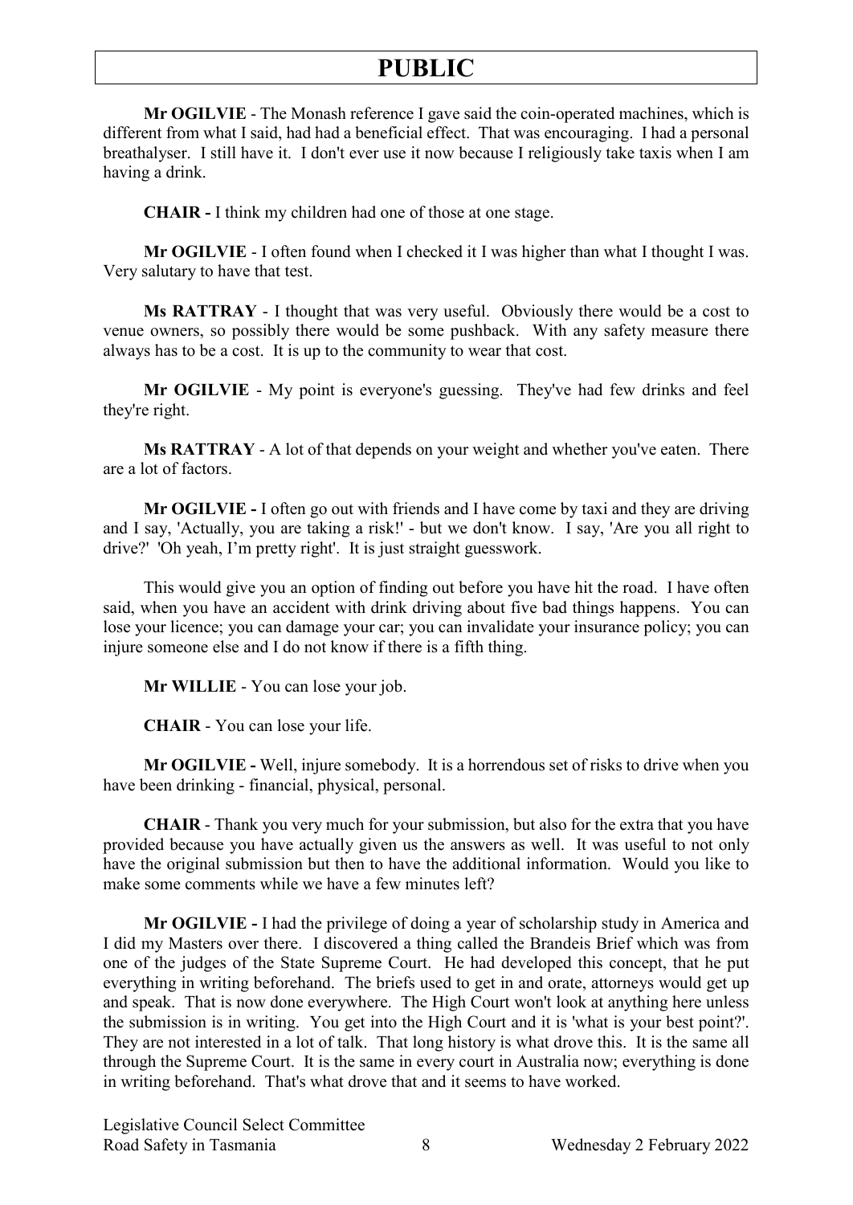**Mr OGILVIE** - The Monash reference I gave said the coin-operated machines, which is different from what I said, had had a beneficial effect. That was encouraging. I had a personal breathalyser. I still have it. I don't ever use it now because I religiously take taxis when I am having a drink.

**CHAIR -** I think my children had one of those at one stage.

**Mr OGILVIE** - I often found when I checked it I was higher than what I thought I was. Very salutary to have that test.

**Ms RATTRAY** - I thought that was very useful. Obviously there would be a cost to venue owners, so possibly there would be some pushback. With any safety measure there always has to be a cost. It is up to the community to wear that cost.

**Mr OGILVIE** - My point is everyone's guessing. They've had few drinks and feel they're right.

**Ms RATTRAY** - A lot of that depends on your weight and whether you've eaten. There are a lot of factors.

**Mr OGILVIE -** I often go out with friends and I have come by taxi and they are driving and I say, 'Actually, you are taking a risk!' - but we don't know. I say, 'Are you all right to drive?' 'Oh yeah, I'm pretty right'. It is just straight guesswork.

This would give you an option of finding out before you have hit the road. I have often said, when you have an accident with drink driving about five bad things happens. You can lose your licence; you can damage your car; you can invalidate your insurance policy; you can injure someone else and I do not know if there is a fifth thing.

**Mr WILLIE** - You can lose your job.

**CHAIR** - You can lose your life.

**Mr OGILVIE -** Well, injure somebody. It is a horrendous set of risks to drive when you have been drinking - financial, physical, personal.

**CHAIR** - Thank you very much for your submission, but also for the extra that you have provided because you have actually given us the answers as well. It was useful to not only have the original submission but then to have the additional information. Would you like to make some comments while we have a few minutes left?

**Mr OGILVIE -** I had the privilege of doing a year of scholarship study in America and I did my Masters over there. I discovered a thing called the Brandeis Brief which was from one of the judges of the State Supreme Court. He had developed this concept, that he put everything in writing beforehand. The briefs used to get in and orate, attorneys would get up and speak. That is now done everywhere. The High Court won't look at anything here unless the submission is in writing. You get into the High Court and it is 'what is your best point?'. They are not interested in a lot of talk. That long history is what drove this. It is the same all through the Supreme Court. It is the same in every court in Australia now; everything is done in writing beforehand. That's what drove that and it seems to have worked.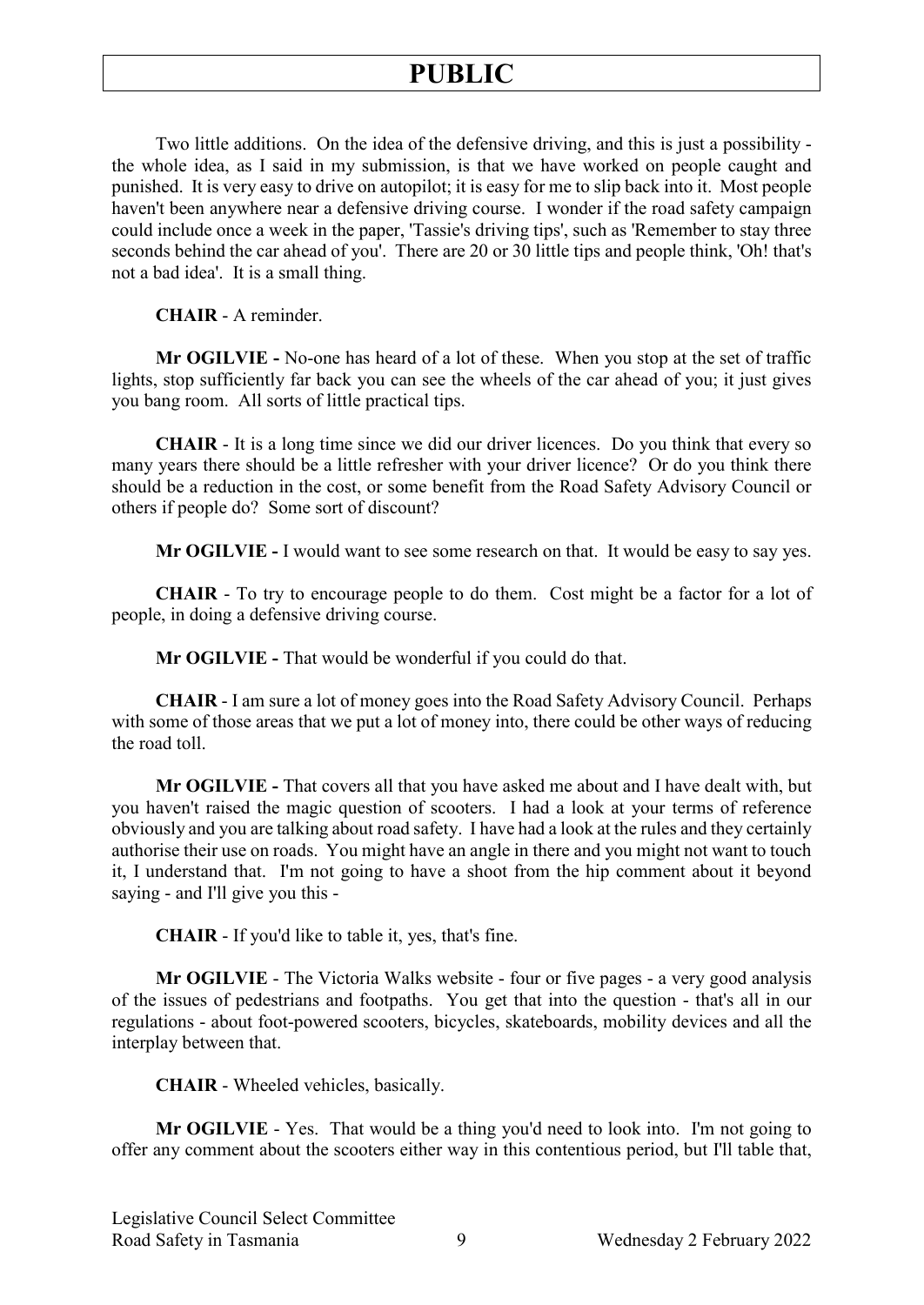Two little additions. On the idea of the defensive driving, and this is just a possibility - the whole idea, as I said in my submission, is that we have worked on people caught and punished. It is very easy to drive on autopilot; it is easy for me to slip back into it. Most people haven't been anywhere near a defensive driving course. I wonder if the road safety campaign could include once a week in the paper, 'Tassie's driving tips', such as 'Remember to stay three seconds behind the car ahead of you'. There are 20 or 30 little tips and people think, 'Oh! that's not a bad idea'. It is a small thing.

**CHAIR** - A reminder.

**Mr OGILVIE -** No-one has heard of a lot of these. When you stop at the set of traffic lights, stop sufficiently far back you can see the wheels of the car ahead of you; it just gives you bang room. All sorts of little practical tips.

**CHAIR** - It is a long time since we did our driver licences. Do you think that every so many years there should be a little refresher with your driver licence? Or do you think there should be a reduction in the cost, or some benefit from the Road Safety Advisory Council or others if people do? Some sort of discount?

**Mr OGILVIE -** I would want to see some research on that. It would be easy to say yes.

**CHAIR** - To try to encourage people to do them. Cost might be a factor for a lot of people, in doing a defensive driving course.

**Mr OGILVIE -** That would be wonderful if you could do that.

**CHAIR** - I am sure a lot of money goes into the Road Safety Advisory Council. Perhaps with some of those areas that we put a lot of money into, there could be other ways of reducing the road toll.

**Mr OGILVIE -** That covers all that you have asked me about and I have dealt with, but you haven't raised the magic question of scooters. I had a look at your terms of reference obviously and you are talking about road safety. I have had a look at the rules and they certainly authorise their use on roads. You might have an angle in there and you might not want to touch it, I understand that. I'm not going to have a shoot from the hip comment about it beyond saying - and I'll give you this -

**CHAIR** - If you'd like to table it, yes, that's fine.

**Mr OGILVIE** - The Victoria Walks website - four or five pages - a very good analysis of the issues of pedestrians and footpaths. You get that into the question - that's all in our regulations - about foot-powered scooters, bicycles, skateboards, mobility devices and all the interplay between that.

**CHAIR** - Wheeled vehicles, basically.

**Mr OGILVIE** - Yes. That would be a thing you'd need to look into. I'm not going to offer any comment about the scooters either way in this contentious period, but I'll table that,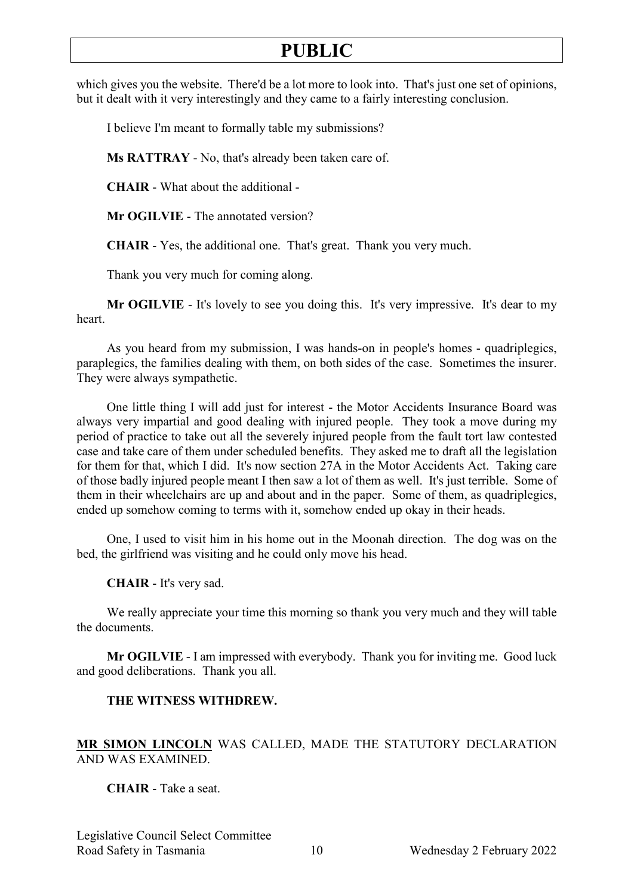which gives you the website. There'd be a lot more to look into. That's just one set of opinions, but it dealt with it very interestingly and they came to a fairly interesting conclusion.

I believe I'm meant to formally table my submissions?

**Ms RATTRAY** - No, that's already been taken care of.

**CHAIR** - What about the additional -

**Mr OGILVIE** - The annotated version?

**CHAIR** - Yes, the additional one. That's great. Thank you very much.

Thank you very much for coming along.

**Mr OGILVIE** - It's lovely to see you doing this. It's very impressive. It's dear to my heart.

As you heard from my submission, I was hands-on in people's homes - quadriplegics, paraplegics, the families dealing with them, on both sides of the case. Sometimes the insurer. They were always sympathetic.

One little thing I will add just for interest - the Motor Accidents Insurance Board was always very impartial and good dealing with injured people. They took a move during my period of practice to take out all the severely injured people from the fault tort law contested case and take care of them under scheduled benefits. They asked me to draft all the legislation for them for that, which I did. It's now section 27A in the Motor Accidents Act. Taking care of those badly injured people meant I then saw a lot of them as well. It's just terrible. Some of them in their wheelchairs are up and about and in the paper. Some of them, as quadriplegics, ended up somehow coming to terms with it, somehow ended up okay in their heads.

One, I used to visit him in his home out in the Moonah direction. The dog was on the bed, the girlfriend was visiting and he could only move his head.

**CHAIR** - It's very sad.

We really appreciate your time this morning so thank you very much and they will table the documents.

**Mr OGILVIE** - I am impressed with everybody. Thank you for inviting me. Good luck and good deliberations. Thank you all.

**THE WITNESS WITHDREW.**

**MR SIMON LINCOLN** WAS CALLED, MADE THE STATUTORY DECLARATION AND WAS EXAMINED.

**CHAIR** - Take a seat.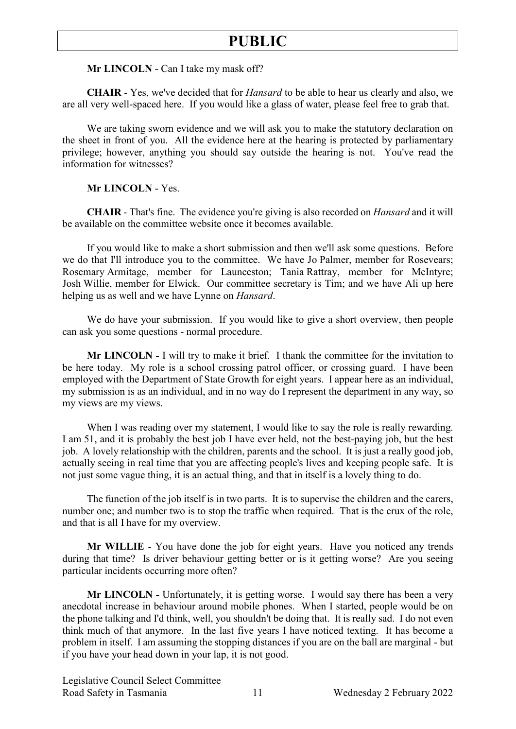**Mr LINCOLN** - Can I take my mask off?

**CHAIR** - Yes, we've decided that for *Hansard* to be able to hear us clearly and also, we are all very well-spaced here. If you would like a glass of water, please feel free to grab that.

We are taking sworn evidence and we will ask you to make the statutory declaration on the sheet in front of you. All the evidence here at the hearing is protected by parliamentary privilege; however, anything you should say outside the hearing is not. You've read the information for witnesses?

**Mr LINCOLN** - Yes.

**CHAIR** - That's fine. The evidence you're giving is also recorded on *Hansard* and it will be available on the committee website once it becomes available.

If you would like to make a short submission and then we'll ask some questions. Before we do that I'll introduce you to the committee. We have Jo Palmer, member for Rosevears; Rosemary Armitage, member for Launceston; Tania Rattray, member for McIntyre; Josh Willie, member for Elwick. Our committee secretary is Tim; and we have Ali up here helping us as well and we have Lynne on *Hansard*.

We do have your submission. If you would like to give a short overview, then people can ask you some questions - normal procedure.

**Mr LINCOLN -** I will try to make it brief. I thank the committee for the invitation to be here today. My role is a school crossing patrol officer, or crossing guard. I have been employed with the Department of State Growth for eight years. I appear here as an individual, my submission is as an individual, and in no way do I represent the department in any way, so my views are my views.

When I was reading over my statement, I would like to say the role is really rewarding. I am 51, and it is probably the best job I have ever held, not the best-paying job, but the best job. A lovely relationship with the children, parents and the school. It is just a really good job, actually seeing in real time that you are affecting people's lives and keeping people safe. It is not just some vague thing, it is an actual thing, and that in itself is a lovely thing to do.

The function of the job itself is in two parts. It is to supervise the children and the carers, number one; and number two is to stop the traffic when required. That is the crux of the role, and that is all I have for my overview.

**Mr WILLIE** - You have done the job for eight years. Have you noticed any trends during that time? Is driver behaviour getting better or is it getting worse? Are you seeing particular incidents occurring more often?

**Mr LINCOLN -** Unfortunately, it is getting worse. I would say there has been a very anecdotal increase in behaviour around mobile phones. When I started, people would be on the phone talking and I'd think, well, you shouldn't be doing that. It is really sad. I do not even think much of that anymore. In the last five years I have noticed texting. It has become a problem in itself. I am assuming the stopping distances if you are on the ball are marginal - but if you have your head down in your lap, it is not good.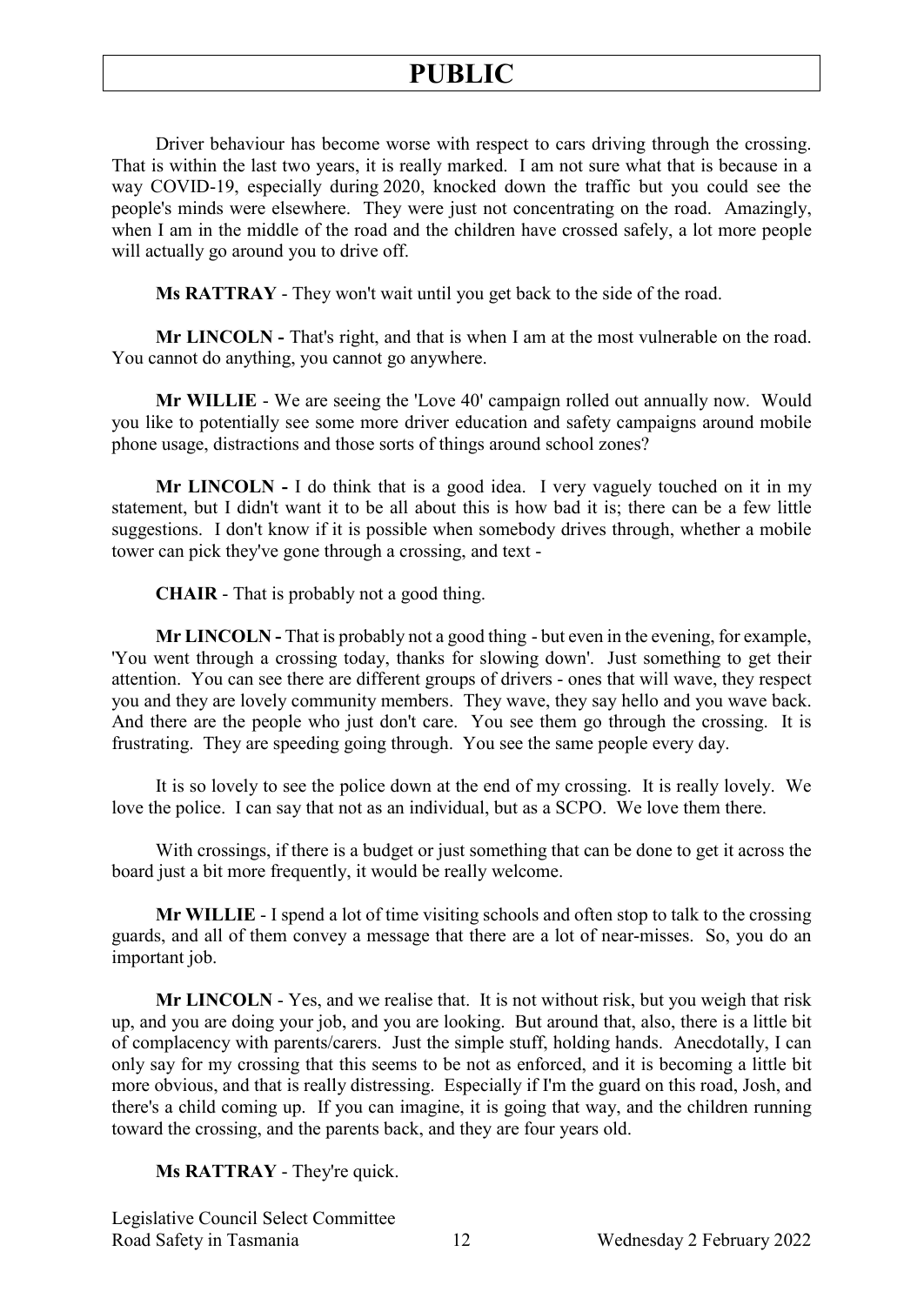Driver behaviour has become worse with respect to cars driving through the crossing. That is within the last two years, it is really marked. I am not sure what that is because in a way COVID-19, especially during 2020, knocked down the traffic but you could see the people's minds were elsewhere. They were just not concentrating on the road. Amazingly, when I am in the middle of the road and the children have crossed safely, a lot more people will actually go around you to drive off.

**Ms RATTRAY** - They won't wait until you get back to the side of the road.

**Mr LINCOLN -** That's right, and that is when I am at the most vulnerable on the road. You cannot do anything, you cannot go anywhere.

**Mr WILLIE** - We are seeing the 'Love 40' campaign rolled out annually now. Would you like to potentially see some more driver education and safety campaigns around mobile phone usage, distractions and those sorts of things around school zones?

**Mr LINCOLN -** I do think that is a good idea. I very vaguely touched on it in my statement, but I didn't want it to be all about this is how bad it is; there can be a few little suggestions. I don't know if it is possible when somebody drives through, whether a mobile tower can pick they've gone through a crossing, and text -

**CHAIR** - That is probably not a good thing.

**Mr LINCOLN -** That is probably not a good thing - but even in the evening, for example, 'You went through a crossing today, thanks for slowing down'. Just something to get their attention. You can see there are different groups of drivers - ones that will wave, they respect you and they are lovely community members. They wave, they say hello and you wave back. And there are the people who just don't care. You see them go through the crossing. It is frustrating. They are speeding going through. You see the same people every day.

It is so lovely to see the police down at the end of my crossing. It is really lovely. We love the police. I can say that not as an individual, but as a SCPO. We love them there.

With crossings, if there is a budget or just something that can be done to get it across the board just a bit more frequently, it would be really welcome.

**Mr WILLIE** - I spend a lot of time visiting schools and often stop to talk to the crossing guards, and all of them convey a message that there are a lot of near-misses. So, you do an important job.

**Mr LINCOLN** - Yes, and we realise that. It is not without risk, but you weigh that risk up, and you are doing your job, and you are looking. But around that, also, there is a little bit of complacency with parents/carers. Just the simple stuff, holding hands. Anecdotally, I can only say for my crossing that this seems to be not as enforced, and it is becoming a little bit more obvious, and that is really distressing. Especially if I'm the guard on this road, Josh, and there's a child coming up. If you can imagine, it is going that way, and the children running toward the crossing, and the parents back, and they are four years old.

**Ms RATTRAY** - They're quick.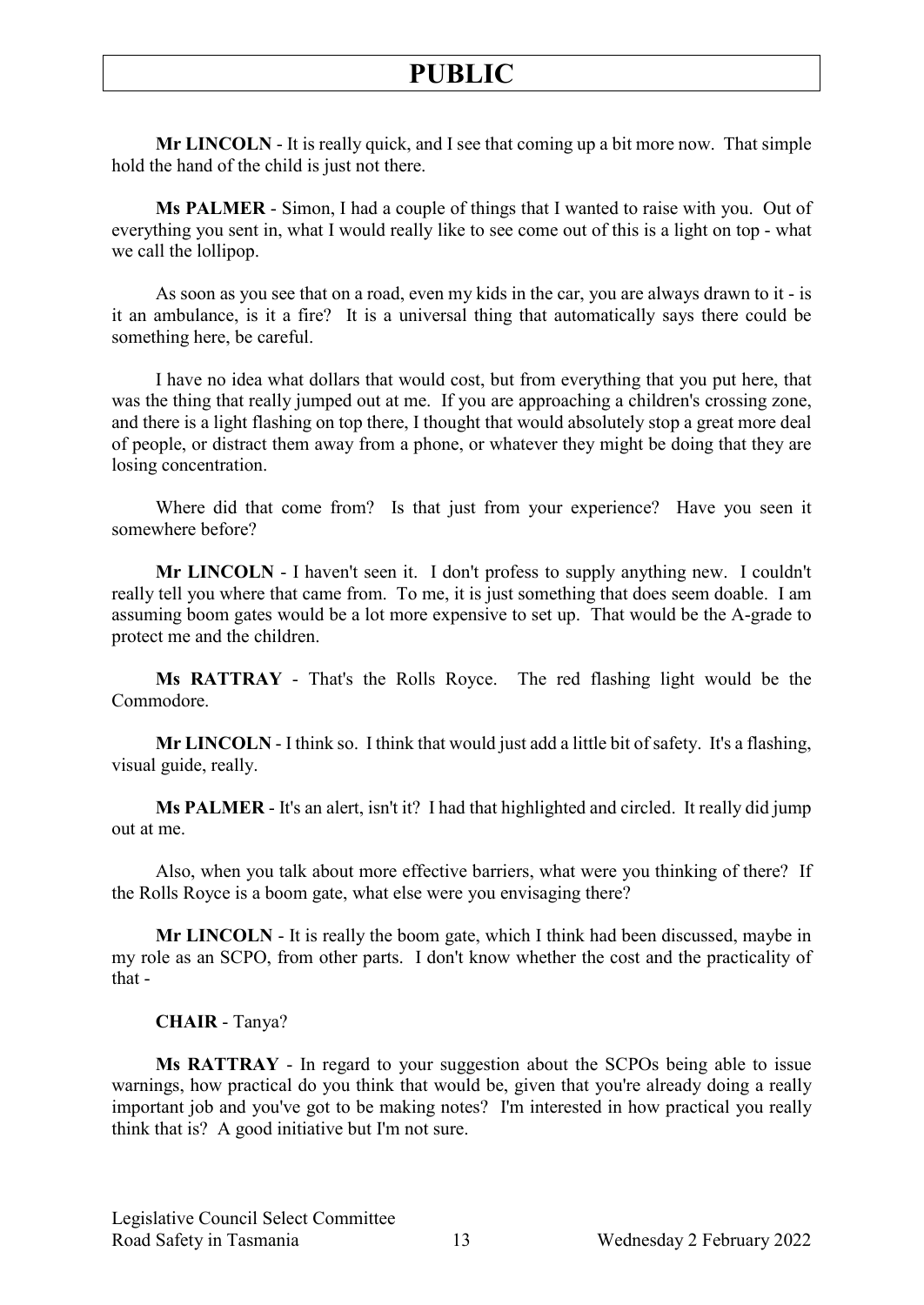**Mr LINCOLN** - It is really quick, and I see that coming up a bit more now. That simple hold the hand of the child is just not there.

**Ms PALMER** - Simon, I had a couple of things that I wanted to raise with you. Out of everything you sent in, what I would really like to see come out of this is a light on top - what we call the lollipop.

As soon as you see that on a road, even my kids in the car, you are always drawn to it - is it an ambulance, is it a fire? It is a universal thing that automatically says there could be something here, be careful.

I have no idea what dollars that would cost, but from everything that you put here, that was the thing that really jumped out at me. If you are approaching a children's crossing zone, and there is a light flashing on top there, I thought that would absolutely stop a great more deal of people, or distract them away from a phone, or whatever they might be doing that they are losing concentration.

Where did that come from? Is that just from your experience? Have you seen it somewhere before?

**Mr LINCOLN** - I haven't seen it. I don't profess to supply anything new. I couldn't really tell you where that came from. To me, it is just something that does seem doable. I am assuming boom gates would be a lot more expensive to set up. That would be the A-grade to protect me and the children.

**Ms RATTRAY** - That's the Rolls Royce. The red flashing light would be the Commodore.

**Mr LINCOLN** - I think so. I think that would just add a little bit of safety. It's a flashing, visual guide, really.

**Ms PALMER** - It's an alert, isn't it? I had that highlighted and circled. It really did jump out at me.

Also, when you talk about more effective barriers, what were you thinking of there? If the Rolls Royce is a boom gate, what else were you envisaging there?

**Mr LINCOLN** - It is really the boom gate, which I think had been discussed, maybe in my role as an SCPO, from other parts. I don't know whether the cost and the practicality of that -

**CHAIR** - Tanya?

**Ms RATTRAY** - In regard to your suggestion about the SCPOs being able to issue warnings, how practical do you think that would be, given that you're already doing a really important job and you've got to be making notes? I'm interested in how practical you really think that is? A good initiative but I'm not sure.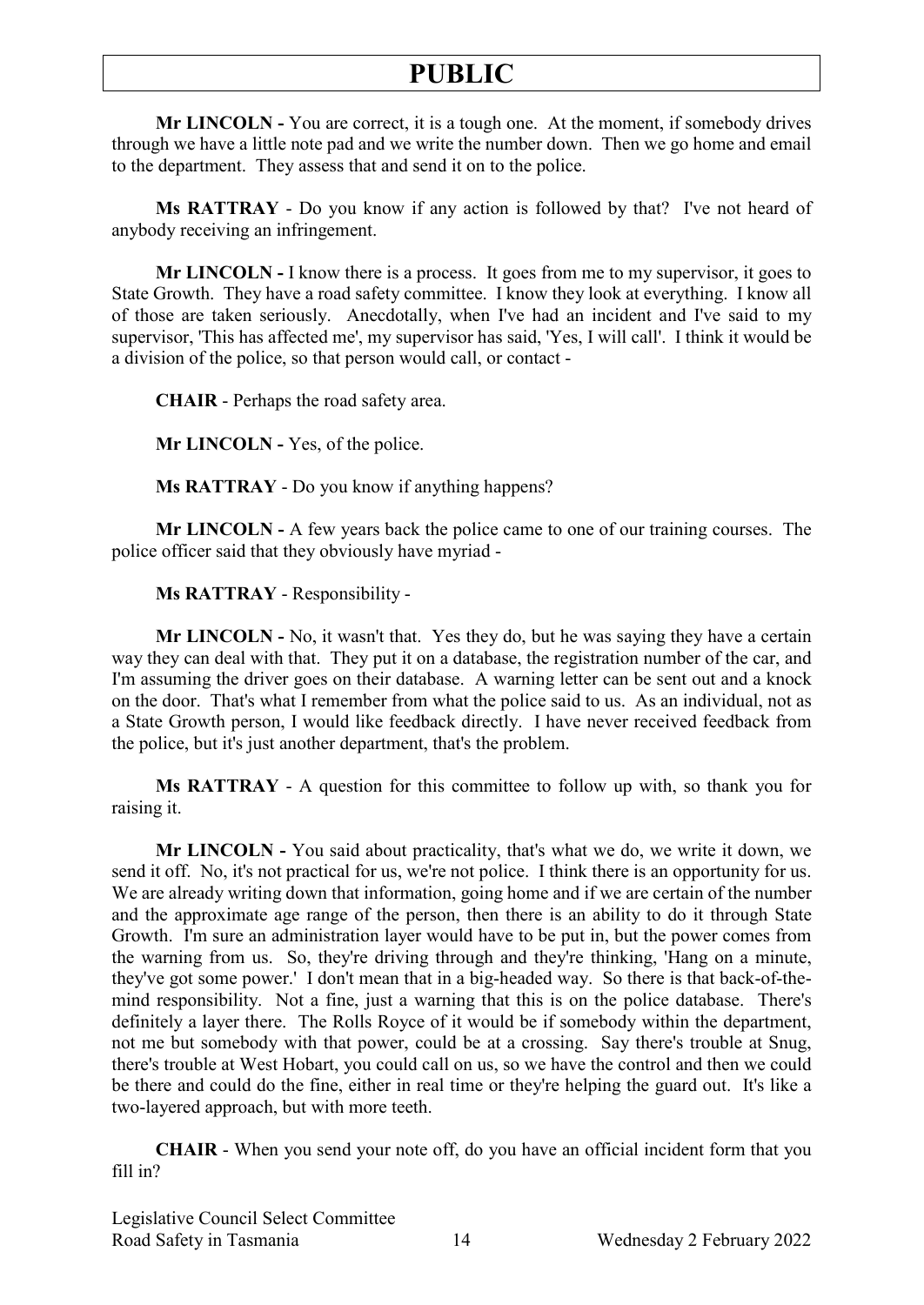**Mr LINCOLN -** You are correct, it is a tough one. At the moment, if somebody drives through we have a little note pad and we write the number down. Then we go home and email to the department. They assess that and send it on to the police.

**Ms RATTRAY** - Do you know if any action is followed by that? I've not heard of anybody receiving an infringement.

**Mr LINCOLN -** I know there is a process. It goes from me to my supervisor, it goes to State Growth. They have a road safety committee. I know they look at everything. I know all of those are taken seriously. Anecdotally, when I've had an incident and I've said to my supervisor, 'This has affected me', my supervisor has said, 'Yes, I will call'. I think it would be a division of the police, so that person would call, or contact -

**CHAIR** - Perhaps the road safety area.

**Mr LINCOLN -** Yes, of the police.

**Ms RATTRAY** - Do you know if anything happens?

**Mr LINCOLN -** A few years back the police came to one of our training courses. The police officer said that they obviously have myriad -

**Ms RATTRAY** - Responsibility -

**Mr LINCOLN -** No, it wasn't that. Yes they do, but he was saying they have a certain way they can deal with that. They put it on a database, the registration number of the car, and I'm assuming the driver goes on their database. A warning letter can be sent out and a knock on the door. That's what I remember from what the police said to us. As an individual, not as a State Growth person, I would like feedback directly. I have never received feedback from the police, but it's just another department, that's the problem.

**Ms RATTRAY** - A question for this committee to follow up with, so thank you for raising it.

**Mr LINCOLN -** You said about practicality, that's what we do, we write it down, we send it off. No, it's not practical for us, we're not police. I think there is an opportunity for us. We are already writing down that information, going home and if we are certain of the number and the approximate age range of the person, then there is an ability to do it through State Growth. I'm sure an administration layer would have to be put in, but the power comes from the warning from us. So, they're driving through and they're thinking, 'Hang on a minute, they've got some power.' I don't mean that in a big-headed way. So there is that back-of-the-mind responsibility. Not a fine, just a warning that this is on the police database. There's definitely a layer there. The Rolls Royce of it would be if somebody within the department, not me but somebody with that power, could be at a crossing. Say there's trouble at Snug, there's trouble at West Hobart, you could call on us, so we have the control and then we could be there and could do the fine, either in real time or they're helping the guard out. It's like a two-layered approach, but with more teeth.

**CHAIR** - When you send your note off, do you have an official incident form that you fill in?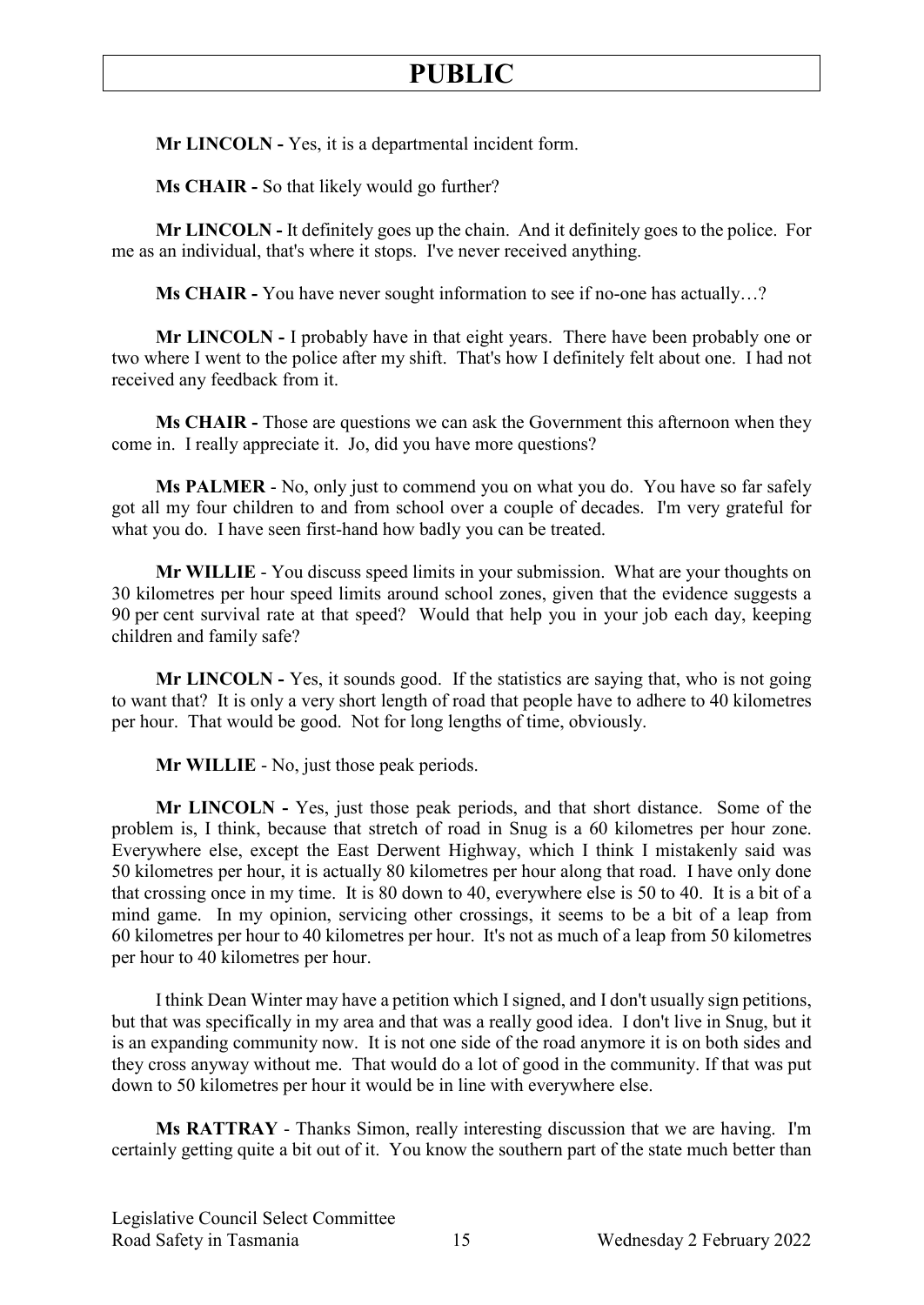**Mr LINCOLN -** Yes, it is a departmental incident form.

**Ms CHAIR -** So that likely would go further?

**Mr LINCOLN -** It definitely goes up the chain. And it definitely goes to the police. For me as an individual, that's where it stops. I've never received anything.

**Ms CHAIR -** You have never sought information to see if no-one has actually…?

**Mr LINCOLN -** I probably have in that eight years. There have been probably one or two where I went to the police after my shift. That's how I definitely felt about one. I had not received any feedback from it.

**Ms CHAIR -** Those are questions we can ask the Government this afternoon when they come in. I really appreciate it. Jo, did you have more questions?

**Ms PALMER** - No, only just to commend you on what you do. You have so far safely got all my four children to and from school over a couple of decades. I'm very grateful for what you do. I have seen first-hand how badly you can be treated.

**Mr WILLIE** - You discuss speed limits in your submission. What are your thoughts on 30 kilometres per hour speed limits around school zones, given that the evidence suggests a 90 per cent survival rate at that speed? Would that help you in your job each day, keeping children and family safe?

**Mr LINCOLN -** Yes, it sounds good. If the statistics are saying that, who is not going to want that? It is only a very short length of road that people have to adhere to 40 kilometres per hour. That would be good. Not for long lengths of time, obviously.

**Mr WILLIE** - No, just those peak periods.

**Mr LINCOLN -** Yes, just those peak periods, and that short distance. Some of the problem is, I think, because that stretch of road in Snug is a 60 kilometres per hour zone. Everywhere else, except the East Derwent Highway, which I think I mistakenly said was 50 kilometres per hour, it is actually 80 kilometres per hour along that road. I have only done that crossing once in my time. It is 80 down to 40, everywhere else is 50 to 40. It is a bit of a mind game. In my opinion, servicing other crossings, it seems to be a bit of a leap from 60 kilometres per hour to 40 kilometres per hour. It's not as much of a leap from 50 kilometres per hour to 40 kilometres per hour.

I think Dean Winter may have a petition which I signed, and I don't usually sign petitions, but that was specifically in my area and that was a really good idea. I don't live in Snug, but it is an expanding community now. It is not one side of the road anymore it is on both sides and they cross anyway without me. That would do a lot of good in the community. If that was put down to 50 kilometres per hour it would be in line with everywhere else.

**Ms RATTRAY** - Thanks Simon, really interesting discussion that we are having. I'm certainly getting quite a bit out of it. You know the southern part of the state much better than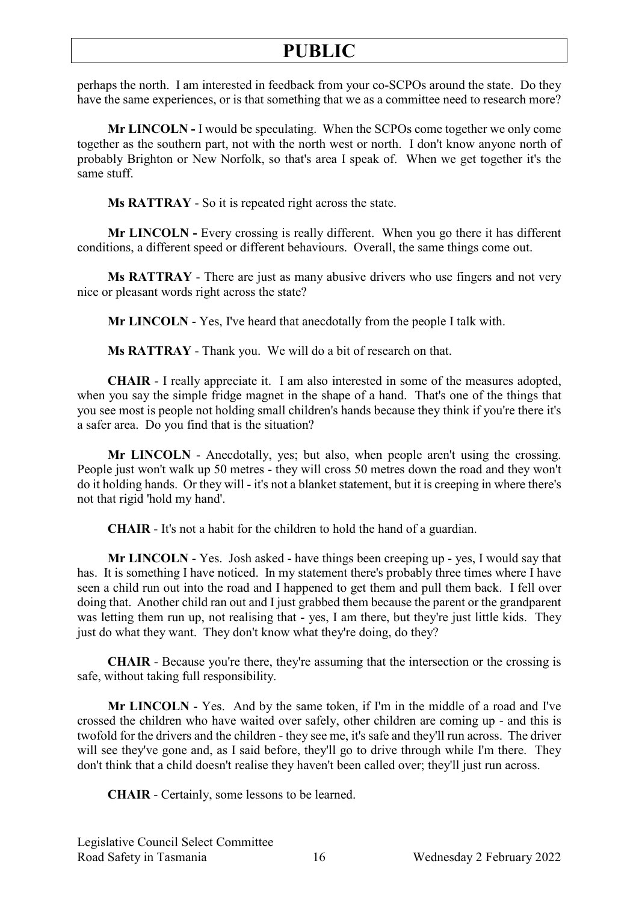perhaps the north. I am interested in feedback from your co-SCPOs around the state. Do they have the same experiences, or is that something that we as a committee need to research more?

**Mr LINCOLN -** I would be speculating. When the SCPOs come together we only come together as the southern part, not with the north west or north. I don't know anyone north of probably Brighton or New Norfolk, so that's area I speak of. When we get together it's the same stuff.

**Ms RATTRAY** - So it is repeated right across the state.

**Mr LINCOLN -** Every crossing is really different. When you go there it has different conditions, a different speed or different behaviours. Overall, the same things come out.

**Ms RATTRAY** - There are just as many abusive drivers who use fingers and not very nice or pleasant words right across the state?

**Mr LINCOLN** - Yes, I've heard that anecdotally from the people I talk with.

**Ms RATTRAY** - Thank you. We will do a bit of research on that.

**CHAIR** - I really appreciate it. I am also interested in some of the measures adopted, when you say the simple fridge magnet in the shape of a hand. That's one of the things that you see most is people not holding small children's hands because they think if you're there it's a safer area. Do you find that is the situation?

**Mr LINCOLN** - Anecdotally, yes; but also, when people aren't using the crossing. People just won't walk up 50 metres - they will cross 50 metres down the road and they won't do it holding hands. Or they will - it's not a blanket statement, but it is creeping in where there's not that rigid 'hold my hand'.

**CHAIR** - It's not a habit for the children to hold the hand of a guardian.

**Mr LINCOLN** - Yes. Josh asked - have things been creeping up - yes, I would say that has. It is something I have noticed. In my statement there's probably three times where I have seen a child run out into the road and I happened to get them and pull them back. I fell over doing that. Another child ran out and I just grabbed them because the parent or the grandparent was letting them run up, not realising that - yes, I am there, but they're just little kids. They just do what they want. They don't know what they're doing, do they?

**CHAIR** - Because you're there, they're assuming that the intersection or the crossing is safe, without taking full responsibility.

**Mr LINCOLN** - Yes. And by the same token, if I'm in the middle of a road and I've crossed the children who have waited over safely, other children are coming up - and this is twofold for the drivers and the children - they see me, it's safe and they'll run across. The driver will see they've gone and, as I said before, they'll go to drive through while I'm there. They don't think that a child doesn't realise they haven't been called over; they'll just run across.

**CHAIR** - Certainly, some lessons to be learned.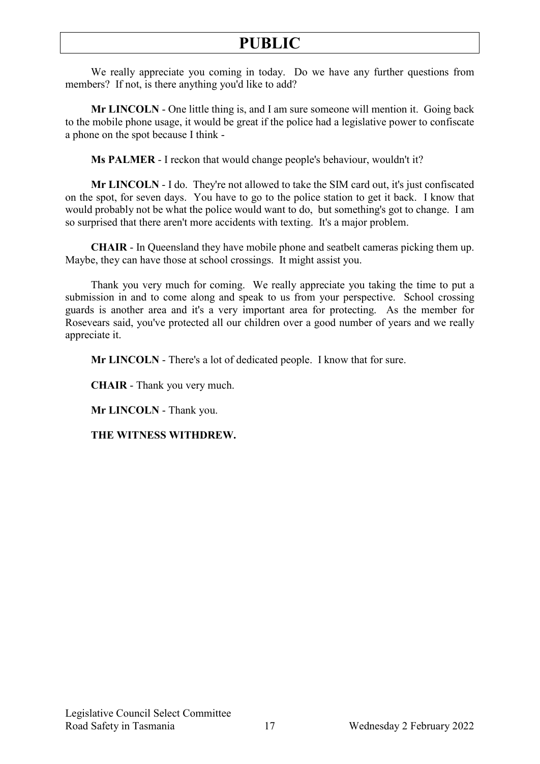We really appreciate you coming in today. Do we have any further questions from members? If not, is there anything you'd like to add?

**Mr LINCOLN** - One little thing is, and I am sure someone will mention it. Going back to the mobile phone usage, it would be great if the police had a legislative power to confiscate a phone on the spot because I think -

**Ms PALMER** - I reckon that would change people's behaviour, wouldn't it?

**Mr LINCOLN** - I do. They're not allowed to take the SIM card out, it's just confiscated on the spot, for seven days. You have to go to the police station to get it back. I know that would probably not be what the police would want to do, but something's got to change. I am so surprised that there aren't more accidents with texting. It's a major problem.

**CHAIR** - In Queensland they have mobile phone and seatbelt cameras picking them up. Maybe, they can have those at school crossings. It might assist you.

Thank you very much for coming. We really appreciate you taking the time to put a submission in and to come along and speak to us from your perspective. School crossing guards is another area and it's a very important area for protecting. As the member for Rosevears said, you've protected all our children over a good number of years and we really appreciate it.

**Mr LINCOLN** - There's a lot of dedicated people. I know that for sure.

**CHAIR** - Thank you very much.

**Mr LINCOLN** - Thank you.

**THE WITNESS WITHDREW.**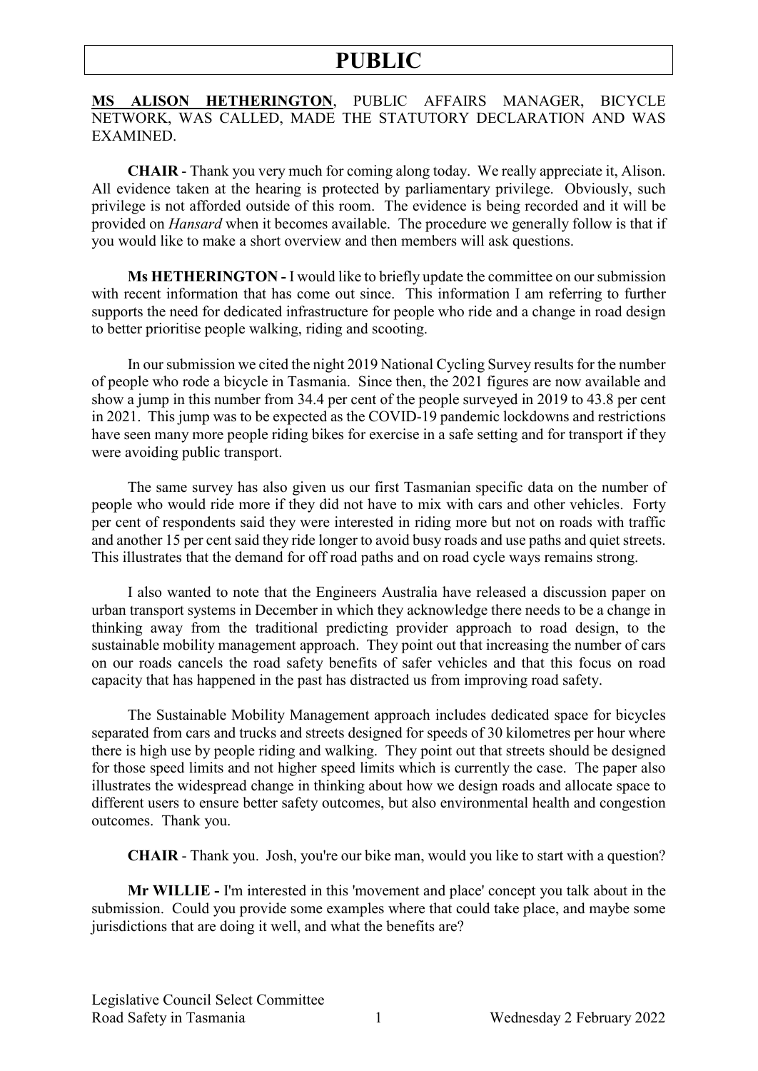**MS ALISON HETHERINGTON**, PUBLIC AFFAIRS MANAGER, BICYCLE NETWORK, WAS CALLED, MADE THE STATUTORY DECLARATION AND WAS EXAMINED.

**CHAIR** - Thank you very much for coming along today. We really appreciate it, Alison. All evidence taken at the hearing is protected by parliamentary privilege. Obviously, such privilege is not afforded outside of this room. The evidence is being recorded and it will be provided on *Hansard* when it becomes available. The procedure we generally follow is that if you would like to make a short overview and then members will ask questions.

**Ms HETHERINGTON -** I would like to briefly update the committee on our submission with recent information that has come out since. This information I am referring to further supports the need for dedicated infrastructure for people who ride and a change in road design to better prioritise people walking, riding and scooting.

In our submission we cited the night 2019 National Cycling Survey results for the number of people who rode a bicycle in Tasmania. Since then, the 2021 figures are now available and show a jump in this number from 34.4 per cent of the people surveyed in 2019 to 43.8 per cent in 2021. This jump was to be expected as the COVID-19 pandemic lockdowns and restrictions have seen many more people riding bikes for exercise in a safe setting and for transport if they were avoiding public transport.

The same survey has also given us our first Tasmanian specific data on the number of people who would ride more if they did not have to mix with cars and other vehicles. Forty per cent of respondents said they were interested in riding more but not on roads with traffic and another 15 per cent said they ride longer to avoid busy roads and use paths and quiet streets. This illustrates that the demand for off road paths and on road cycle ways remains strong.

I also wanted to note that the Engineers Australia have released a discussion paper on urban transport systems in December in which they acknowledge there needs to be a change in thinking away from the traditional predicting provider approach to road design, to the sustainable mobility management approach. They point out that increasing the number of cars on our roads cancels the road safety benefits of safer vehicles and that this focus on road capacity that has happened in the past has distracted us from improving road safety.

The Sustainable Mobility Management approach includes dedicated space for bicycles separated from cars and trucks and streets designed for speeds of 30 kilometres per hour where there is high use by people riding and walking. They point out that streets should be designed for those speed limits and not higher speed limits which is currently the case. The paper also illustrates the widespread change in thinking about how we design roads and allocate space to different users to ensure better safety outcomes, but also environmental health and congestion outcomes. Thank you.

**CHAIR** - Thank you. Josh, you're our bike man, would you like to start with a question?

**Mr WILLIE -** I'm interested in this 'movement and place' concept you talk about in the submission. Could you provide some examples where that could take place, and maybe some jurisdictions that are doing it well, and what the benefits are?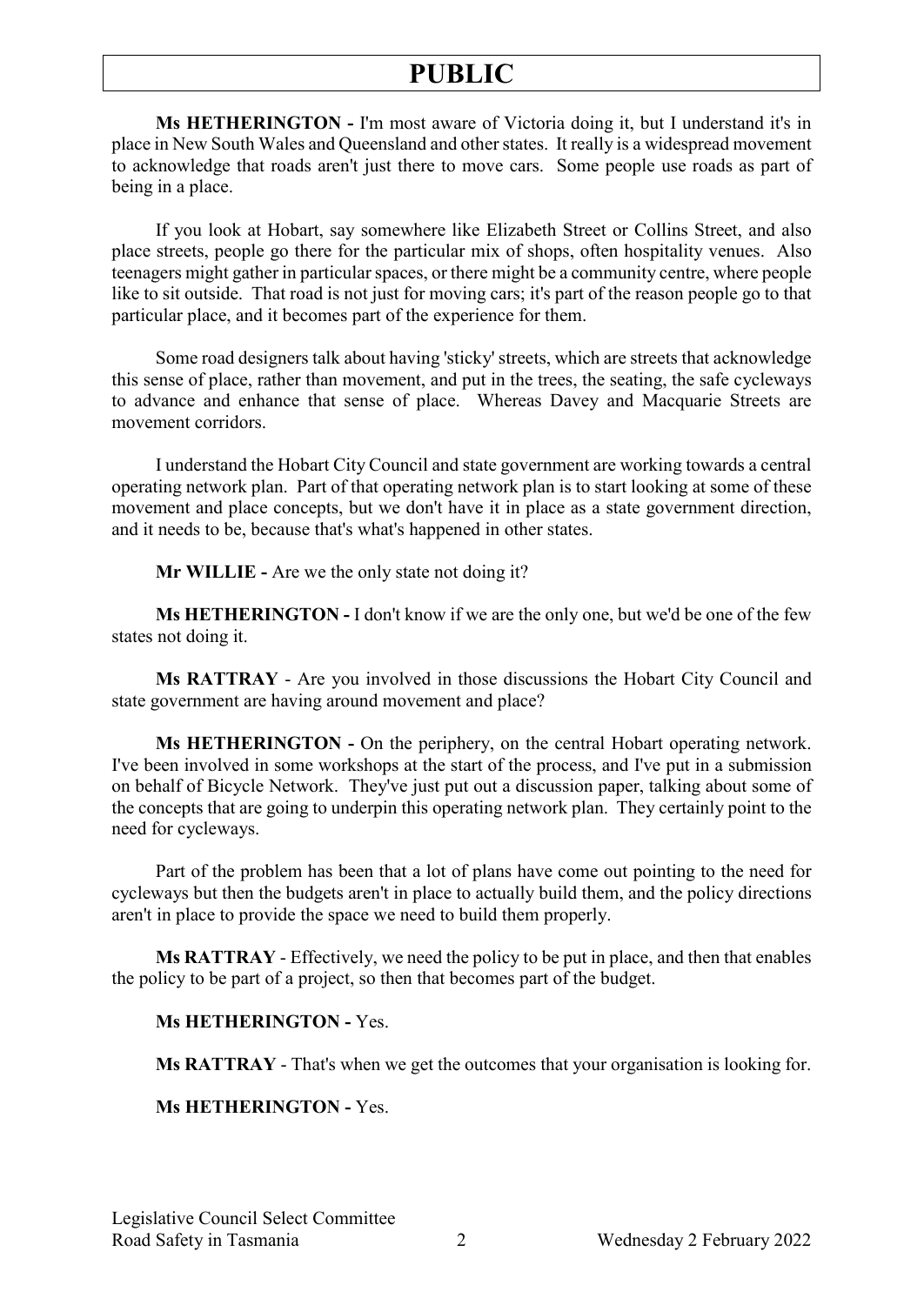**Ms HETHERINGTON -** I'm most aware of Victoria doing it, but I understand it's in place in New South Wales and Queensland and other states. It really is a widespread movement to acknowledge that roads aren't just there to move cars. Some people use roads as part of being in a place.

If you look at Hobart, say somewhere like Elizabeth Street or Collins Street, and also place streets, people go there for the particular mix of shops, often hospitality venues. Also teenagers might gather in particular spaces, or there might be a community centre, where people like to sit outside. That road is not just for moving cars; it's part of the reason people go to that particular place, and it becomes part of the experience for them.

Some road designers talk about having 'sticky' streets, which are streets that acknowledge this sense of place, rather than movement, and put in the trees, the seating, the safe cycleways to advance and enhance that sense of place. Whereas Davey and Macquarie Streets are movement corridors.

I understand the Hobart City Council and state government are working towards a central operating network plan. Part of that operating network plan is to start looking at some of these movement and place concepts, but we don't have it in place as a state government direction, and it needs to be, because that's what's happened in other states.

**Mr WILLIE -** Are we the only state not doing it?

**Ms HETHERINGTON -** I don't know if we are the only one, but we'd be one of the few states not doing it.

**Ms RATTRAY** - Are you involved in those discussions the Hobart City Council and state government are having around movement and place?

**Ms HETHERINGTON -** On the periphery, on the central Hobart operating network. I've been involved in some workshops at the start of the process, and I've put in a submission on behalf of Bicycle Network. They've just put out a discussion paper, talking about some of the concepts that are going to underpin this operating network plan. They certainly point to the need for cycleways.

Part of the problem has been that a lot of plans have come out pointing to the need for cycleways but then the budgets aren't in place to actually build them, and the policy directions aren't in place to provide the space we need to build them properly.

**Ms RATTRAY** - Effectively, we need the policy to be put in place, and then that enables the policy to be part of a project, so then that becomes part of the budget.

**Ms HETHERINGTON -** Yes.

**Ms RATTRAY** - That's when we get the outcomes that your organisation is looking for.

**Ms HETHERINGTON -** Yes.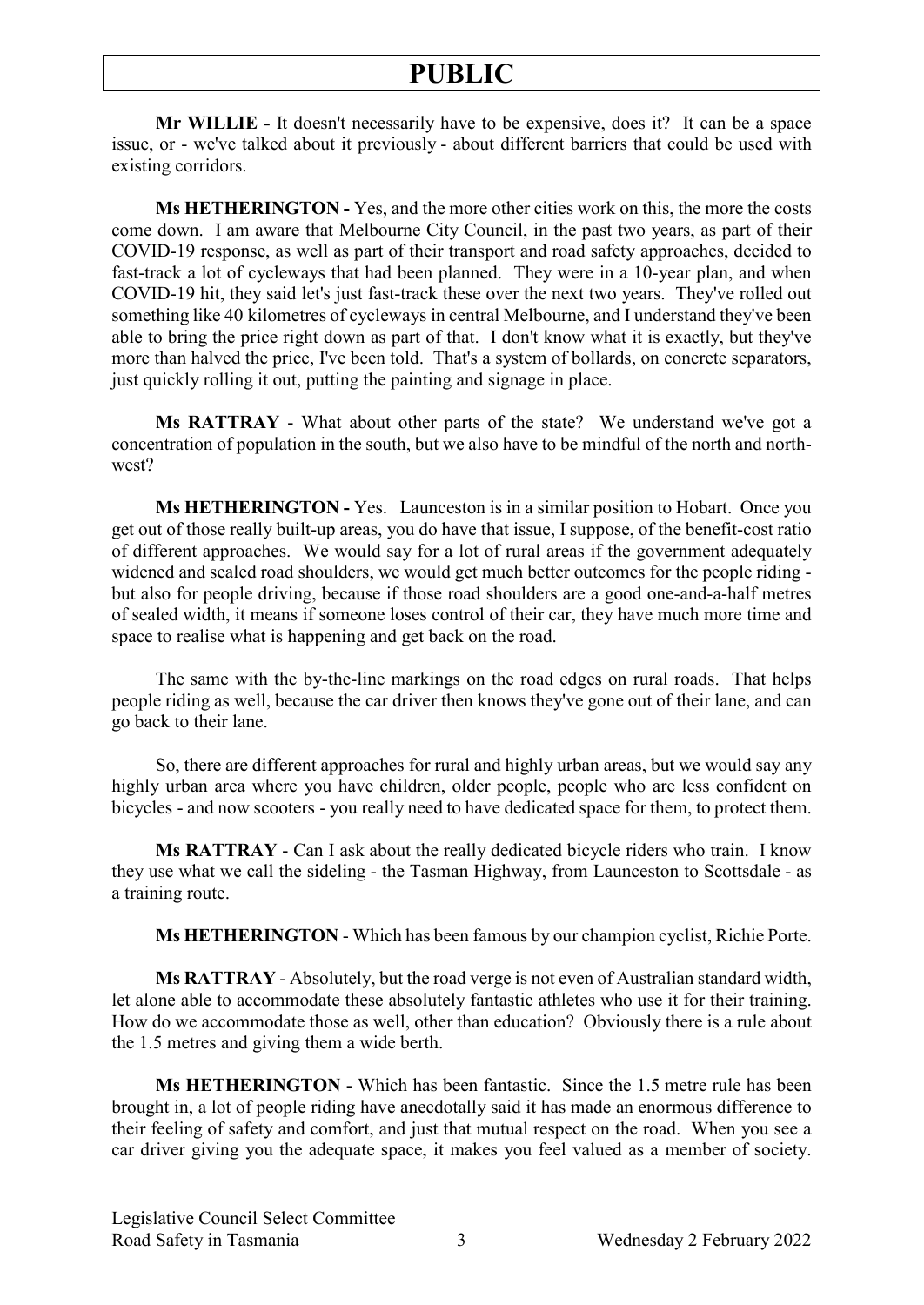**Mr WILLIE -** It doesn't necessarily have to be expensive, does it? It can be a space issue, or - we've talked about it previously - about different barriers that could be used with existing corridors.

**Ms HETHERINGTON -** Yes, and the more other cities work on this, the more the costs come down. I am aware that Melbourne City Council, in the past two years, as part of their COVID-19 response, as well as part of their transport and road safety approaches, decided to fast-track a lot of cycleways that had been planned. They were in a 10-year plan, and when COVID-19 hit, they said let's just fast-track these over the next two years. They've rolled out something like 40 kilometres of cycleways in central Melbourne, and I understand they've been able to bring the price right down as part of that. I don't know what it is exactly, but they've more than halved the price, I've been told. That's a system of bollards, on concrete separators, just quickly rolling it out, putting the painting and signage in place.

**Ms RATTRAY** - What about other parts of the state? We understand we've got a concentration of population in the south, but we also have to be mindful of the north and north-west?

**Ms HETHERINGTON -** Yes. Launceston is in a similar position to Hobart. Once you get out of those really built-up areas, you do have that issue, I suppose, of the benefit-cost ratio of different approaches. We would say for a lot of rural areas if the government adequately widened and sealed road shoulders, we would get much better outcomes for the people riding - but also for people driving, because if those road shoulders are a good one-and-a-half metres of sealed width, it means if someone loses control of their car, they have much more time and space to realise what is happening and get back on the road.

The same with the by-the-line markings on the road edges on rural roads. That helps people riding as well, because the car driver then knows they've gone out of their lane, and can go back to their lane.

So, there are different approaches for rural and highly urban areas, but we would say any highly urban area where you have children, older people, people who are less confident on bicycles - and now scooters - you really need to have dedicated space for them, to protect them.

**Ms RATTRAY** - Can I ask about the really dedicated bicycle riders who train. I know they use what we call the sideling - the Tasman Highway, from Launceston to Scottsdale - as a training route.

**Ms HETHERINGTON** - Which has been famous by our champion cyclist, Richie Porte.

**Ms RATTRAY** - Absolutely, but the road verge is not even of Australian standard width, let alone able to accommodate these absolutely fantastic athletes who use it for their training. How do we accommodate those as well, other than education? Obviously there is a rule about the 1.5 metres and giving them a wide berth.

**Ms HETHERINGTON** - Which has been fantastic. Since the 1.5 metre rule has been brought in, a lot of people riding have anecdotally said it has made an enormous difference to their feeling of safety and comfort, and just that mutual respect on the road. When you see a car driver giving you the adequate space, it makes you feel valued as a member of society.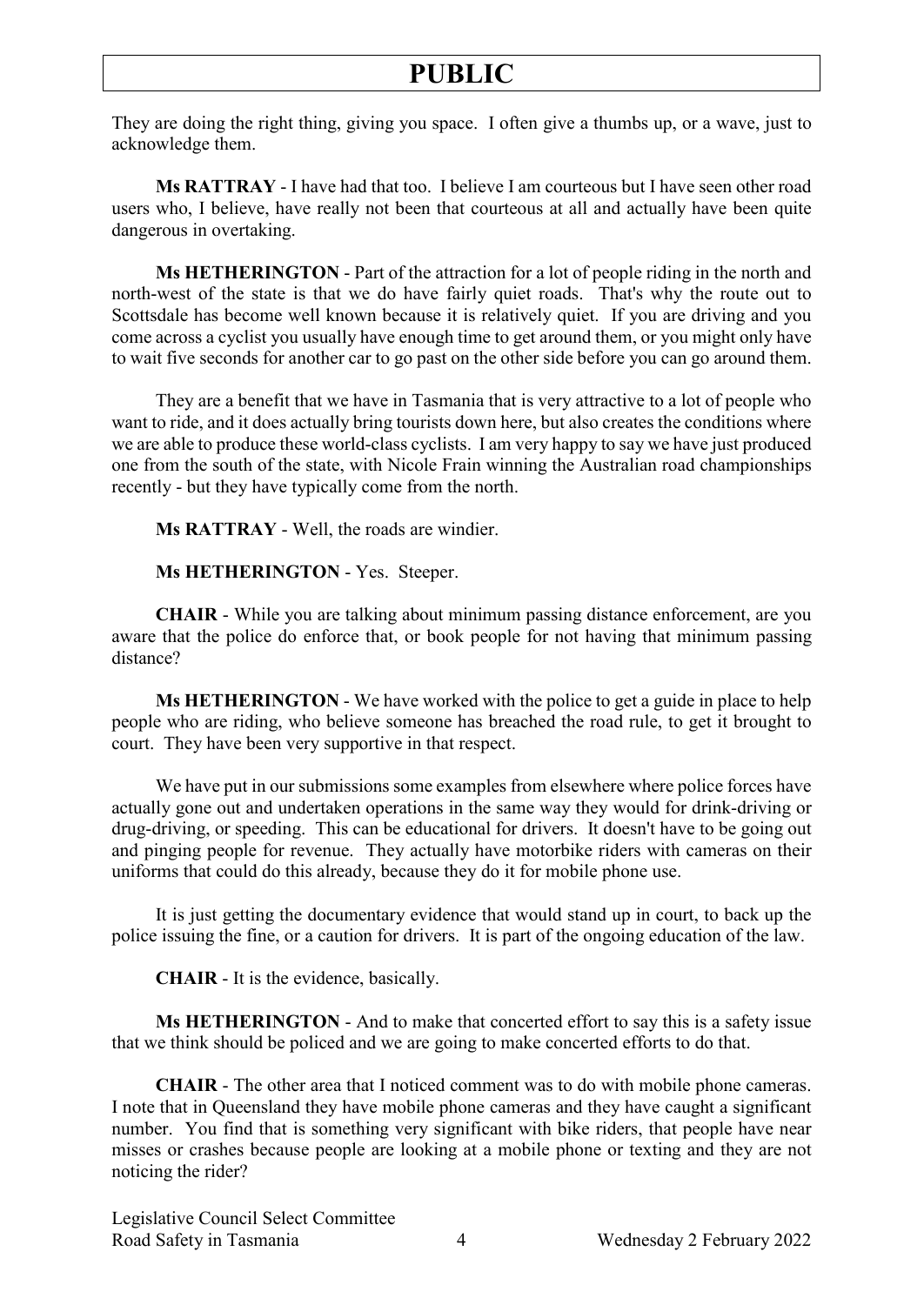They are doing the right thing, giving you space. I often give a thumbs up, or a wave, just to acknowledge them.

**Ms RATTRAY** - I have had that too. I believe I am courteous but I have seen other road users who, I believe, have really not been that courteous at all and actually have been quite dangerous in overtaking.

**Ms HETHERINGTON** - Part of the attraction for a lot of people riding in the north and north-west of the state is that we do have fairly quiet roads. That's why the route out to Scottsdale has become well known because it is relatively quiet. If you are driving and you come across a cyclist you usually have enough time to get around them, or you might only have to wait five seconds for another car to go past on the other side before you can go around them.

They are a benefit that we have in Tasmania that is very attractive to a lot of people who want to ride, and it does actually bring tourists down here, but also creates the conditions where we are able to produce these world-class cyclists. I am very happy to say we have just produced one from the south of the state, with Nicole Frain winning the Australian road championships recently - but they have typically come from the north.

**Ms RATTRAY** - Well, the roads are windier.

**Ms HETHERINGTON** - Yes. Steeper.

**CHAIR** - While you are talking about minimum passing distance enforcement, are you aware that the police do enforce that, or book people for not having that minimum passing distance?

**Ms HETHERINGTON** - We have worked with the police to get a guide in place to help people who are riding, who believe someone has breached the road rule, to get it brought to court. They have been very supportive in that respect.

We have put in our submissions some examples from elsewhere where police forces have actually gone out and undertaken operations in the same way they would for drink-driving or drug-driving, or speeding. This can be educational for drivers. It doesn't have to be going out and pinging people for revenue. They actually have motorbike riders with cameras on their uniforms that could do this already, because they do it for mobile phone use.

It is just getting the documentary evidence that would stand up in court, to back up the police issuing the fine, or a caution for drivers. It is part of the ongoing education of the law.

**CHAIR** - It is the evidence, basically.

**Ms HETHERINGTON** - And to make that concerted effort to say this is a safety issue that we think should be policed and we are going to make concerted efforts to do that.

**CHAIR** - The other area that I noticed comment was to do with mobile phone cameras. I note that in Queensland they have mobile phone cameras and they have caught a significant number. You find that is something very significant with bike riders, that people have near misses or crashes because people are looking at a mobile phone or texting and they are not noticing the rider?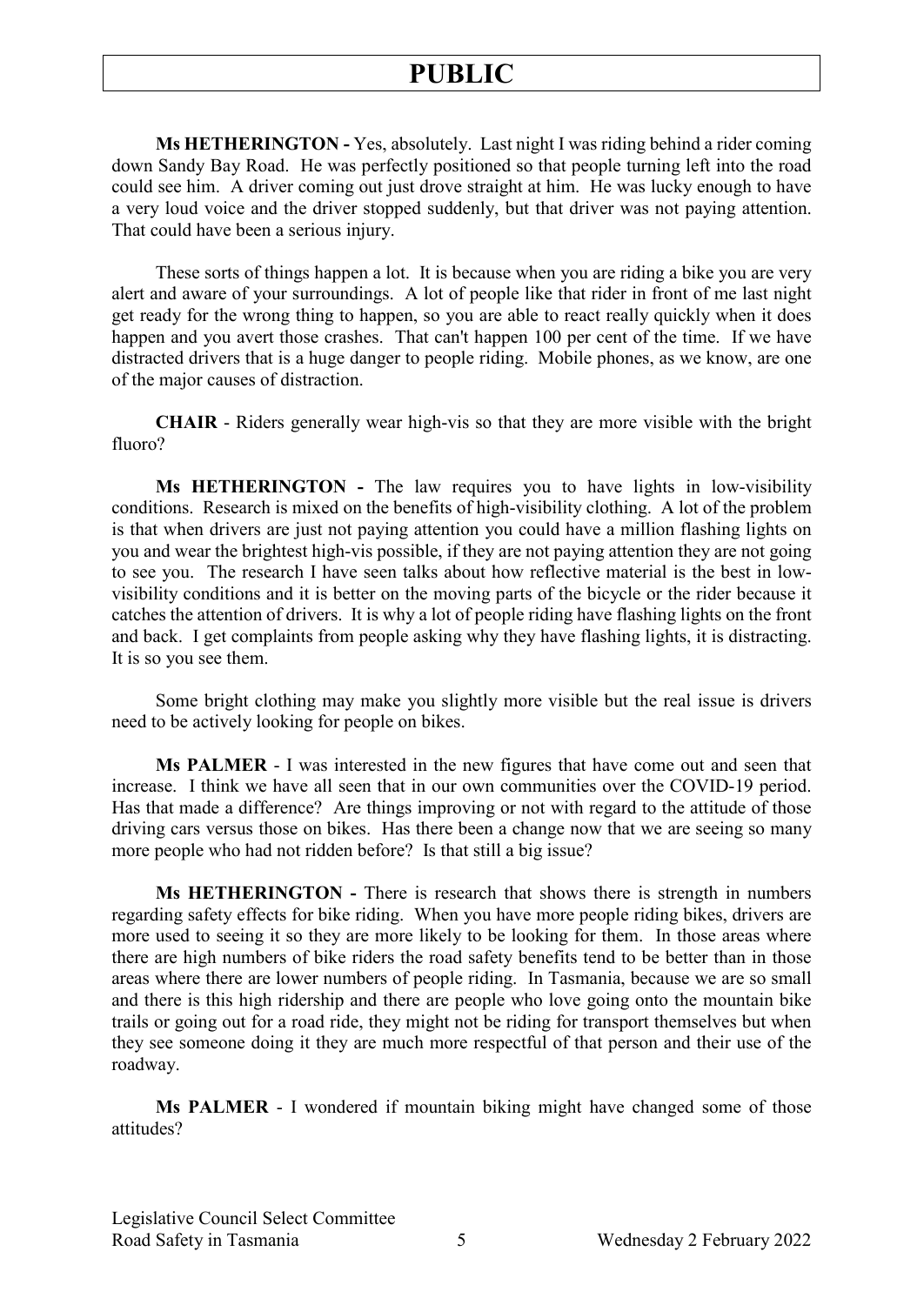**Ms HETHERINGTON -** Yes, absolutely. Last night I was riding behind a rider coming down Sandy Bay Road. He was perfectly positioned so that people turning left into the road could see him. A driver coming out just drove straight at him. He was lucky enough to have a very loud voice and the driver stopped suddenly, but that driver was not paying attention. That could have been a serious injury.

These sorts of things happen a lot. It is because when you are riding a bike you are very alert and aware of your surroundings. A lot of people like that rider in front of me last night get ready for the wrong thing to happen, so you are able to react really quickly when it does happen and you avert those crashes. That can't happen 100 per cent of the time. If we have distracted drivers that is a huge danger to people riding. Mobile phones, as we know, are one of the major causes of distraction.

**CHAIR** - Riders generally wear high-vis so that they are more visible with the bright fluoro?

**Ms HETHERINGTON -** The law requires you to have lights in low-visibility conditions. Research is mixed on the benefits of high-visibility clothing. A lot of the problem is that when drivers are just not paying attention you could have a million flashing lights on you and wear the brightest high-vis possible, if they are not paying attention they are not going to see you. The research I have seen talks about how reflective material is the best in low-visibility conditions and it is better on the moving parts of the bicycle or the rider because it catches the attention of drivers. It is why a lot of people riding have flashing lights on the front and back. I get complaints from people asking why they have flashing lights, it is distracting. It is so you see them.

Some bright clothing may make you slightly more visible but the real issue is drivers need to be actively looking for people on bikes.

**Ms PALMER** - I was interested in the new figures that have come out and seen that increase. I think we have all seen that in our own communities over the COVID-19 period. Has that made a difference? Are things improving or not with regard to the attitude of those driving cars versus those on bikes. Has there been a change now that we are seeing so many more people who had not ridden before? Is that still a big issue?

**Ms HETHERINGTON -** There is research that shows there is strength in numbers regarding safety effects for bike riding. When you have more people riding bikes, drivers are more used to seeing it so they are more likely to be looking for them. In those areas where there are high numbers of bike riders the road safety benefits tend to be better than in those areas where there are lower numbers of people riding. In Tasmania, because we are so small and there is this high ridership and there are people who love going onto the mountain bike trails or going out for a road ride, they might not be riding for transport themselves but when they see someone doing it they are much more respectful of that person and their use of the roadway.

**Ms PALMER** - I wondered if mountain biking might have changed some of those attitudes?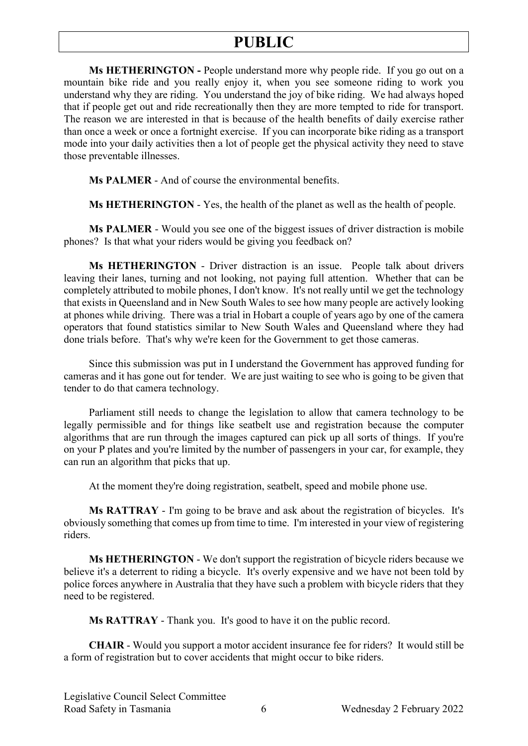**Ms HETHERINGTON -** People understand more why people ride. If you go out on a mountain bike ride and you really enjoy it, when you see someone riding to work you understand why they are riding. You understand the joy of bike riding. We had always hoped that if people get out and ride recreationally then they are more tempted to ride for transport. The reason we are interested in that is because of the health benefits of daily exercise rather than once a week or once a fortnight exercise. If you can incorporate bike riding as a transport mode into your daily activities then a lot of people get the physical activity they need to stave those preventable illnesses.

**Ms PALMER** - And of course the environmental benefits.

**Ms HETHERINGTON** - Yes, the health of the planet as well as the health of people.

**Ms PALMER** - Would you see one of the biggest issues of driver distraction is mobile phones? Is that what your riders would be giving you feedback on?

**Ms HETHERINGTON** - Driver distraction is an issue. People talk about drivers leaving their lanes, turning and not looking, not paying full attention. Whether that can be completely attributed to mobile phones, I don't know. It's not really until we get the technology that exists in Queensland and in New South Wales to see how many people are actively looking at phones while driving. There was a trial in Hobart a couple of years ago by one of the camera operators that found statistics similar to New South Wales and Queensland where they had done trials before. That's why we're keen for the Government to get those cameras.

Since this submission was put in I understand the Government has approved funding for cameras and it has gone out for tender. We are just waiting to see who is going to be given that tender to do that camera technology.

Parliament still needs to change the legislation to allow that camera technology to be legally permissible and for things like seatbelt use and registration because the computer algorithms that are run through the images captured can pick up all sorts of things. If you're on your P plates and you're limited by the number of passengers in your car, for example, they can run an algorithm that picks that up.

At the moment they're doing registration, seatbelt, speed and mobile phone use.

**Ms RATTRAY** - I'm going to be brave and ask about the registration of bicycles. It's obviously something that comes up from time to time. I'm interested in your view of registering riders.

**Ms HETHERINGTON** - We don't support the registration of bicycle riders because we believe it's a deterrent to riding a bicycle. It's overly expensive and we have not been told by police forces anywhere in Australia that they have such a problem with bicycle riders that they need to be registered.

**Ms RATTRAY** - Thank you. It's good to have it on the public record.

**CHAIR** - Would you support a motor accident insurance fee for riders? It would still be a form of registration but to cover accidents that might occur to bike riders.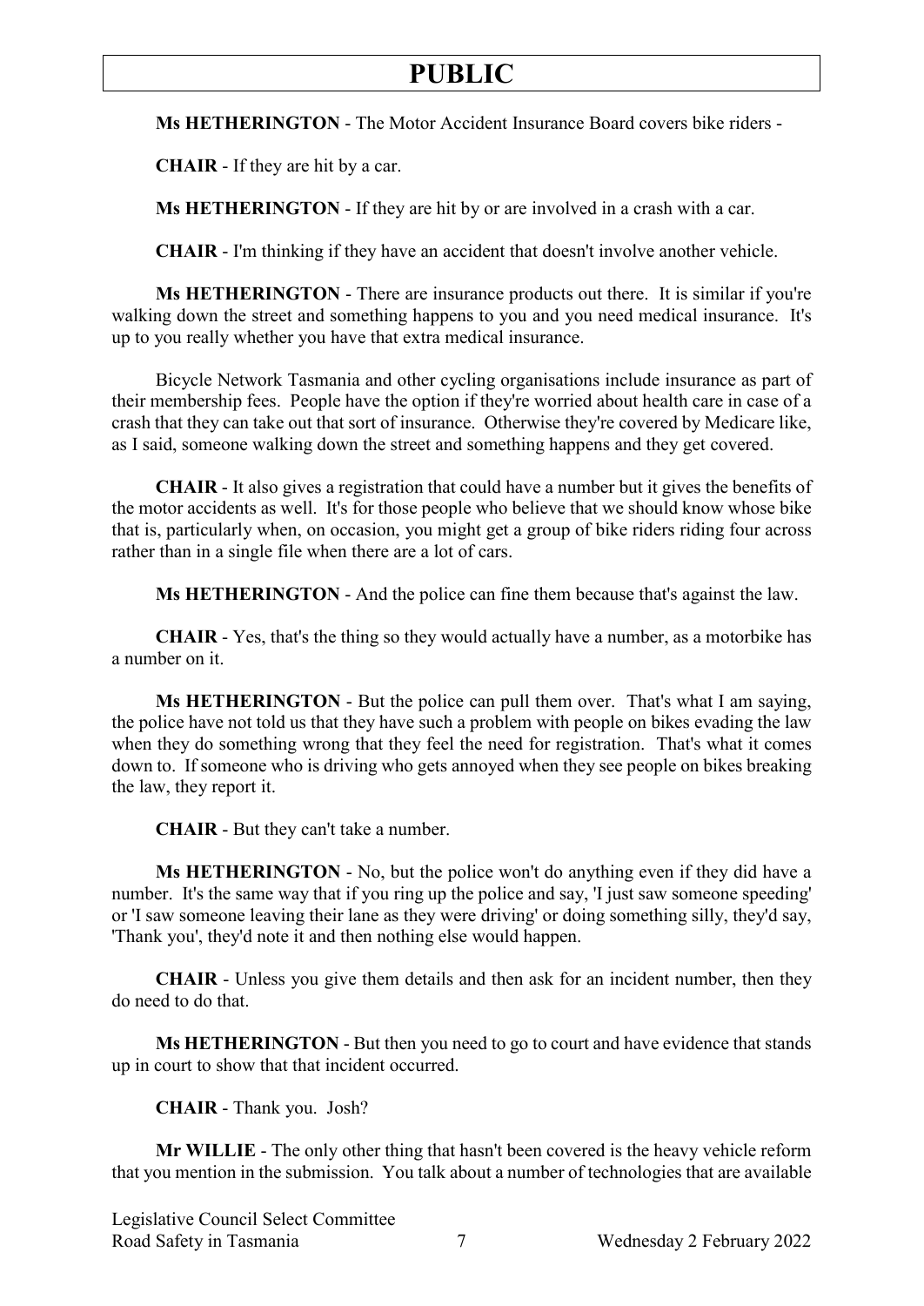**Ms HETHERINGTON** - The Motor Accident Insurance Board covers bike riders -

**CHAIR** - If they are hit by a car.

**Ms HETHERINGTON** - If they are hit by or are involved in a crash with a car.

**CHAIR** - I'm thinking if they have an accident that doesn't involve another vehicle.

**Ms HETHERINGTON** - There are insurance products out there. It is similar if you're walking down the street and something happens to you and you need medical insurance. It's up to you really whether you have that extra medical insurance.

Bicycle Network Tasmania and other cycling organisations include insurance as part of their membership fees. People have the option if they're worried about health care in case of a crash that they can take out that sort of insurance. Otherwise they're covered by Medicare like, as I said, someone walking down the street and something happens and they get covered.

**CHAIR** - It also gives a registration that could have a number but it gives the benefits of the motor accidents as well. It's for those people who believe that we should know whose bike that is, particularly when, on occasion, you might get a group of bike riders riding four across rather than in a single file when there are a lot of cars.

**Ms HETHERINGTON** - And the police can fine them because that's against the law.

**CHAIR** - Yes, that's the thing so they would actually have a number, as a motorbike has a number on it.

**Ms HETHERINGTON** - But the police can pull them over. That's what I am saying, the police have not told us that they have such a problem with people on bikes evading the law when they do something wrong that they feel the need for registration. That's what it comes down to. If someone who is driving who gets annoyed when they see people on bikes breaking the law, they report it.

**CHAIR** - But they can't take a number.

**Ms HETHERINGTON** - No, but the police won't do anything even if they did have a number. It's the same way that if you ring up the police and say, 'I just saw someone speeding' or 'I saw someone leaving their lane as they were driving' or doing something silly, they'd say, 'Thank you', they'd note it and then nothing else would happen.

**CHAIR** - Unless you give them details and then ask for an incident number, then they do need to do that.

**Ms HETHERINGTON** - But then you need to go to court and have evidence that stands up in court to show that that incident occurred.

**CHAIR** - Thank you. Josh?

**Mr WILLIE** - The only other thing that hasn't been covered is the heavy vehicle reform that you mention in the submission. You talk about a number of technologies that are available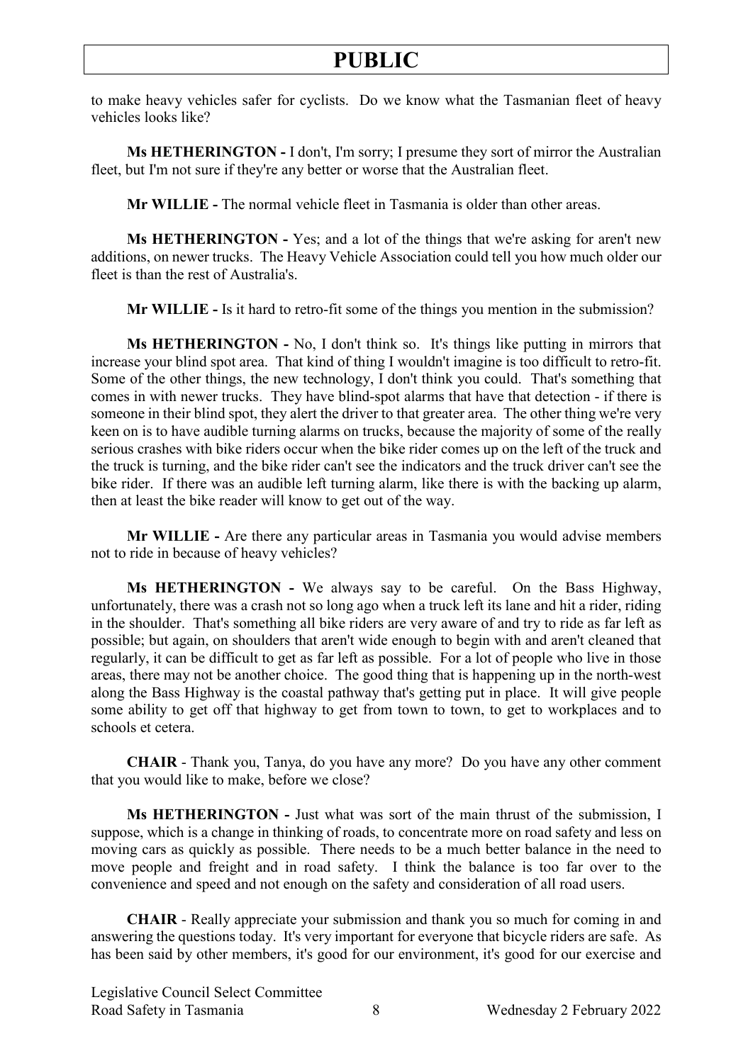to make heavy vehicles safer for cyclists. Do we know what the Tasmanian fleet of heavy vehicles looks like?

**Ms HETHERINGTON -** I don't, I'm sorry; I presume they sort of mirror the Australian fleet, but I'm not sure if they're any better or worse that the Australian fleet.

**Mr WILLIE -** The normal vehicle fleet in Tasmania is older than other areas.

**Ms HETHERINGTON -** Yes; and a lot of the things that we're asking for aren't new additions, on newer trucks. The Heavy Vehicle Association could tell you how much older our fleet is than the rest of Australia's.

**Mr WILLIE -** Is it hard to retro-fit some of the things you mention in the submission?

**Ms HETHERINGTON -** No, I don't think so. It's things like putting in mirrors that increase your blind spot area. That kind of thing I wouldn't imagine is too difficult to retro-fit. Some of the other things, the new technology, I don't think you could. That's something that comes in with newer trucks. They have blind-spot alarms that have that detection - if there is someone in their blind spot, they alert the driver to that greater area. The other thing we're very keen on is to have audible turning alarms on trucks, because the majority of some of the really serious crashes with bike riders occur when the bike rider comes up on the left of the truck and the truck is turning, and the bike rider can't see the indicators and the truck driver can't see the bike rider. If there was an audible left turning alarm, like there is with the backing up alarm, then at least the bike reader will know to get out of the way.

**Mr WILLIE -** Are there any particular areas in Tasmania you would advise members not to ride in because of heavy vehicles?

**Ms HETHERINGTON -** We always say to be careful. On the Bass Highway, unfortunately, there was a crash not so long ago when a truck left its lane and hit a rider, riding in the shoulder. That's something all bike riders are very aware of and try to ride as far left as possible; but again, on shoulders that aren't wide enough to begin with and aren't cleaned that regularly, it can be difficult to get as far left as possible. For a lot of people who live in those areas, there may not be another choice. The good thing that is happening up in the north-west along the Bass Highway is the coastal pathway that's getting put in place. It will give people some ability to get off that highway to get from town to town, to get to workplaces and to schools et cetera.

**CHAIR** - Thank you, Tanya, do you have any more? Do you have any other comment that you would like to make, before we close?

**Ms HETHERINGTON -** Just what was sort of the main thrust of the submission, I suppose, which is a change in thinking of roads, to concentrate more on road safety and less on moving cars as quickly as possible. There needs to be a much better balance in the need to move people and freight and in road safety. I think the balance is too far over to the convenience and speed and not enough on the safety and consideration of all road users.

**CHAIR** - Really appreciate your submission and thank you so much for coming in and answering the questions today. It's very important for everyone that bicycle riders are safe. As has been said by other members, it's good for our environment, it's good for our exercise and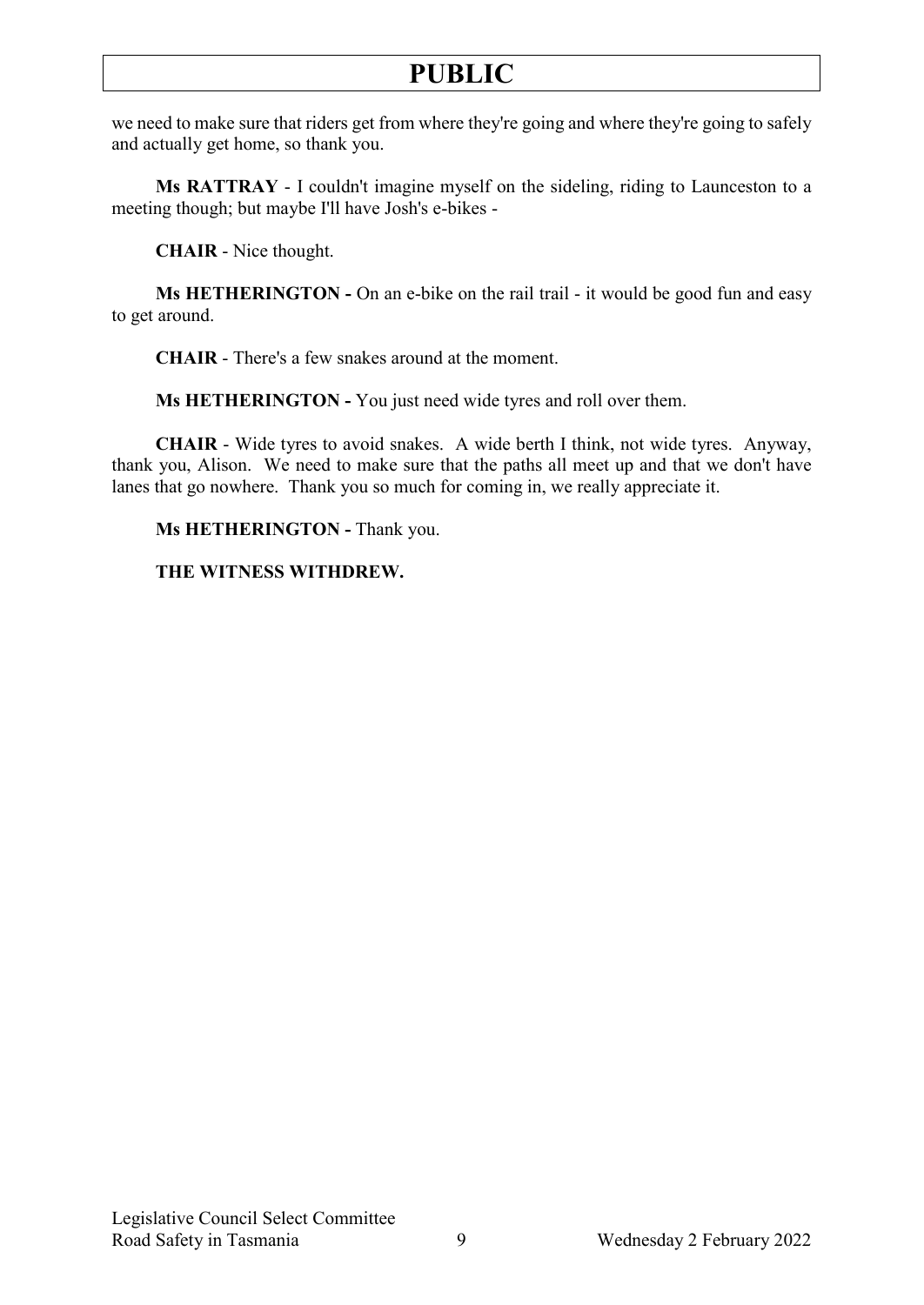we need to make sure that riders get from where they're going and where they're going to safely and actually get home, so thank you.

**Ms RATTRAY** - I couldn't imagine myself on the sideling, riding to Launceston to a meeting though; but maybe I'll have Josh's e-bikes -

**CHAIR** - Nice thought.

**Ms HETHERINGTON -** On an e-bike on the rail trail - it would be good fun and easy to get around.

**CHAIR** - There's a few snakes around at the moment.

**Ms HETHERINGTON -** You just need wide tyres and roll over them.

**CHAIR** - Wide tyres to avoid snakes. A wide berth I think, not wide tyres. Anyway, thank you, Alison. We need to make sure that the paths all meet up and that we don't have lanes that go nowhere. Thank you so much for coming in, we really appreciate it.

**Ms HETHERINGTON -** Thank you.

**THE WITNESS WITHDREW.**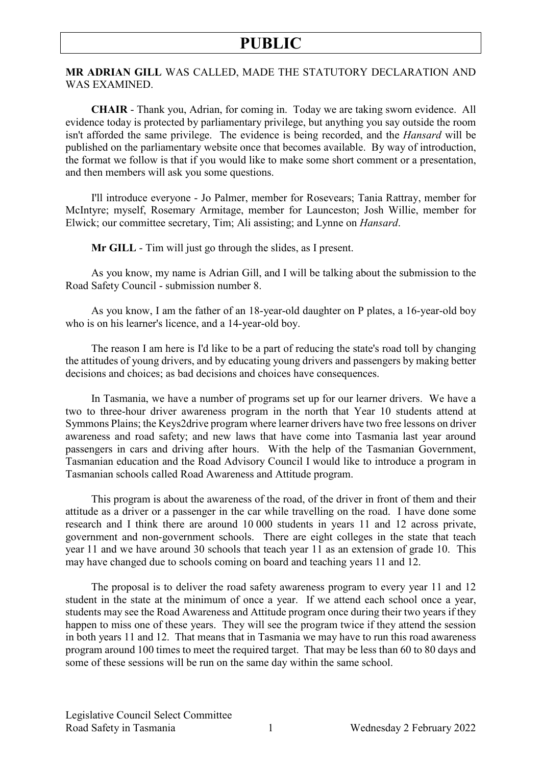# PUBLIC

**MR ADRIAN GILL** WAS CALLED, MADE THE STATUTORY DECLARATION AND WAS EXAMINED.

**CHAIR** - Thank you, Adrian, for coming in. Today we are taking sworn evidence. All evidence today is protected by parliamentary privilege, but anything you say outside the room isn't afforded the same privilege. The evidence is being recorded, and the *Hansard* will be published on the parliamentary website once that becomes available. By way of introduction, the format we follow is that if you would like to make some short comment or a presentation, and then members will ask you some questions.

I'll introduce everyone - Jo Palmer, member for Rosevears; Tania Rattray, member for McIntyre; myself, Rosemary Armitage, member for Launceston; Josh Willie, member for Elwick; our committee secretary, Tim; Ali assisting; and Lynne on *Hansard*.

**Mr GILL** - Tim will just go through the slides, as I present.

As you know, my name is Adrian Gill, and I will be talking about the submission to the Road Safety Council - submission number 8.

As you know, I am the father of an 18-year-old daughter on P plates, a 16-year-old boy who is on his learner's licence, and a 14-year-old boy.

The reason I am here is I'd like to be a part of reducing the state's road toll by changing the attitudes of young drivers, and by educating young drivers and passengers by making better decisions and choices; as bad decisions and choices have consequences.

In Tasmania, we have a number of programs set up for our learner drivers. We have a two to three-hour driver awareness program in the north that Year 10 students attend at Symmons Plains; the Keys2drive program where learner drivers have two free lessons on driver awareness and road safety; and new laws that have come into Tasmania last year around passengers in cars and driving after hours. With the help of the Tasmanian Government, Tasmanian education and the Road Advisory Council I would like to introduce a program in Tasmanian schools called Road Awareness and Attitude program.

This program is about the awareness of the road, of the driver in front of them and their attitude as a driver or a passenger in the car while travelling on the road. I have done some research and I think there are around 10 000 students in years 11 and 12 across private, government and non-government schools. There are eight colleges in the state that teach year 11 and we have around 30 schools that teach year 11 as an extension of grade 10. This may have changed due to schools coming on board and teaching years 11 and 12.

The proposal is to deliver the road safety awareness program to every year 11 and 12 student in the state at the minimum of once a year. If we attend each school once a year, students may see the Road Awareness and Attitude program once during their two years if they happen to miss one of these years. They will see the program twice if they attend the session in both years 11 and 12. That means that in Tasmania we may have to run this road awareness program around 100 times to meet the required target. That may be less than 60 to 80 days and some of these sessions will be run on the same day within the same school.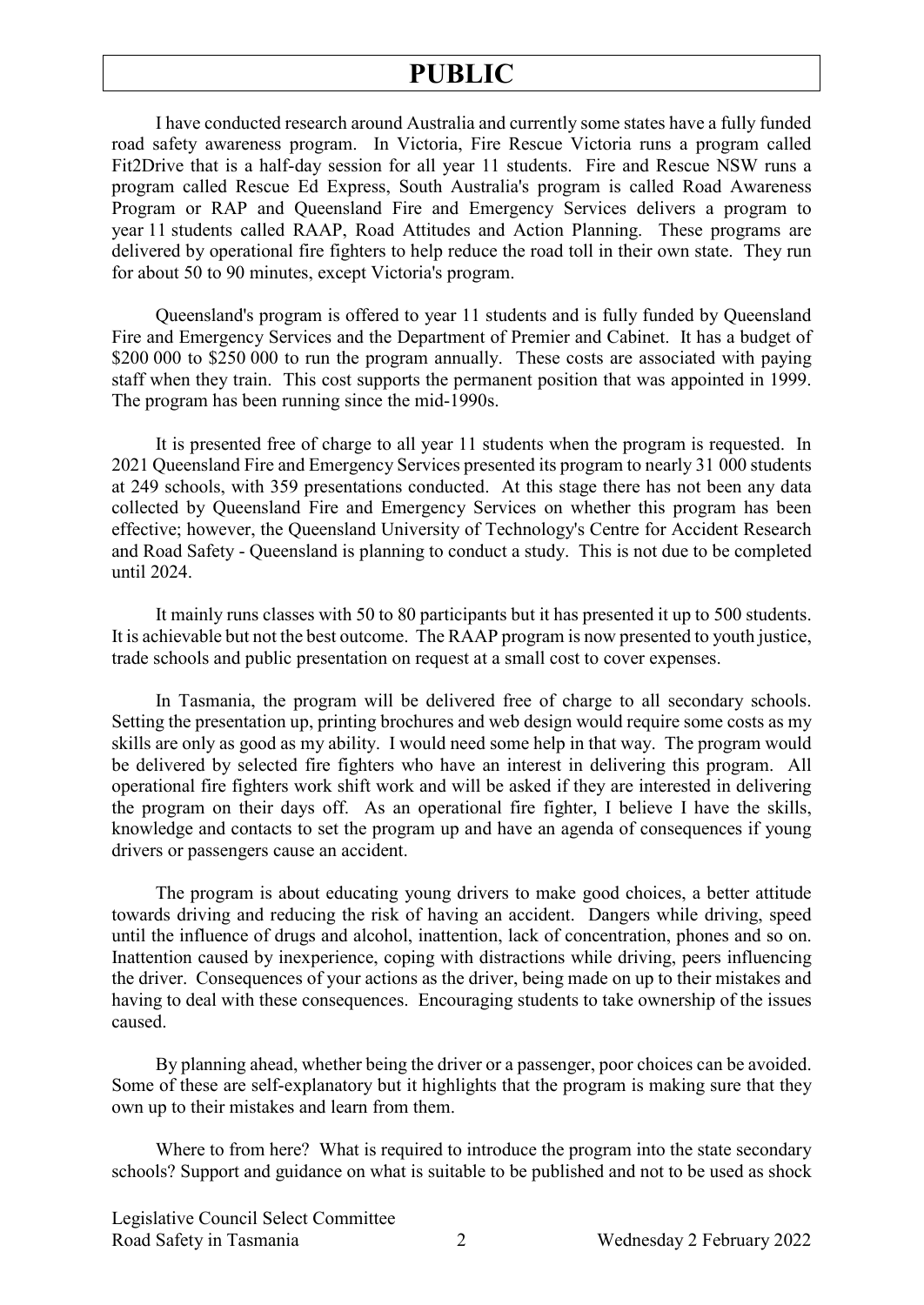I have conducted research around Australia and currently some states have a fully funded road safety awareness program. In Victoria, Fire Rescue Victoria runs a program called Fit2Drive that is a half-day session for all year 11 students. Fire and Rescue NSW runs a program called Rescue Ed Express, South Australia's program is called Road Awareness Program or RAP and Queensland Fire and Emergency Services delivers a program to year 11 students called RAAP, Road Attitudes and Action Planning. These programs are delivered by operational fire fighters to help reduce the road toll in their own state. They run for about 50 to 90 minutes, except Victoria's program.

Queensland's program is offered to year 11 students and is fully funded by Queensland Fire and Emergency Services and the Department of Premier and Cabinet. It has a budget of $200 000 to $250 000 to run the program annually. These costs are associated with paying staff when they train. This cost supports the permanent position that was appointed in 1999. The program has been running since the mid-1990s.

It is presented free of charge to all year 11 students when the program is requested. In 2021 Queensland Fire and Emergency Services presented its program to nearly 31 000 students at 249 schools, with 359 presentations conducted. At this stage there has not been any data collected by Queensland Fire and Emergency Services on whether this program has been effective; however, the Queensland University of Technology's Centre for Accident Research and Road Safety - Queensland is planning to conduct a study. This is not due to be completed until 2024.

It mainly runs classes with 50 to 80 participants but it has presented it up to 500 students. It is achievable but not the best outcome. The RAAP program is now presented to youth justice, trade schools and public presentation on request at a small cost to cover expenses.

In Tasmania, the program will be delivered free of charge to all secondary schools. Setting the presentation up, printing brochures and web design would require some costs as my skills are only as good as my ability. I would need some help in that way. The program would be delivered by selected fire fighters who have an interest in delivering this program. All operational fire fighters work shift work and will be asked if they are interested in delivering the program on their days off. As an operational fire fighter, I believe I have the skills, knowledge and contacts to set the program up and have an agenda of consequences if young drivers or passengers cause an accident.

The program is about educating young drivers to make good choices, a better attitude towards driving and reducing the risk of having an accident. Dangers while driving, speed until the influence of drugs and alcohol, inattention, lack of concentration, phones and so on. Inattention caused by inexperience, coping with distractions while driving, peers influencing the driver. Consequences of your actions as the driver, being made on up to their mistakes and having to deal with these consequences. Encouraging students to take ownership of the issues caused.

By planning ahead, whether being the driver or a passenger, poor choices can be avoided. Some of these are self-explanatory but it highlights that the program is making sure that they own up to their mistakes and learn from them.

Where to from here? What is required to introduce the program into the state secondary schools? Support and guidance on what is suitable to be published and not to be used as shock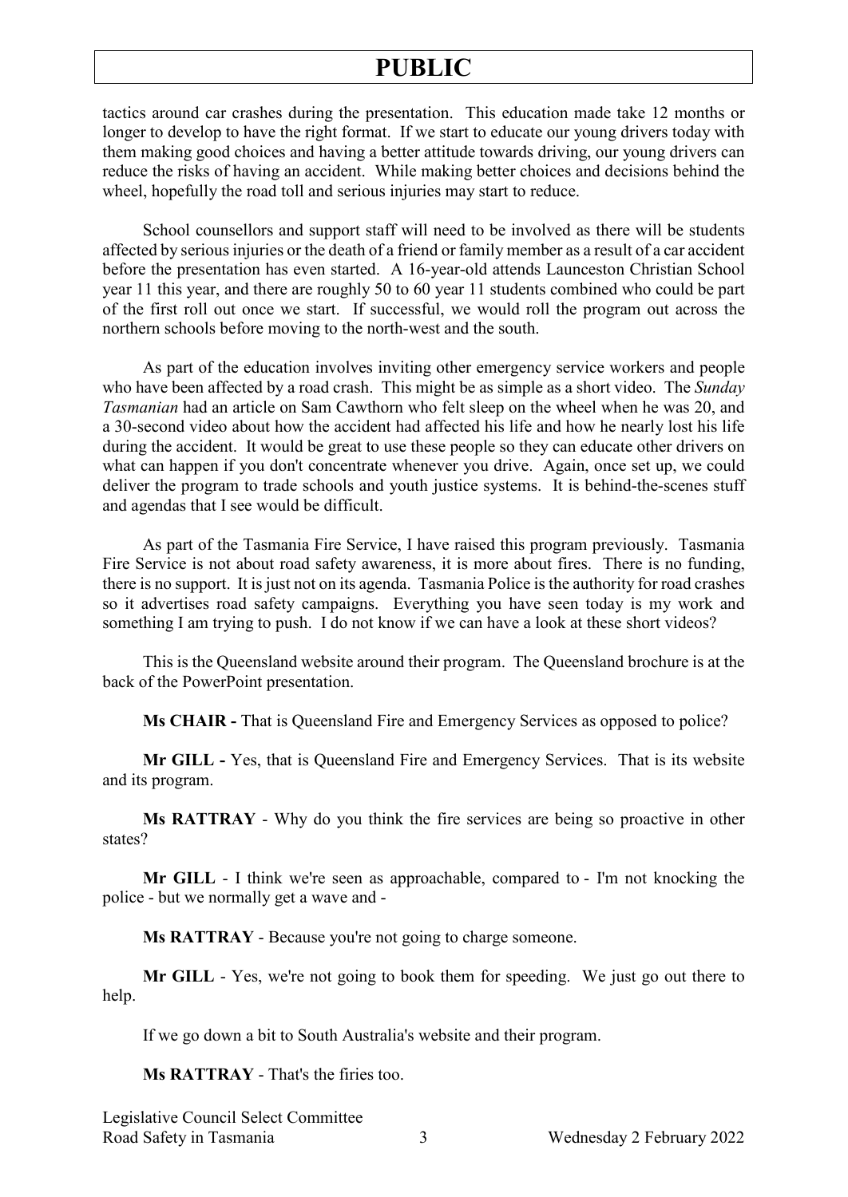tactics around car crashes during the presentation. This education made take 12 months or longer to develop to have the right format. If we start to educate our young drivers today with them making good choices and having a better attitude towards driving, our young drivers can reduce the risks of having an accident. While making better choices and decisions behind the wheel, hopefully the road toll and serious injuries may start to reduce.

School counsellors and support staff will need to be involved as there will be students affected by serious injuries or the death of a friend or family member as a result of a car accident before the presentation has even started. A 16-year-old attends Launceston Christian School year 11 this year, and there are roughly 50 to 60 year 11 students combined who could be part of the first roll out once we start. If successful, we would roll the program out across the northern schools before moving to the north-west and the south.

As part of the education involves inviting other emergency service workers and people who have been affected by a road crash. This might be as simple as a short video. The *Sunday Tasmanian* had an article on Sam Cawthorn who felt sleep on the wheel when he was 20, and a 30-second video about how the accident had affected his life and how he nearly lost his life during the accident. It would be great to use these people so they can educate other drivers on what can happen if you don't concentrate whenever you drive. Again, once set up, we could deliver the program to trade schools and youth justice systems. It is behind-the-scenes stuff and agendas that I see would be difficult.

As part of the Tasmania Fire Service, I have raised this program previously. Tasmania Fire Service is not about road safety awareness, it is more about fires. There is no funding, there is no support. It is just not on its agenda. Tasmania Police is the authority for road crashes so it advertises road safety campaigns. Everything you have seen today is my work and something I am trying to push. I do not know if we can have a look at these short videos?

This is the Queensland website around their program. The Queensland brochure is at the back of the PowerPoint presentation.

**Ms CHAIR -** That is Queensland Fire and Emergency Services as opposed to police?

**Mr GILL -** Yes, that is Queensland Fire and Emergency Services. That is its website and its program.

**Ms RATTRAY** - Why do you think the fire services are being so proactive in other states?

**Mr GILL** - I think we're seen as approachable, compared to - I'm not knocking the police - but we normally get a wave and -

**Ms RATTRAY** - Because you're not going to charge someone.

**Mr GILL** - Yes, we're not going to book them for speeding. We just go out there to help.

If we go down a bit to South Australia's website and their program.

**Ms RATTRAY** - That's the firies too.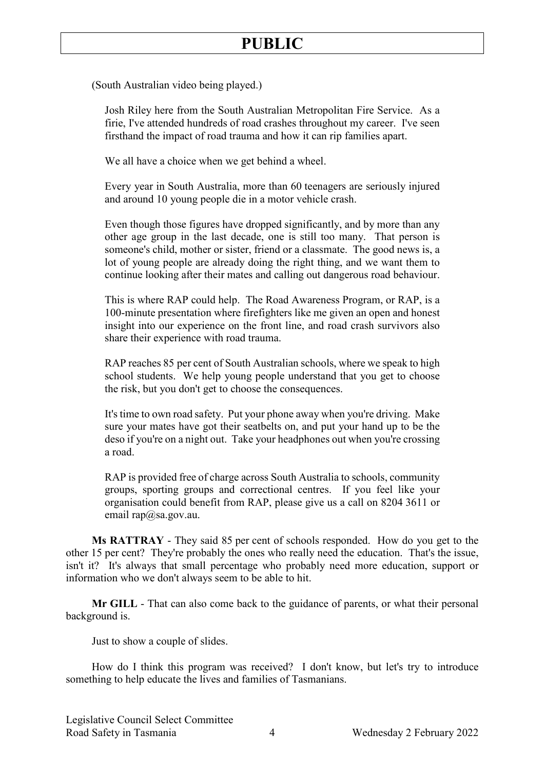(South Australian video being played.)

> Josh Riley here from the South Australian Metropolitan Fire Service. As a firie, I've attended hundreds of road crashes throughout my career. I've seen firsthand the impact of road trauma and how it can rip families apart.
>
> We all have a choice when we get behind a wheel.
>
> Every year in South Australia, more than 60 teenagers are seriously injured and around 10 young people die in a motor vehicle crash.
>
> Even though those figures have dropped significantly, and by more than any other age group in the last decade, one is still too many. That person is someone's child, mother or sister, friend or a classmate. The good news is, a lot of young people are already doing the right thing, and we want them to continue looking after their mates and calling out dangerous road behaviour.
>
> This is where RAP could help. The Road Awareness Program, or RAP, is a 100-minute presentation where firefighters like me given an open and honest insight into our experience on the front line, and road crash survivors also share their experience with road trauma.
>
> RAP reaches 85 per cent of South Australian schools, where we speak to high school students. We help young people understand that you get to choose the risk, but you don't get to choose the consequences.
>
> It's time to own road safety. Put your phone away when you're driving. Make sure your mates have got their seatbelts on, and put your hand up to be the deso if you're on a night out. Take your headphones out when you're crossing a road.
>
> RAP is provided free of charge across South Australia to schools, community groups, sporting groups and correctional centres. If you feel like your organisation could benefit from RAP, please give us a call on 8204 3611 or email rap@sa.gov.au.

**Ms RATTRAY** - They said 85 per cent of schools responded. How do you get to the other 15 per cent? They're probably the ones who really need the education. That's the issue, isn't it? It's always that small percentage who probably need more education, support or information who we don't always seem to be able to hit.

**Mr GILL** - That can also come back to the guidance of parents, or what their personal background is.

Just to show a couple of slides.

How do I think this program was received? I don't know, but let's try to introduce something to help educate the lives and families of Tasmanians.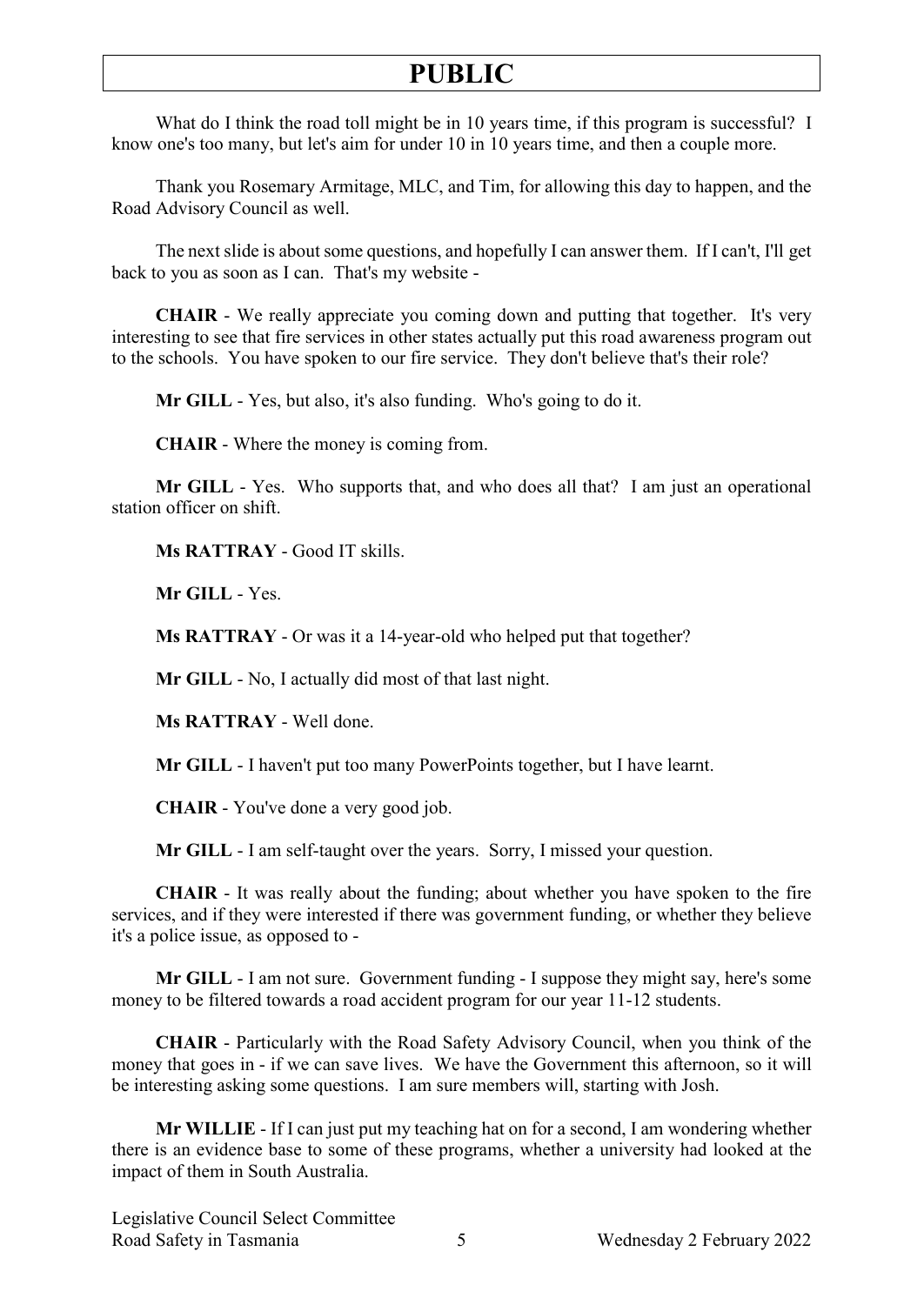What do I think the road toll might be in 10 years time, if this program is successful? I know one's too many, but let's aim for under 10 in 10 years time, and then a couple more.

Thank you Rosemary Armitage, MLC, and Tim, for allowing this day to happen, and the Road Advisory Council as well.

The next slide is about some questions, and hopefully I can answer them. If I can't, I'll get back to you as soon as I can. That's my website -

**CHAIR** - We really appreciate you coming down and putting that together. It's very interesting to see that fire services in other states actually put this road awareness program out to the schools. You have spoken to our fire service. They don't believe that's their role?

**Mr GILL** - Yes, but also, it's also funding. Who's going to do it.

**CHAIR** - Where the money is coming from.

**Mr GILL** - Yes. Who supports that, and who does all that? I am just an operational station officer on shift.

**Ms RATTRAY** - Good IT skills.

**Mr GILL** - Yes.

**Ms RATTRAY** - Or was it a 14-year-old who helped put that together?

**Mr GILL** - No, I actually did most of that last night.

**Ms RATTRAY** - Well done.

**Mr GILL** - I haven't put too many PowerPoints together, but I have learnt.

**CHAIR** - You've done a very good job.

**Mr GILL** - I am self-taught over the years. Sorry, I missed your question.

**CHAIR** - It was really about the funding; about whether you have spoken to the fire services, and if they were interested if there was government funding, or whether they believe it's a police issue, as opposed to -

**Mr GILL** - I am not sure. Government funding - I suppose they might say, here's some money to be filtered towards a road accident program for our year 11-12 students.

**CHAIR** - Particularly with the Road Safety Advisory Council, when you think of the money that goes in - if we can save lives. We have the Government this afternoon, so it will be interesting asking some questions. I am sure members will, starting with Josh.

**Mr WILLIE** - If I can just put my teaching hat on for a second, I am wondering whether there is an evidence base to some of these programs, whether a university had looked at the impact of them in South Australia.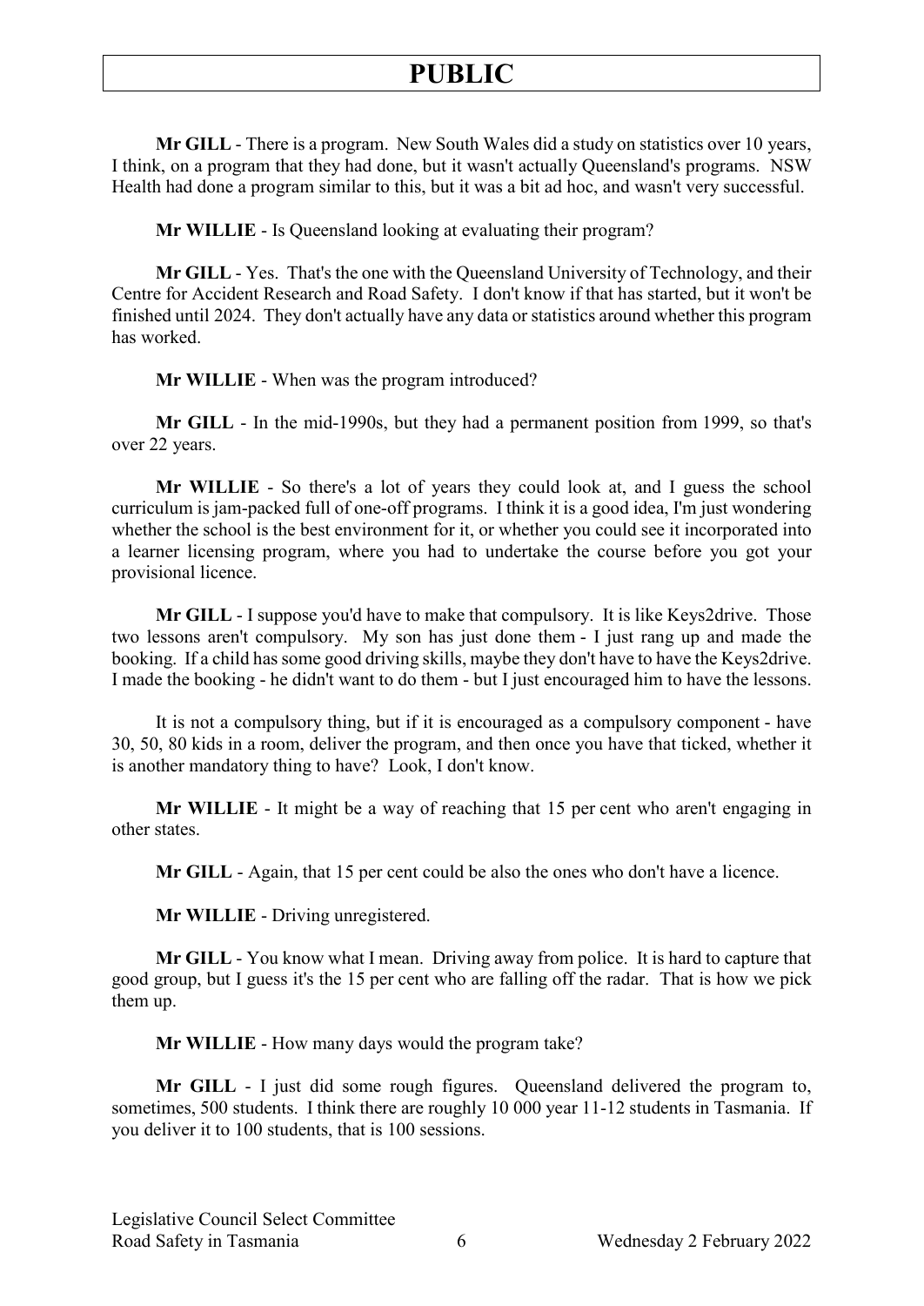**Mr GILL** - There is a program. New South Wales did a study on statistics over 10 years, I think, on a program that they had done, but it wasn't actually Queensland's programs. NSW Health had done a program similar to this, but it was a bit ad hoc, and wasn't very successful.

**Mr WILLIE** - Is Queensland looking at evaluating their program?

**Mr GILL** - Yes. That's the one with the Queensland University of Technology, and their Centre for Accident Research and Road Safety. I don't know if that has started, but it won't be finished until 2024. They don't actually have any data or statistics around whether this program has worked.

**Mr WILLIE** - When was the program introduced?

**Mr GILL** - In the mid-1990s, but they had a permanent position from 1999, so that's over 22 years.

**Mr WILLIE** - So there's a lot of years they could look at, and I guess the school curriculum is jam-packed full of one-off programs. I think it is a good idea, I'm just wondering whether the school is the best environment for it, or whether you could see it incorporated into a learner licensing program, where you had to undertake the course before you got your provisional licence.

**Mr GILL** - I suppose you'd have to make that compulsory. It is like Keys2drive. Those two lessons aren't compulsory. My son has just done them - I just rang up and made the booking. If a child has some good driving skills, maybe they don't have to have the Keys2drive. I made the booking - he didn't want to do them - but I just encouraged him to have the lessons.

It is not a compulsory thing, but if it is encouraged as a compulsory component - have 30, 50, 80 kids in a room, deliver the program, and then once you have that ticked, whether it is another mandatory thing to have? Look, I don't know.

**Mr WILLIE** - It might be a way of reaching that 15 per cent who aren't engaging in other states.

**Mr GILL** - Again, that 15 per cent could be also the ones who don't have a licence.

**Mr WILLIE** - Driving unregistered.

**Mr GILL** - You know what I mean. Driving away from police. It is hard to capture that good group, but I guess it's the 15 per cent who are falling off the radar. That is how we pick them up.

**Mr WILLIE** - How many days would the program take?

**Mr GILL** - I just did some rough figures. Queensland delivered the program to, sometimes, 500 students. I think there are roughly 10 000 year 11-12 students in Tasmania. If you deliver it to 100 students, that is 100 sessions.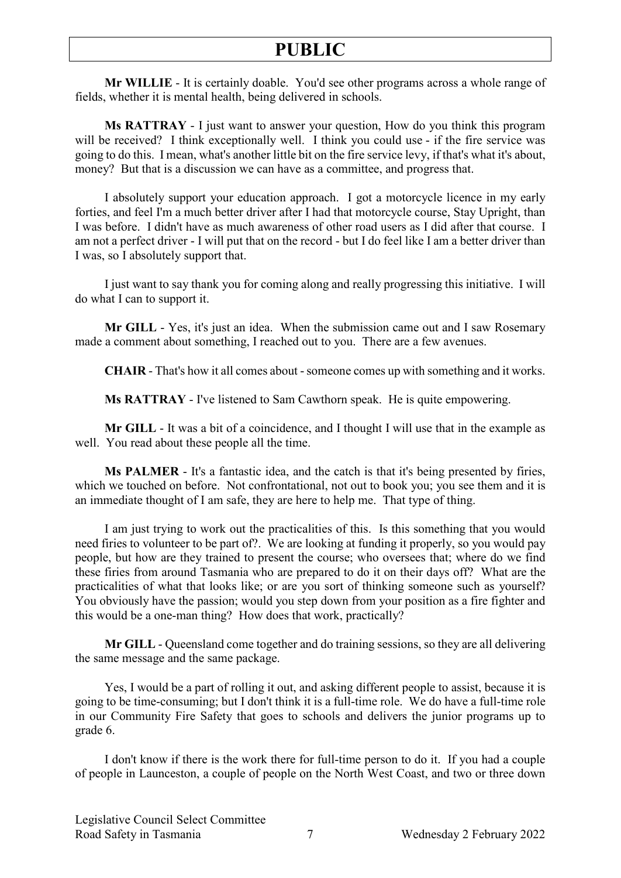**Mr WILLIE** - It is certainly doable. You'd see other programs across a whole range of fields, whether it is mental health, being delivered in schools.

**Ms RATTRAY** - I just want to answer your question, How do you think this program will be received? I think exceptionally well. I think you could use - if the fire service was going to do this. I mean, what's another little bit on the fire service levy, if that's what it's about, money? But that is a discussion we can have as a committee, and progress that.

I absolutely support your education approach. I got a motorcycle licence in my early forties, and feel I'm a much better driver after I had that motorcycle course, Stay Upright, than I was before. I didn't have as much awareness of other road users as I did after that course. I am not a perfect driver - I will put that on the record - but I do feel like I am a better driver than I was, so I absolutely support that.

I just want to say thank you for coming along and really progressing this initiative. I will do what I can to support it.

**Mr GILL** - Yes, it's just an idea. When the submission came out and I saw Rosemary made a comment about something, I reached out to you. There are a few avenues.

**CHAIR** - That's how it all comes about - someone comes up with something and it works.

**Ms RATTRAY** - I've listened to Sam Cawthorn speak. He is quite empowering.

**Mr GILL** - It was a bit of a coincidence, and I thought I will use that in the example as well. You read about these people all the time.

**Ms PALMER** - It's a fantastic idea, and the catch is that it's being presented by firies, which we touched on before. Not confrontational, not out to book you; you see them and it is an immediate thought of I am safe, they are here to help me. That type of thing.

I am just trying to work out the practicalities of this. Is this something that you would need firies to volunteer to be part of?. We are looking at funding it properly, so you would pay people, but how are they trained to present the course; who oversees that; where do we find these firies from around Tasmania who are prepared to do it on their days off? What are the practicalities of what that looks like; or are you sort of thinking someone such as yourself? You obviously have the passion; would you step down from your position as a fire fighter and this would be a one-man thing? How does that work, practically?

**Mr GILL** - Queensland come together and do training sessions, so they are all delivering the same message and the same package.

Yes, I would be a part of rolling it out, and asking different people to assist, because it is going to be time-consuming; but I don't think it is a full-time role. We do have a full-time role in our Community Fire Safety that goes to schools and delivers the junior programs up to grade 6.

I don't know if there is the work there for full-time person to do it. If you had a couple of people in Launceston, a couple of people on the North West Coast, and two or three down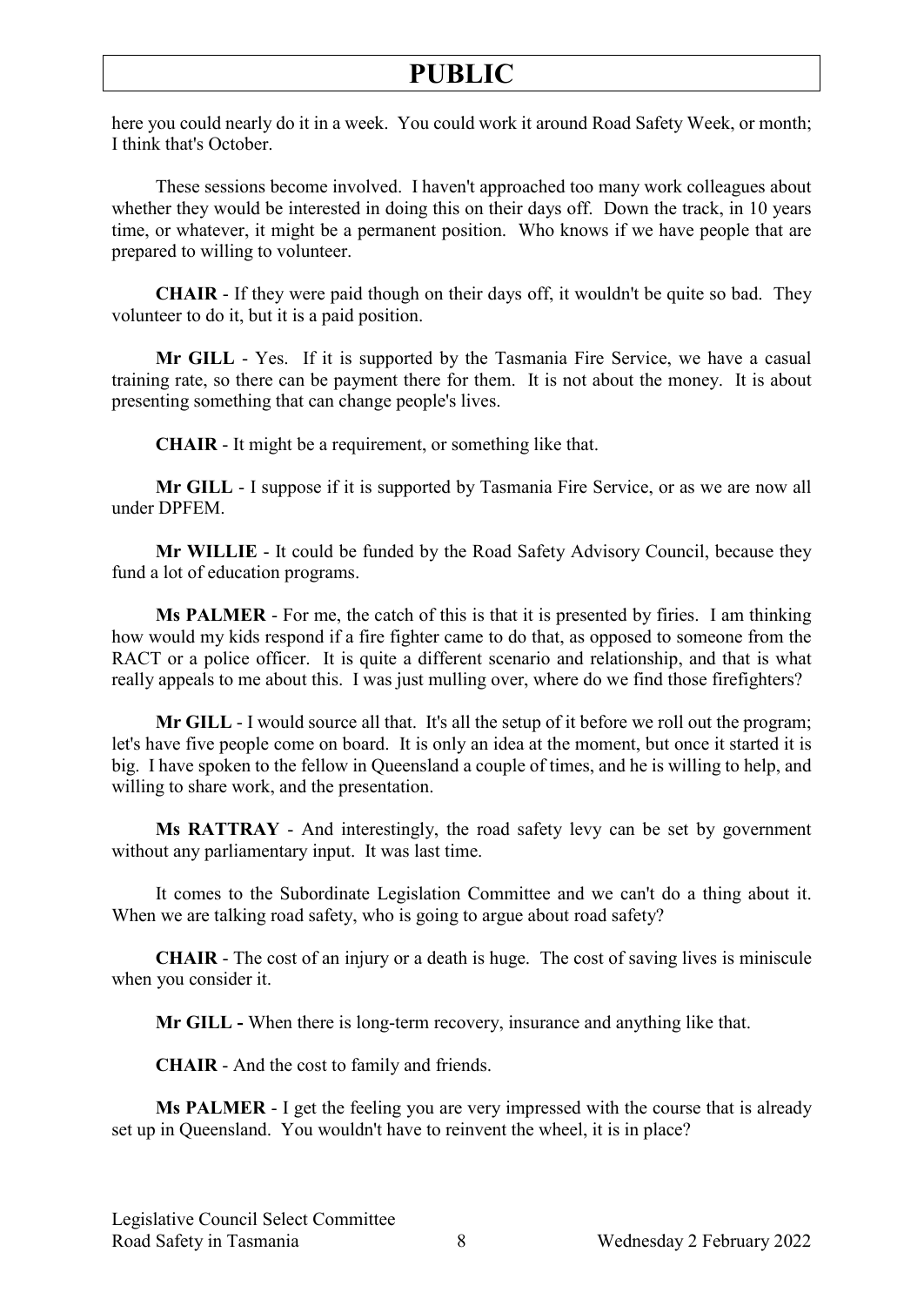here you could nearly do it in a week. You could work it around Road Safety Week, or month; I think that's October.

These sessions become involved. I haven't approached too many work colleagues about whether they would be interested in doing this on their days off. Down the track, in 10 years time, or whatever, it might be a permanent position. Who knows if we have people that are prepared to willing to volunteer.

**CHAIR** - If they were paid though on their days off, it wouldn't be quite so bad. They volunteer to do it, but it is a paid position.

**Mr GILL** - Yes. If it is supported by the Tasmania Fire Service, we have a casual training rate, so there can be payment there for them. It is not about the money. It is about presenting something that can change people's lives.

**CHAIR** - It might be a requirement, or something like that.

**Mr GILL** - I suppose if it is supported by Tasmania Fire Service, or as we are now all under DPFEM.

**Mr WILLIE** - It could be funded by the Road Safety Advisory Council, because they fund a lot of education programs.

**Ms PALMER** - For me, the catch of this is that it is presented by firies. I am thinking how would my kids respond if a fire fighter came to do that, as opposed to someone from the RACT or a police officer. It is quite a different scenario and relationship, and that is what really appeals to me about this. I was just mulling over, where do we find those firefighters?

**Mr GILL** - I would source all that. It's all the setup of it before we roll out the program; let's have five people come on board. It is only an idea at the moment, but once it started it is big. I have spoken to the fellow in Queensland a couple of times, and he is willing to help, and willing to share work, and the presentation.

**Ms RATTRAY** - And interestingly, the road safety levy can be set by government without any parliamentary input. It was last time.

It comes to the Subordinate Legislation Committee and we can't do a thing about it. When we are talking road safety, who is going to argue about road safety?

**CHAIR** - The cost of an injury or a death is huge. The cost of saving lives is miniscule when you consider it.

**Mr GILL -** When there is long-term recovery, insurance and anything like that.

**CHAIR** - And the cost to family and friends.

**Ms PALMER** - I get the feeling you are very impressed with the course that is already set up in Queensland. You wouldn't have to reinvent the wheel, it is in place?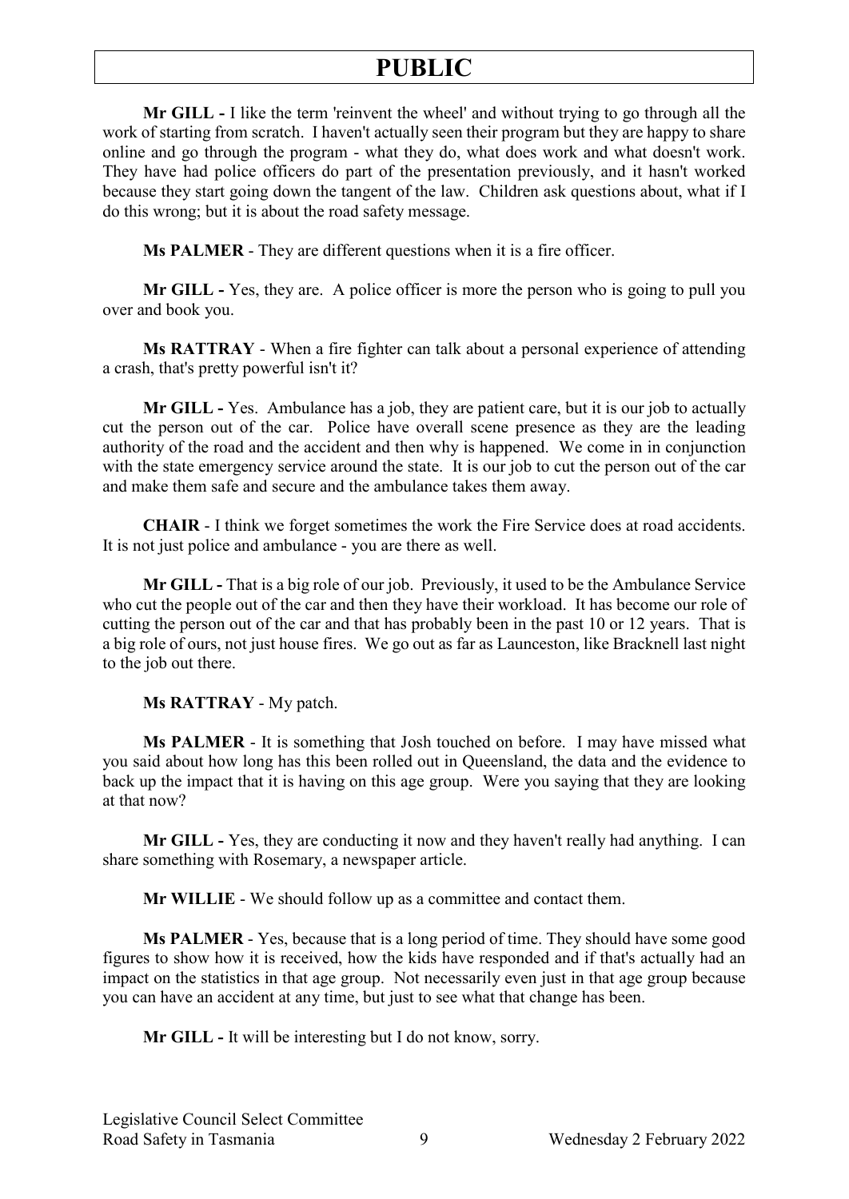**Mr GILL -** I like the term 'reinvent the wheel' and without trying to go through all the work of starting from scratch. I haven't actually seen their program but they are happy to share online and go through the program - what they do, what does work and what doesn't work. They have had police officers do part of the presentation previously, and it hasn't worked because they start going down the tangent of the law. Children ask questions about, what if I do this wrong; but it is about the road safety message.

**Ms PALMER** - They are different questions when it is a fire officer.

**Mr GILL -** Yes, they are. A police officer is more the person who is going to pull you over and book you.

**Ms RATTRAY** - When a fire fighter can talk about a personal experience of attending a crash, that's pretty powerful isn't it?

**Mr GILL -** Yes. Ambulance has a job, they are patient care, but it is our job to actually cut the person out of the car. Police have overall scene presence as they are the leading authority of the road and the accident and then why is happened. We come in in conjunction with the state emergency service around the state. It is our job to cut the person out of the car and make them safe and secure and the ambulance takes them away.

**CHAIR** - I think we forget sometimes the work the Fire Service does at road accidents. It is not just police and ambulance - you are there as well.

**Mr GILL -** That is a big role of our job. Previously, it used to be the Ambulance Service who cut the people out of the car and then they have their workload. It has become our role of cutting the person out of the car and that has probably been in the past 10 or 12 years. That is a big role of ours, not just house fires. We go out as far as Launceston, like Bracknell last night to the job out there.

**Ms RATTRAY** - My patch.

**Ms PALMER** - It is something that Josh touched on before. I may have missed what you said about how long has this been rolled out in Queensland, the data and the evidence to back up the impact that it is having on this age group. Were you saying that they are looking at that now?

**Mr GILL -** Yes, they are conducting it now and they haven't really had anything. I can share something with Rosemary, a newspaper article.

**Mr WILLIE** - We should follow up as a committee and contact them.

**Ms PALMER** - Yes, because that is a long period of time. They should have some good figures to show how it is received, how the kids have responded and if that's actually had an impact on the statistics in that age group. Not necessarily even just in that age group because you can have an accident at any time, but just to see what that change has been.

**Mr GILL -** It will be interesting but I do not know, sorry.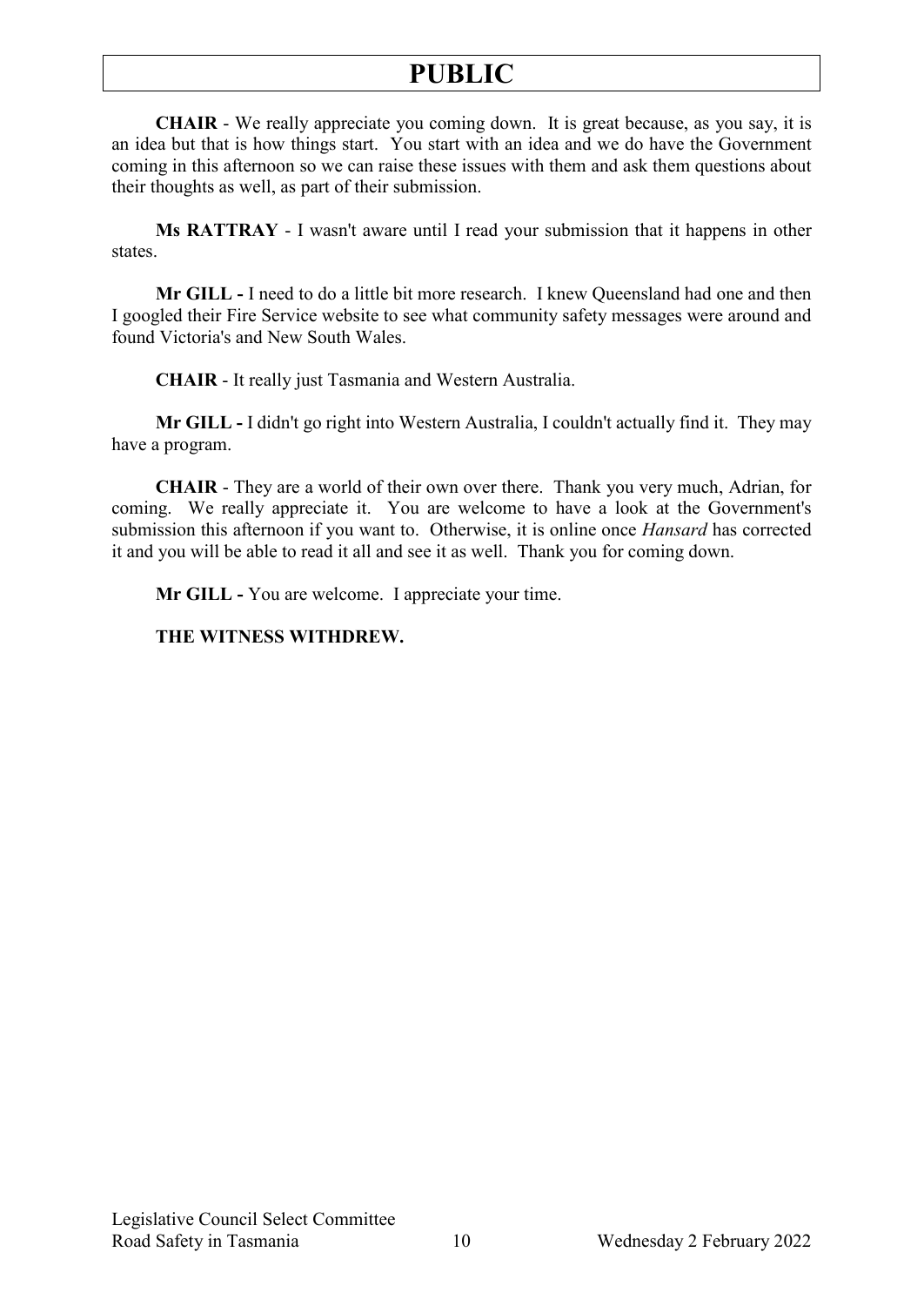**CHAIR** - We really appreciate you coming down. It is great because, as you say, it is an idea but that is how things start. You start with an idea and we do have the Government coming in this afternoon so we can raise these issues with them and ask them questions about their thoughts as well, as part of their submission.

**Ms RATTRAY** - I wasn't aware until I read your submission that it happens in other states.

**Mr GILL -** I need to do a little bit more research. I knew Queensland had one and then I googled their Fire Service website to see what community safety messages were around and found Victoria's and New South Wales.

**CHAIR** - It really just Tasmania and Western Australia.

**Mr GILL -** I didn't go right into Western Australia, I couldn't actually find it. They may have a program.

**CHAIR** - They are a world of their own over there. Thank you very much, Adrian, for coming. We really appreciate it. You are welcome to have a look at the Government's submission this afternoon if you want to. Otherwise, it is online once *Hansard* has corrected it and you will be able to read it all and see it as well. Thank you for coming down.

**Mr GILL -** You are welcome. I appreciate your time.

**THE WITNESS WITHDREW.**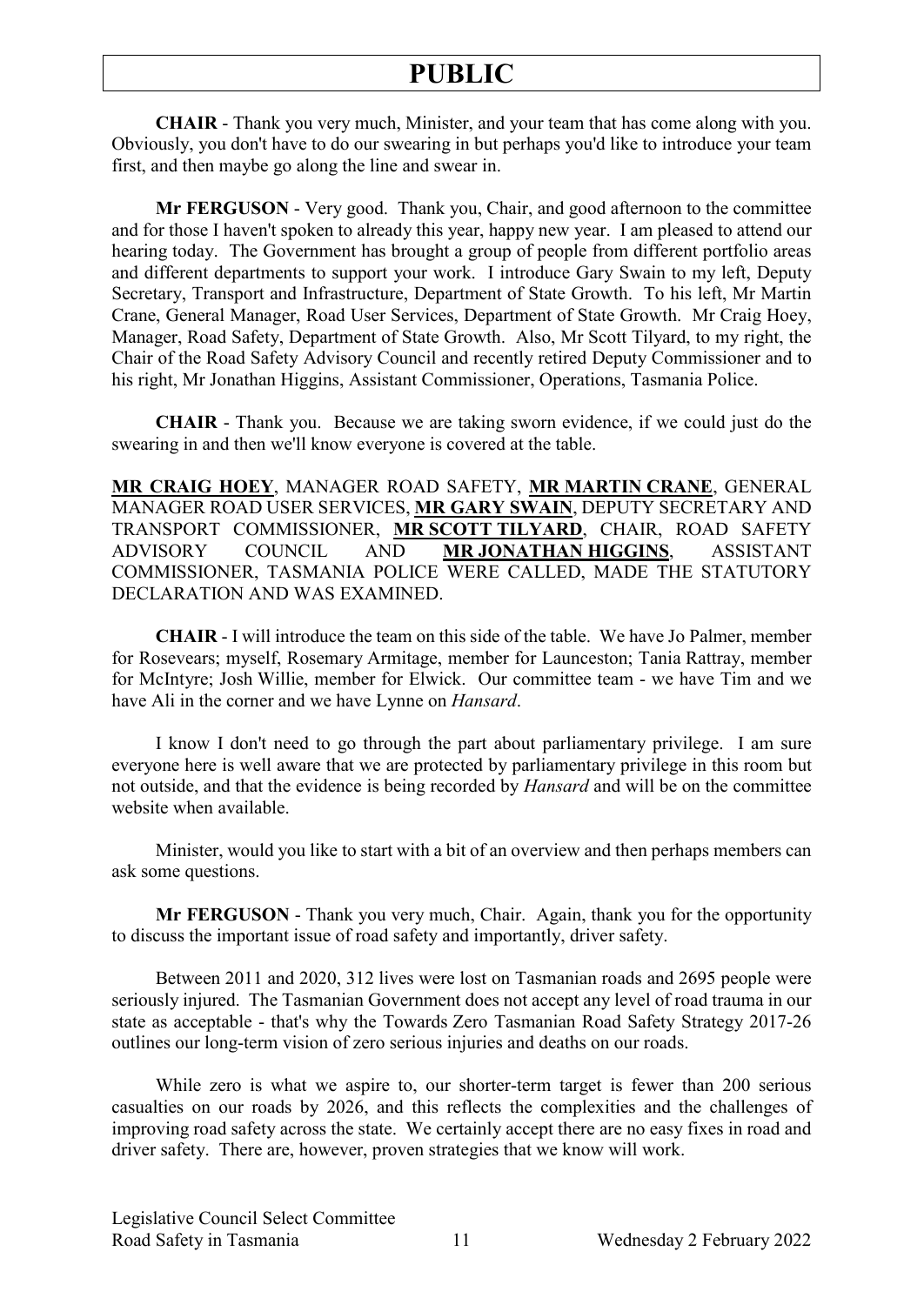**CHAIR** - Thank you very much, Minister, and your team that has come along with you. Obviously, you don't have to do our swearing in but perhaps you'd like to introduce your team first, and then maybe go along the line and swear in.

**Mr FERGUSON** - Very good. Thank you, Chair, and good afternoon to the committee and for those I haven't spoken to already this year, happy new year. I am pleased to attend our hearing today. The Government has brought a group of people from different portfolio areas and different departments to support your work. I introduce Gary Swain to my left, Deputy Secretary, Transport and Infrastructure, Department of State Growth. To his left, Mr Martin Crane, General Manager, Road User Services, Department of State Growth. Mr Craig Hoey, Manager, Road Safety, Department of State Growth. Also, Mr Scott Tilyard, to my right, the Chair of the Road Safety Advisory Council and recently retired Deputy Commissioner and to his right, Mr Jonathan Higgins, Assistant Commissioner, Operations, Tasmania Police.

**CHAIR** - Thank you. Because we are taking sworn evidence, if we could just do the swearing in and then we'll know everyone is covered at the table.

**MR CRAIG HOEY**, MANAGER ROAD SAFETY, **MR MARTIN CRANE**, GENERAL MANAGER ROAD USER SERVICES, **MR GARY SWAIN**, DEPUTY SECRETARY AND TRANSPORT COMMISSIONER, **MR SCOTT TILYARD**, CHAIR, ROAD SAFETY ADVISORY COUNCIL AND **MR JONATHAN HIGGINS**, ASSISTANT COMMISSIONER, TASMANIA POLICE WERE CALLED, MADE THE STATUTORY DECLARATION AND WAS EXAMINED.

**CHAIR** - I will introduce the team on this side of the table. We have Jo Palmer, member for Rosevears; myself, Rosemary Armitage, member for Launceston; Tania Rattray, member for McIntyre; Josh Willie, member for Elwick. Our committee team - we have Tim and we have Ali in the corner and we have Lynne on *Hansard*.

I know I don't need to go through the part about parliamentary privilege. I am sure everyone here is well aware that we are protected by parliamentary privilege in this room but not outside, and that the evidence is being recorded by *Hansard* and will be on the committee website when available.

Minister, would you like to start with a bit of an overview and then perhaps members can ask some questions.

**Mr FERGUSON** - Thank you very much, Chair. Again, thank you for the opportunity to discuss the important issue of road safety and importantly, driver safety.

Between 2011 and 2020, 312 lives were lost on Tasmanian roads and 2695 people were seriously injured. The Tasmanian Government does not accept any level of road trauma in our state as acceptable - that's why the Towards Zero Tasmanian Road Safety Strategy 2017-26 outlines our long-term vision of zero serious injuries and deaths on our roads.

While zero is what we aspire to, our shorter-term target is fewer than 200 serious casualties on our roads by 2026, and this reflects the complexities and the challenges of improving road safety across the state. We certainly accept there are no easy fixes in road and driver safety. There are, however, proven strategies that we know will work.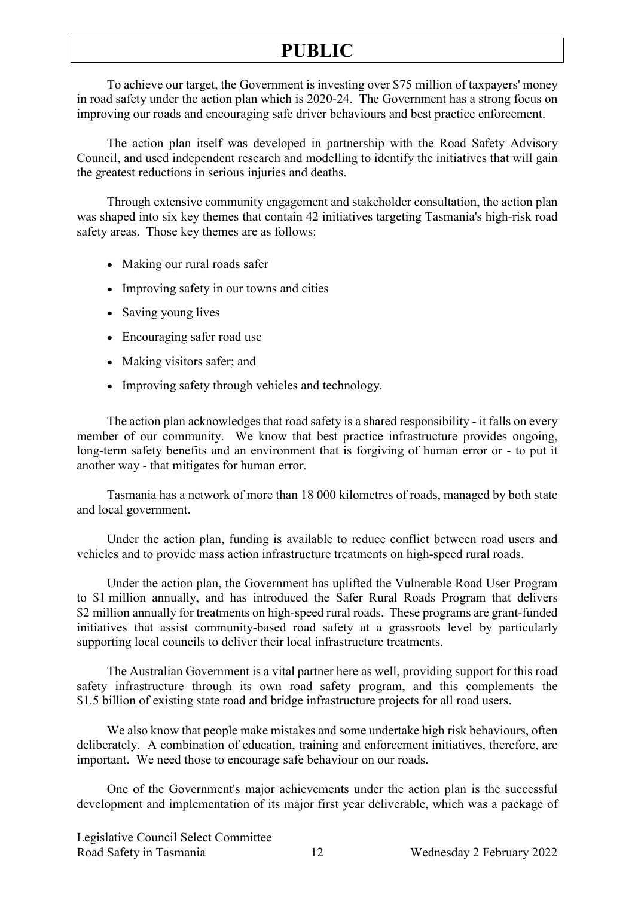To achieve our target, the Government is investing over $75 million of taxpayers' money in road safety under the action plan which is 2020-24. The Government has a strong focus on improving our roads and encouraging safe driver behaviours and best practice enforcement.

The action plan itself was developed in partnership with the Road Safety Advisory Council, and used independent research and modelling to identify the initiatives that will gain the greatest reductions in serious injuries and deaths.

Through extensive community engagement and stakeholder consultation, the action plan was shaped into six key themes that contain 42 initiatives targeting Tasmania's high-risk road safety areas. Those key themes are as follows:

- Making our rural roads safer
- Improving safety in our towns and cities
- Saving young lives
- Encouraging safer road use
- Making visitors safer; and
- Improving safety through vehicles and technology.

The action plan acknowledges that road safety is a shared responsibility - it falls on every member of our community. We know that best practice infrastructure provides ongoing, long-term safety benefits and an environment that is forgiving of human error or - to put it another way - that mitigates for human error.

Tasmania has a network of more than 18 000 kilometres of roads, managed by both state and local government.

Under the action plan, funding is available to reduce conflict between road users and vehicles and to provide mass action infrastructure treatments on high-speed rural roads.

Under the action plan, the Government has uplifted the Vulnerable Road User Program to $1 million annually, and has introduced the Safer Rural Roads Program that delivers $2 million annually for treatments on high-speed rural roads. These programs are grant-funded initiatives that assist community-based road safety at a grassroots level by particularly supporting local councils to deliver their local infrastructure treatments.

The Australian Government is a vital partner here as well, providing support for this road safety infrastructure through its own road safety program, and this complements the $1.5 billion of existing state road and bridge infrastructure projects for all road users.

We also know that people make mistakes and some undertake high risk behaviours, often deliberately. A combination of education, training and enforcement initiatives, therefore, are important. We need those to encourage safe behaviour on our roads.

One of the Government's major achievements under the action plan is the successful development and implementation of its major first year deliverable, which was a package of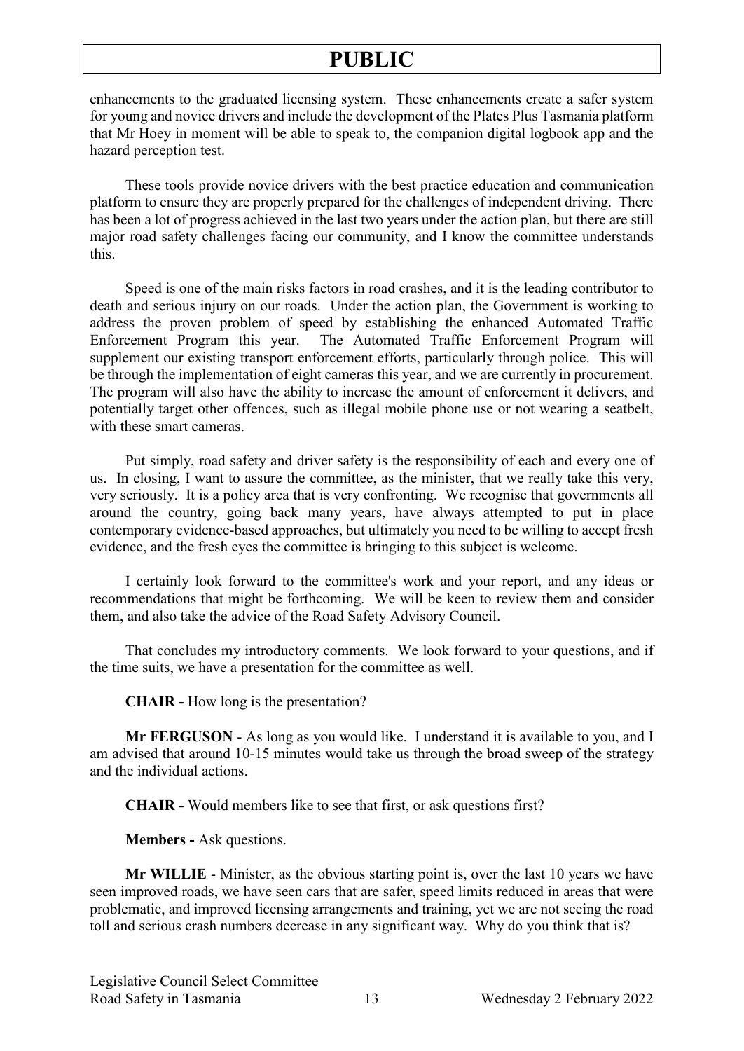enhancements to the graduated licensing system. These enhancements create a safer system for young and novice drivers and include the development of the Plates Plus Tasmania platform that Mr Hoey in moment will be able to speak to, the companion digital logbook app and the hazard perception test.

These tools provide novice drivers with the best practice education and communication platform to ensure they are properly prepared for the challenges of independent driving. There has been a lot of progress achieved in the last two years under the action plan, but there are still major road safety challenges facing our community, and I know the committee understands this.

Speed is one of the main risks factors in road crashes, and it is the leading contributor to death and serious injury on our roads. Under the action plan, the Government is working to address the proven problem of speed by establishing the enhanced Automated Traffic Enforcement Program this year. The Automated Traffic Enforcement Program will supplement our existing transport enforcement efforts, particularly through police. This will be through the implementation of eight cameras this year, and we are currently in procurement. The program will also have the ability to increase the amount of enforcement it delivers, and potentially target other offences, such as illegal mobile phone use or not wearing a seatbelt, with these smart cameras.

Put simply, road safety and driver safety is the responsibility of each and every one of us. In closing, I want to assure the committee, as the minister, that we really take this very, very seriously. It is a policy area that is very confronting. We recognise that governments all around the country, going back many years, have always attempted to put in place contemporary evidence-based approaches, but ultimately you need to be willing to accept fresh evidence, and the fresh eyes the committee is bringing to this subject is welcome.

I certainly look forward to the committee's work and your report, and any ideas or recommendations that might be forthcoming. We will be keen to review them and consider them, and also take the advice of the Road Safety Advisory Council.

That concludes my introductory comments. We look forward to your questions, and if the time suits, we have a presentation for the committee as well.

**CHAIR -** How long is the presentation?

**Mr FERGUSON** - As long as you would like. I understand it is available to you, and I am advised that around 10-15 minutes would take us through the broad sweep of the strategy and the individual actions.

**CHAIR -** Would members like to see that first, or ask questions first?

**Members -** Ask questions.

**Mr WILLIE** - Minister, as the obvious starting point is, over the last 10 years we have seen improved roads, we have seen cars that are safer, speed limits reduced in areas that were problematic, and improved licensing arrangements and training, yet we are not seeing the road toll and serious crash numbers decrease in any significant way. Why do you think that is?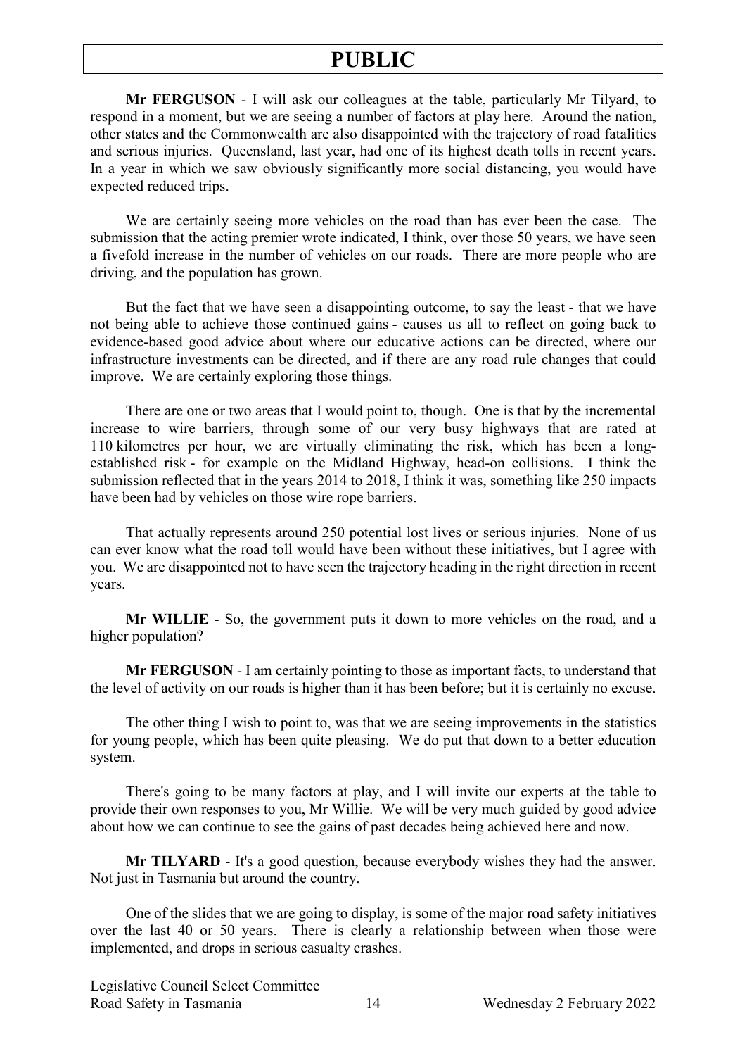**Mr FERGUSON** - I will ask our colleagues at the table, particularly Mr Tilyard, to respond in a moment, but we are seeing a number of factors at play here. Around the nation, other states and the Commonwealth are also disappointed with the trajectory of road fatalities and serious injuries. Queensland, last year, had one of its highest death tolls in recent years. In a year in which we saw obviously significantly more social distancing, you would have expected reduced trips.

We are certainly seeing more vehicles on the road than has ever been the case. The submission that the acting premier wrote indicated, I think, over those 50 years, we have seen a fivefold increase in the number of vehicles on our roads. There are more people who are driving, and the population has grown.

But the fact that we have seen a disappointing outcome, to say the least - that we have not being able to achieve those continued gains - causes us all to reflect on going back to evidence-based good advice about where our educative actions can be directed, where our infrastructure investments can be directed, and if there are any road rule changes that could improve. We are certainly exploring those things.

There are one or two areas that I would point to, though. One is that by the incremental increase to wire barriers, through some of our very busy highways that are rated at 110 kilometres per hour, we are virtually eliminating the risk, which has been a long-established risk - for example on the Midland Highway, head-on collisions. I think the submission reflected that in the years 2014 to 2018, I think it was, something like 250 impacts have been had by vehicles on those wire rope barriers.

That actually represents around 250 potential lost lives or serious injuries. None of us can ever know what the road toll would have been without these initiatives, but I agree with you. We are disappointed not to have seen the trajectory heading in the right direction in recent years.

**Mr WILLIE** - So, the government puts it down to more vehicles on the road, and a higher population?

**Mr FERGUSON** - I am certainly pointing to those as important facts, to understand that the level of activity on our roads is higher than it has been before; but it is certainly no excuse.

The other thing I wish to point to, was that we are seeing improvements in the statistics for young people, which has been quite pleasing. We do put that down to a better education system.

There's going to be many factors at play, and I will invite our experts at the table to provide their own responses to you, Mr Willie. We will be very much guided by good advice about how we can continue to see the gains of past decades being achieved here and now.

**Mr TILYARD** - It's a good question, because everybody wishes they had the answer. Not just in Tasmania but around the country.

One of the slides that we are going to display, is some of the major road safety initiatives over the last 40 or 50 years. There is clearly a relationship between when those were implemented, and drops in serious casualty crashes.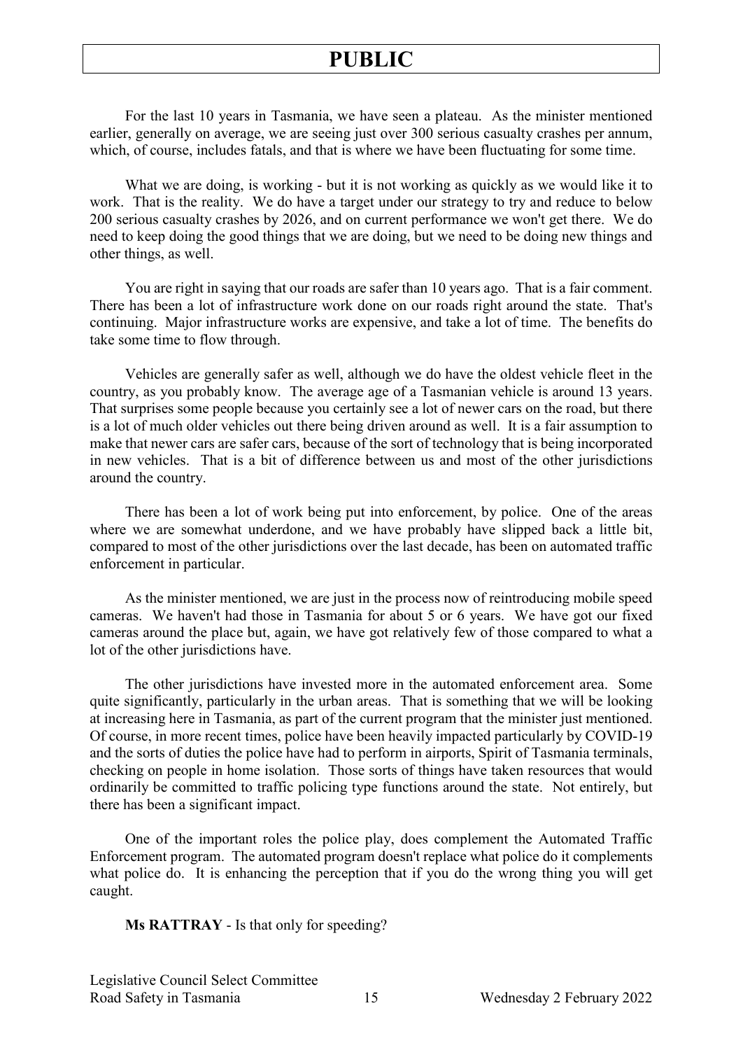For the last 10 years in Tasmania, we have seen a plateau. As the minister mentioned earlier, generally on average, we are seeing just over 300 serious casualty crashes per annum, which, of course, includes fatals, and that is where we have been fluctuating for some time.

What we are doing, is working - but it is not working as quickly as we would like it to work. That is the reality. We do have a target under our strategy to try and reduce to below 200 serious casualty crashes by 2026, and on current performance we won't get there. We do need to keep doing the good things that we are doing, but we need to be doing new things and other things, as well.

You are right in saying that our roads are safer than 10 years ago. That is a fair comment. There has been a lot of infrastructure work done on our roads right around the state. That's continuing. Major infrastructure works are expensive, and take a lot of time. The benefits do take some time to flow through.

Vehicles are generally safer as well, although we do have the oldest vehicle fleet in the country, as you probably know. The average age of a Tasmanian vehicle is around 13 years. That surprises some people because you certainly see a lot of newer cars on the road, but there is a lot of much older vehicles out there being driven around as well. It is a fair assumption to make that newer cars are safer cars, because of the sort of technology that is being incorporated in new vehicles. That is a bit of difference between us and most of the other jurisdictions around the country.

There has been a lot of work being put into enforcement, by police. One of the areas where we are somewhat underdone, and we have probably have slipped back a little bit, compared to most of the other jurisdictions over the last decade, has been on automated traffic enforcement in particular.

As the minister mentioned, we are just in the process now of reintroducing mobile speed cameras. We haven't had those in Tasmania for about 5 or 6 years. We have got our fixed cameras around the place but, again, we have got relatively few of those compared to what a lot of the other jurisdictions have.

The other jurisdictions have invested more in the automated enforcement area. Some quite significantly, particularly in the urban areas. That is something that we will be looking at increasing here in Tasmania, as part of the current program that the minister just mentioned. Of course, in more recent times, police have been heavily impacted particularly by COVID-19 and the sorts of duties the police have had to perform in airports, Spirit of Tasmania terminals, checking on people in home isolation. Those sorts of things have taken resources that would ordinarily be committed to traffic policing type functions around the state. Not entirely, but there has been a significant impact.

One of the important roles the police play, does complement the Automated Traffic Enforcement program. The automated program doesn't replace what police do it complements what police do. It is enhancing the perception that if you do the wrong thing you will get caught.

**Ms RATTRAY** - Is that only for speeding?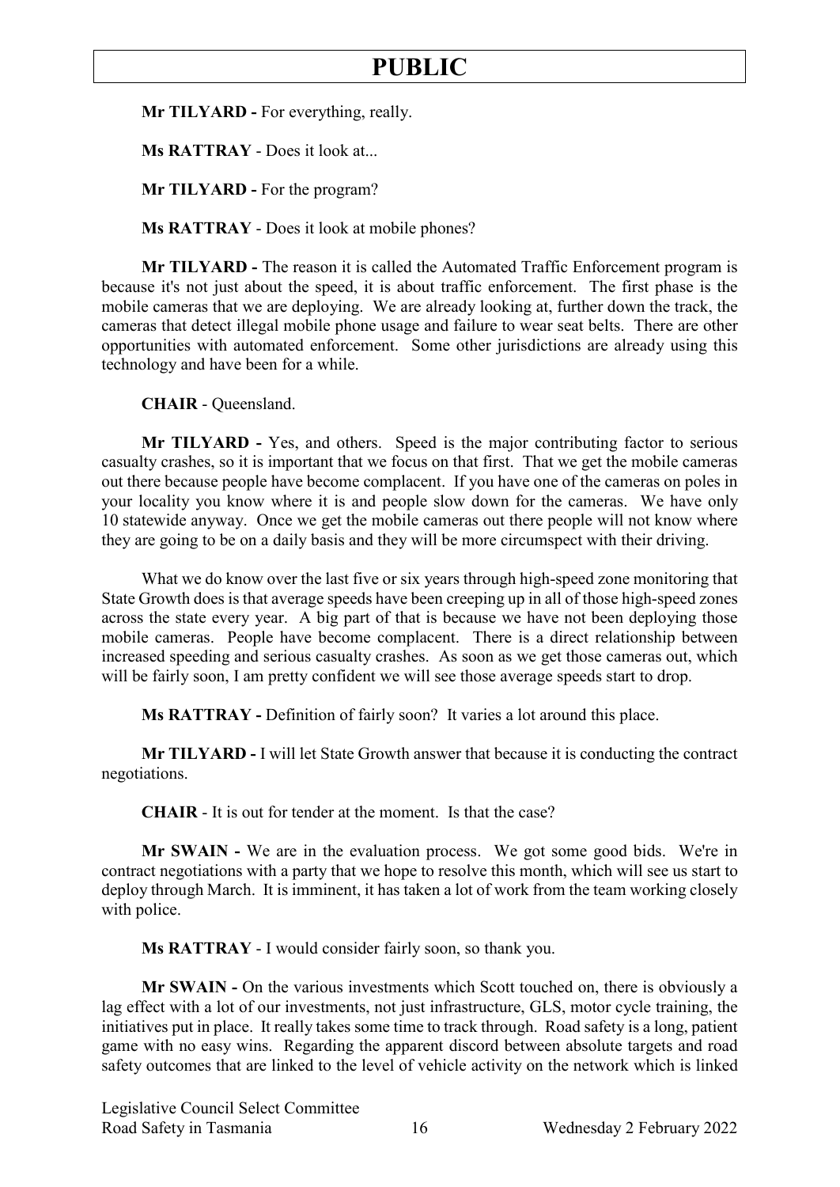**Mr TILYARD -** For everything, really.

**Ms RATTRAY** - Does it look at...

**Mr TILYARD -** For the program?

**Ms RATTRAY** - Does it look at mobile phones?

**Mr TILYARD -** The reason it is called the Automated Traffic Enforcement program is because it's not just about the speed, it is about traffic enforcement. The first phase is the mobile cameras that we are deploying. We are already looking at, further down the track, the cameras that detect illegal mobile phone usage and failure to wear seat belts. There are other opportunities with automated enforcement. Some other jurisdictions are already using this technology and have been for a while.

**CHAIR** - Queensland.

**Mr TILYARD -** Yes, and others. Speed is the major contributing factor to serious casualty crashes, so it is important that we focus on that first. That we get the mobile cameras out there because people have become complacent. If you have one of the cameras on poles in your locality you know where it is and people slow down for the cameras. We have only 10 statewide anyway. Once we get the mobile cameras out there people will not know where they are going to be on a daily basis and they will be more circumspect with their driving.

What we do know over the last five or six years through high-speed zone monitoring that State Growth does is that average speeds have been creeping up in all of those high-speed zones across the state every year. A big part of that is because we have not been deploying those mobile cameras. People have become complacent. There is a direct relationship between increased speeding and serious casualty crashes. As soon as we get those cameras out, which will be fairly soon, I am pretty confident we will see those average speeds start to drop.

**Ms RATTRAY -** Definition of fairly soon? It varies a lot around this place.

**Mr TILYARD -** I will let State Growth answer that because it is conducting the contract negotiations.

**CHAIR** - It is out for tender at the moment. Is that the case?

**Mr SWAIN -** We are in the evaluation process. We got some good bids. We're in contract negotiations with a party that we hope to resolve this month, which will see us start to deploy through March. It is imminent, it has taken a lot of work from the team working closely with police.

**Ms RATTRAY** - I would consider fairly soon, so thank you.

**Mr SWAIN -** On the various investments which Scott touched on, there is obviously a lag effect with a lot of our investments, not just infrastructure, GLS, motor cycle training, the initiatives put in place. It really takes some time to track through. Road safety is a long, patient game with no easy wins. Regarding the apparent discord between absolute targets and road safety outcomes that are linked to the level of vehicle activity on the network which is linked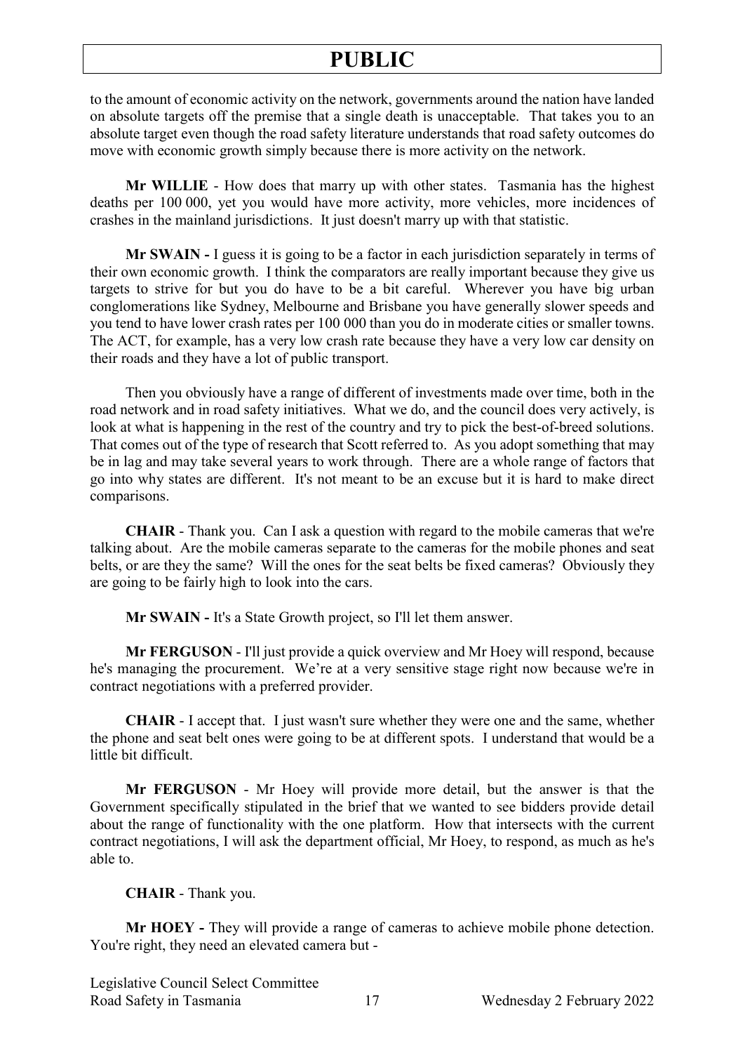to the amount of economic activity on the network, governments around the nation have landed on absolute targets off the premise that a single death is unacceptable. That takes you to an absolute target even though the road safety literature understands that road safety outcomes do move with economic growth simply because there is more activity on the network.

**Mr WILLIE** - How does that marry up with other states. Tasmania has the highest deaths per 100 000, yet you would have more activity, more vehicles, more incidences of crashes in the mainland jurisdictions. It just doesn't marry up with that statistic.

**Mr SWAIN -** I guess it is going to be a factor in each jurisdiction separately in terms of their own economic growth. I think the comparators are really important because they give us targets to strive for but you do have to be a bit careful. Wherever you have big urban conglomerations like Sydney, Melbourne and Brisbane you have generally slower speeds and you tend to have lower crash rates per 100 000 than you do in moderate cities or smaller towns. The ACT, for example, has a very low crash rate because they have a very low car density on their roads and they have a lot of public transport.

Then you obviously have a range of different of investments made over time, both in the road network and in road safety initiatives. What we do, and the council does very actively, is look at what is happening in the rest of the country and try to pick the best-of-breed solutions. That comes out of the type of research that Scott referred to. As you adopt something that may be in lag and may take several years to work through. There are a whole range of factors that go into why states are different. It's not meant to be an excuse but it is hard to make direct comparisons.

**CHAIR** - Thank you. Can I ask a question with regard to the mobile cameras that we're talking about. Are the mobile cameras separate to the cameras for the mobile phones and seat belts, or are they the same? Will the ones for the seat belts be fixed cameras? Obviously they are going to be fairly high to look into the cars.

**Mr SWAIN -** It's a State Growth project, so I'll let them answer.

**Mr FERGUSON** - I'll just provide a quick overview and Mr Hoey will respond, because he's managing the procurement. We're at a very sensitive stage right now because we're in contract negotiations with a preferred provider.

**CHAIR** - I accept that. I just wasn't sure whether they were one and the same, whether the phone and seat belt ones were going to be at different spots. I understand that would be a little bit difficult.

**Mr FERGUSON** - Mr Hoey will provide more detail, but the answer is that the Government specifically stipulated in the brief that we wanted to see bidders provide detail about the range of functionality with the one platform. How that intersects with the current contract negotiations, I will ask the department official, Mr Hoey, to respond, as much as he's able to.

**CHAIR** - Thank you.

**Mr HOEY -** They will provide a range of cameras to achieve mobile phone detection. You're right, they need an elevated camera but -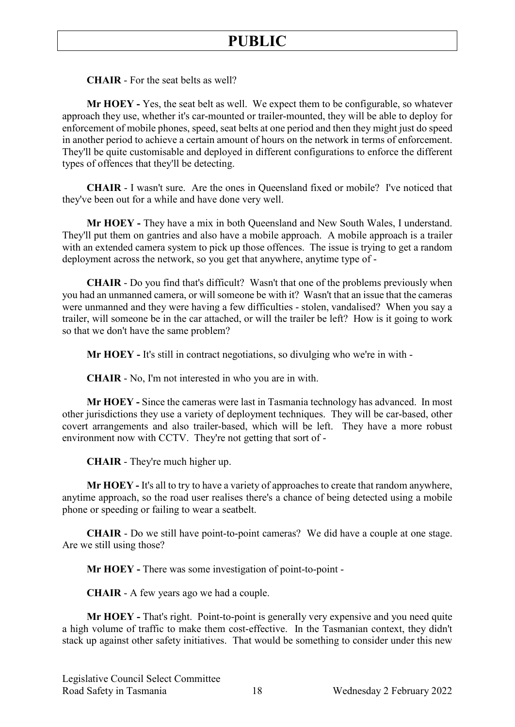**CHAIR** - For the seat belts as well?

**Mr HOEY -** Yes, the seat belt as well. We expect them to be configurable, so whatever approach they use, whether it's car-mounted or trailer-mounted, they will be able to deploy for enforcement of mobile phones, speed, seat belts at one period and then they might just do speed in another period to achieve a certain amount of hours on the network in terms of enforcement. They'll be quite customisable and deployed in different configurations to enforce the different types of offences that they'll be detecting.

**CHAIR** - I wasn't sure. Are the ones in Queensland fixed or mobile? I've noticed that they've been out for a while and have done very well.

**Mr HOEY -** They have a mix in both Queensland and New South Wales, I understand. They'll put them on gantries and also have a mobile approach. A mobile approach is a trailer with an extended camera system to pick up those offences. The issue is trying to get a random deployment across the network, so you get that anywhere, anytime type of -

**CHAIR** - Do you find that's difficult? Wasn't that one of the problems previously when you had an unmanned camera, or will someone be with it? Wasn't that an issue that the cameras were unmanned and they were having a few difficulties - stolen, vandalised? When you say a trailer, will someone be in the car attached, or will the trailer be left? How is it going to work so that we don't have the same problem?

**Mr HOEY -** It's still in contract negotiations, so divulging who we're in with -

**CHAIR** - No, I'm not interested in who you are in with.

**Mr HOEY -** Since the cameras were last in Tasmania technology has advanced. In most other jurisdictions they use a variety of deployment techniques. They will be car-based, other covert arrangements and also trailer-based, which will be left. They have a more robust environment now with CCTV. They're not getting that sort of -

**CHAIR** - They're much higher up.

**Mr HOEY -** It's all to try to have a variety of approaches to create that random anywhere, anytime approach, so the road user realises there's a chance of being detected using a mobile phone or speeding or failing to wear a seatbelt.

**CHAIR** - Do we still have point-to-point cameras? We did have a couple at one stage. Are we still using those?

**Mr HOEY -** There was some investigation of point-to-point -

**CHAIR** - A few years ago we had a couple.

**Mr HOEY -** That's right. Point-to-point is generally very expensive and you need quite a high volume of traffic to make them cost-effective. In the Tasmanian context, they didn't stack up against other safety initiatives. That would be something to consider under this new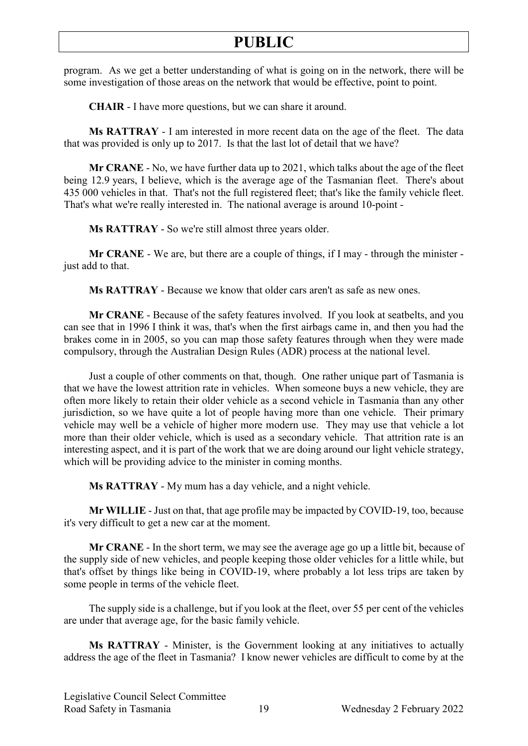program. As we get a better understanding of what is going on in the network, there will be some investigation of those areas on the network that would be effective, point to point.

**CHAIR** - I have more questions, but we can share it around.

**Ms RATTRAY** - I am interested in more recent data on the age of the fleet. The data that was provided is only up to 2017. Is that the last lot of detail that we have?

**Mr CRANE** - No, we have further data up to 2021, which talks about the age of the fleet being 12.9 years, I believe, which is the average age of the Tasmanian fleet. There's about 435 000 vehicles in that. That's not the full registered fleet; that's like the family vehicle fleet. That's what we're really interested in. The national average is around 10-point -

**Ms RATTRAY** - So we're still almost three years older.

**Mr CRANE** - We are, but there are a couple of things, if I may - through the minister - just add to that.

**Ms RATTRAY** - Because we know that older cars aren't as safe as new ones.

**Mr CRANE** - Because of the safety features involved. If you look at seatbelts, and you can see that in 1996 I think it was, that's when the first airbags came in, and then you had the brakes come in in 2005, so you can map those safety features through when they were made compulsory, through the Australian Design Rules (ADR) process at the national level.

Just a couple of other comments on that, though. One rather unique part of Tasmania is that we have the lowest attrition rate in vehicles. When someone buys a new vehicle, they are often more likely to retain their older vehicle as a second vehicle in Tasmania than any other jurisdiction, so we have quite a lot of people having more than one vehicle. Their primary vehicle may well be a vehicle of higher more modern use. They may use that vehicle a lot more than their older vehicle, which is used as a secondary vehicle. That attrition rate is an interesting aspect, and it is part of the work that we are doing around our light vehicle strategy, which will be providing advice to the minister in coming months.

**Ms RATTRAY** - My mum has a day vehicle, and a night vehicle.

**Mr WILLIE** - Just on that, that age profile may be impacted by COVID-19, too, because it's very difficult to get a new car at the moment.

**Mr CRANE** - In the short term, we may see the average age go up a little bit, because of the supply side of new vehicles, and people keeping those older vehicles for a little while, but that's offset by things like being in COVID-19, where probably a lot less trips are taken by some people in terms of the vehicle fleet.

The supply side is a challenge, but if you look at the fleet, over 55 per cent of the vehicles are under that average age, for the basic family vehicle.

**Ms RATTRAY** - Minister, is the Government looking at any initiatives to actually address the age of the fleet in Tasmania? I know newer vehicles are difficult to come by at the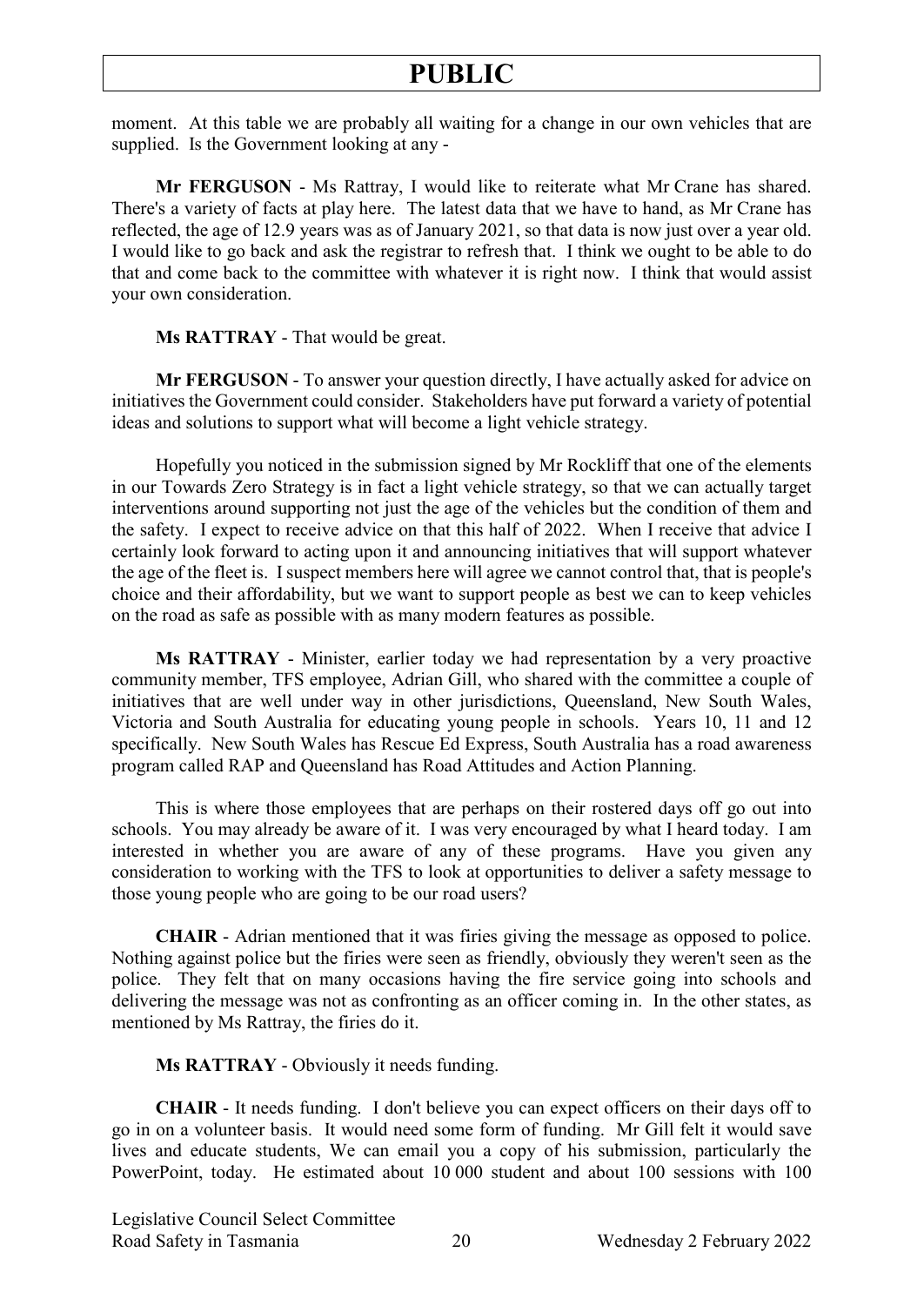moment. At this table we are probably all waiting for a change in our own vehicles that are supplied. Is the Government looking at any -

**Mr FERGUSON** - Ms Rattray, I would like to reiterate what Mr Crane has shared. There's a variety of facts at play here. The latest data that we have to hand, as Mr Crane has reflected, the age of 12.9 years was as of January 2021, so that data is now just over a year old. I would like to go back and ask the registrar to refresh that. I think we ought to be able to do that and come back to the committee with whatever it is right now. I think that would assist your own consideration.

**Ms RATTRAY** - That would be great.

**Mr FERGUSON** - To answer your question directly, I have actually asked for advice on initiatives the Government could consider. Stakeholders have put forward a variety of potential ideas and solutions to support what will become a light vehicle strategy.

Hopefully you noticed in the submission signed by Mr Rockliff that one of the elements in our Towards Zero Strategy is in fact a light vehicle strategy, so that we can actually target interventions around supporting not just the age of the vehicles but the condition of them and the safety. I expect to receive advice on that this half of 2022. When I receive that advice I certainly look forward to acting upon it and announcing initiatives that will support whatever the age of the fleet is. I suspect members here will agree we cannot control that, that is people's choice and their affordability, but we want to support people as best we can to keep vehicles on the road as safe as possible with as many modern features as possible.

**Ms RATTRAY** - Minister, earlier today we had representation by a very proactive community member, TFS employee, Adrian Gill, who shared with the committee a couple of initiatives that are well under way in other jurisdictions, Queensland, New South Wales, Victoria and South Australia for educating young people in schools. Years 10, 11 and 12 specifically. New South Wales has Rescue Ed Express, South Australia has a road awareness program called RAP and Queensland has Road Attitudes and Action Planning.

This is where those employees that are perhaps on their rostered days off go out into schools. You may already be aware of it. I was very encouraged by what I heard today. I am interested in whether you are aware of any of these programs. Have you given any consideration to working with the TFS to look at opportunities to deliver a safety message to those young people who are going to be our road users?

**CHAIR** - Adrian mentioned that it was firies giving the message as opposed to police. Nothing against police but the firies were seen as friendly, obviously they weren't seen as the police. They felt that on many occasions having the fire service going into schools and delivering the message was not as confronting as an officer coming in. In the other states, as mentioned by Ms Rattray, the firies do it.

**Ms RATTRAY** - Obviously it needs funding.

**CHAIR** - It needs funding. I don't believe you can expect officers on their days off to go in on a volunteer basis. It would need some form of funding. Mr Gill felt it would save lives and educate students, We can email you a copy of his submission, particularly the PowerPoint, today. He estimated about 10 000 student and about 100 sessions with 100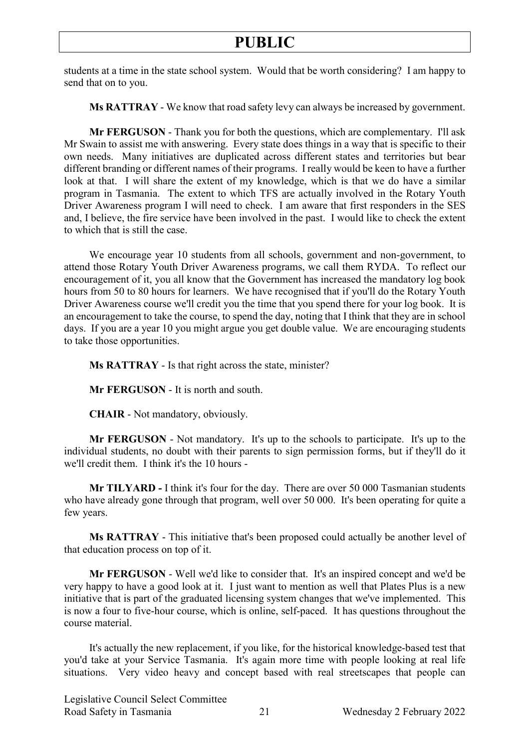students at a time in the state school system. Would that be worth considering? I am happy to send that on to you.

**Ms RATTRAY** - We know that road safety levy can always be increased by government.

**Mr FERGUSON** - Thank you for both the questions, which are complementary. I'll ask Mr Swain to assist me with answering. Every state does things in a way that is specific to their own needs. Many initiatives are duplicated across different states and territories but bear different branding or different names of their programs. I really would be keen to have a further look at that. I will share the extent of my knowledge, which is that we do have a similar program in Tasmania. The extent to which TFS are actually involved in the Rotary Youth Driver Awareness program I will need to check. I am aware that first responders in the SES and, I believe, the fire service have been involved in the past. I would like to check the extent to which that is still the case.

We encourage year 10 students from all schools, government and non-government, to attend those Rotary Youth Driver Awareness programs, we call them RYDA. To reflect our encouragement of it, you all know that the Government has increased the mandatory log book hours from 50 to 80 hours for learners. We have recognised that if you'll do the Rotary Youth Driver Awareness course we'll credit you the time that you spend there for your log book. It is an encouragement to take the course, to spend the day, noting that I think that they are in school days. If you are a year 10 you might argue you get double value. We are encouraging students to take those opportunities.

**Ms RATTRAY** - Is that right across the state, minister?

**Mr FERGUSON** - It is north and south.

**CHAIR** - Not mandatory, obviously.

**Mr FERGUSON** - Not mandatory. It's up to the schools to participate. It's up to the individual students, no doubt with their parents to sign permission forms, but if they'll do it we'll credit them. I think it's the 10 hours -

**Mr TILYARD -** I think it's four for the day. There are over 50 000 Tasmanian students who have already gone through that program, well over 50 000. It's been operating for quite a few years.

**Ms RATTRAY** - This initiative that's been proposed could actually be another level of that education process on top of it.

**Mr FERGUSON** - Well we'd like to consider that. It's an inspired concept and we'd be very happy to have a good look at it. I just want to mention as well that Plates Plus is a new initiative that is part of the graduated licensing system changes that we've implemented. This is now a four to five-hour course, which is online, self-paced. It has questions throughout the course material.

It's actually the new replacement, if you like, for the historical knowledge-based test that you'd take at your Service Tasmania. It's again more time with people looking at real life situations. Very video heavy and concept based with real streetscapes that people can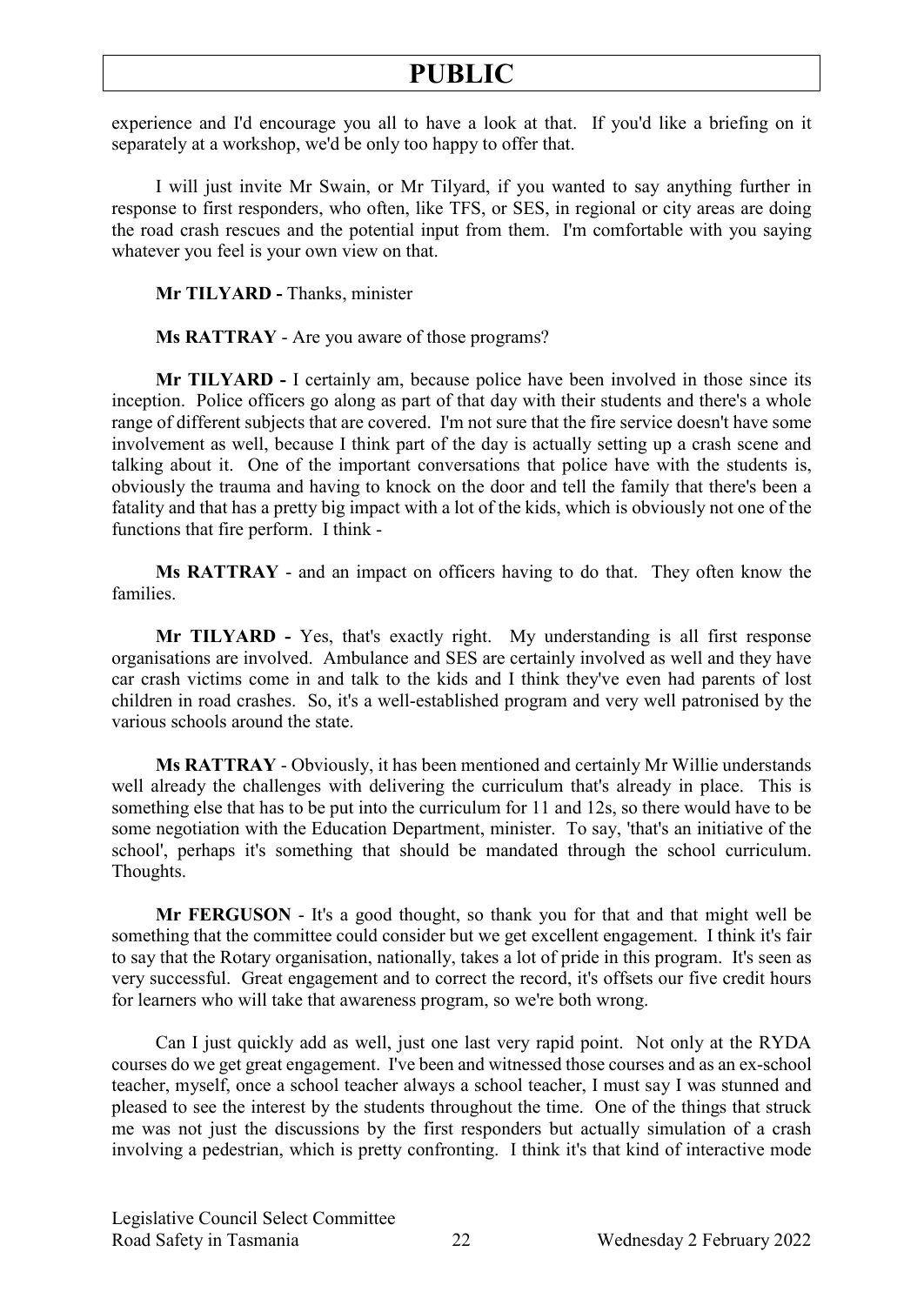experience and I'd encourage you all to have a look at that. If you'd like a briefing on it separately at a workshop, we'd be only too happy to offer that.

I will just invite Mr Swain, or Mr Tilyard, if you wanted to say anything further in response to first responders, who often, like TFS, or SES, in regional or city areas are doing the road crash rescues and the potential input from them. I'm comfortable with you saying whatever you feel is your own view on that.

**Mr TILYARD -** Thanks, minister

**Ms RATTRAY** - Are you aware of those programs?

**Mr TILYARD -** I certainly am, because police have been involved in those since its inception. Police officers go along as part of that day with their students and there's a whole range of different subjects that are covered. I'm not sure that the fire service doesn't have some involvement as well, because I think part of the day is actually setting up a crash scene and talking about it. One of the important conversations that police have with the students is, obviously the trauma and having to knock on the door and tell the family that there's been a fatality and that has a pretty big impact with a lot of the kids, which is obviously not one of the functions that fire perform. I think -

**Ms RATTRAY** - and an impact on officers having to do that. They often know the families.

**Mr TILYARD -** Yes, that's exactly right. My understanding is all first response organisations are involved. Ambulance and SES are certainly involved as well and they have car crash victims come in and talk to the kids and I think they've even had parents of lost children in road crashes. So, it's a well-established program and very well patronised by the various schools around the state.

**Ms RATTRAY** - Obviously, it has been mentioned and certainly Mr Willie understands well already the challenges with delivering the curriculum that's already in place. This is something else that has to be put into the curriculum for 11 and 12s, so there would have to be some negotiation with the Education Department, minister. To say, 'that's an initiative of the school', perhaps it's something that should be mandated through the school curriculum. Thoughts.

**Mr FERGUSON** - It's a good thought, so thank you for that and that might well be something that the committee could consider but we get excellent engagement. I think it's fair to say that the Rotary organisation, nationally, takes a lot of pride in this program. It's seen as very successful. Great engagement and to correct the record, it's offsets our five credit hours for learners who will take that awareness program, so we're both wrong.

Can I just quickly add as well, just one last very rapid point. Not only at the RYDA courses do we get great engagement. I've been and witnessed those courses and as an ex-school teacher, myself, once a school teacher always a school teacher, I must say I was stunned and pleased to see the interest by the students throughout the time. One of the things that struck me was not just the discussions by the first responders but actually simulation of a crash involving a pedestrian, which is pretty confronting. I think it's that kind of interactive mode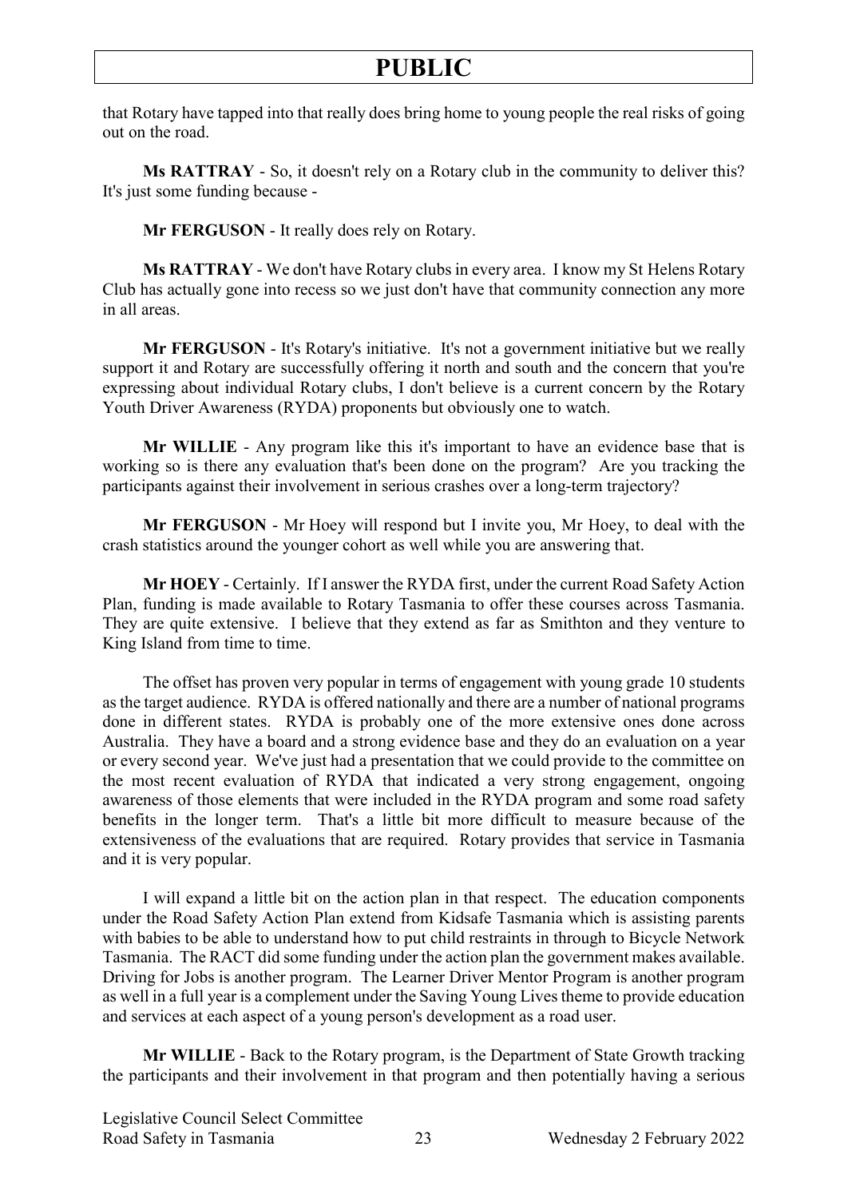that Rotary have tapped into that really does bring home to young people the real risks of going out on the road.

**Ms RATTRAY** - So, it doesn't rely on a Rotary club in the community to deliver this? It's just some funding because -

**Mr FERGUSON** - It really does rely on Rotary.

**Ms RATTRAY** - We don't have Rotary clubs in every area. I know my St Helens Rotary Club has actually gone into recess so we just don't have that community connection any more in all areas.

**Mr FERGUSON** - It's Rotary's initiative. It's not a government initiative but we really support it and Rotary are successfully offering it north and south and the concern that you're expressing about individual Rotary clubs, I don't believe is a current concern by the Rotary Youth Driver Awareness (RYDA) proponents but obviously one to watch.

**Mr WILLIE** - Any program like this it's important to have an evidence base that is working so is there any evaluation that's been done on the program? Are you tracking the participants against their involvement in serious crashes over a long-term trajectory?

**Mr FERGUSON** - Mr Hoey will respond but I invite you, Mr Hoey, to deal with the crash statistics around the younger cohort as well while you are answering that.

**Mr HOEY** - Certainly. If I answer the RYDA first, under the current Road Safety Action Plan, funding is made available to Rotary Tasmania to offer these courses across Tasmania. They are quite extensive. I believe that they extend as far as Smithton and they venture to King Island from time to time.

The offset has proven very popular in terms of engagement with young grade 10 students as the target audience. RYDA is offered nationally and there are a number of national programs done in different states. RYDA is probably one of the more extensive ones done across Australia. They have a board and a strong evidence base and they do an evaluation on a year or every second year. We've just had a presentation that we could provide to the committee on the most recent evaluation of RYDA that indicated a very strong engagement, ongoing awareness of those elements that were included in the RYDA program and some road safety benefits in the longer term. That's a little bit more difficult to measure because of the extensiveness of the evaluations that are required. Rotary provides that service in Tasmania and it is very popular.

I will expand a little bit on the action plan in that respect. The education components under the Road Safety Action Plan extend from Kidsafe Tasmania which is assisting parents with babies to be able to understand how to put child restraints in through to Bicycle Network Tasmania. The RACT did some funding under the action plan the government makes available. Driving for Jobs is another program. The Learner Driver Mentor Program is another program as well in a full year is a complement under the Saving Young Lives theme to provide education and services at each aspect of a young person's development as a road user.

**Mr WILLIE** - Back to the Rotary program, is the Department of State Growth tracking the participants and their involvement in that program and then potentially having a serious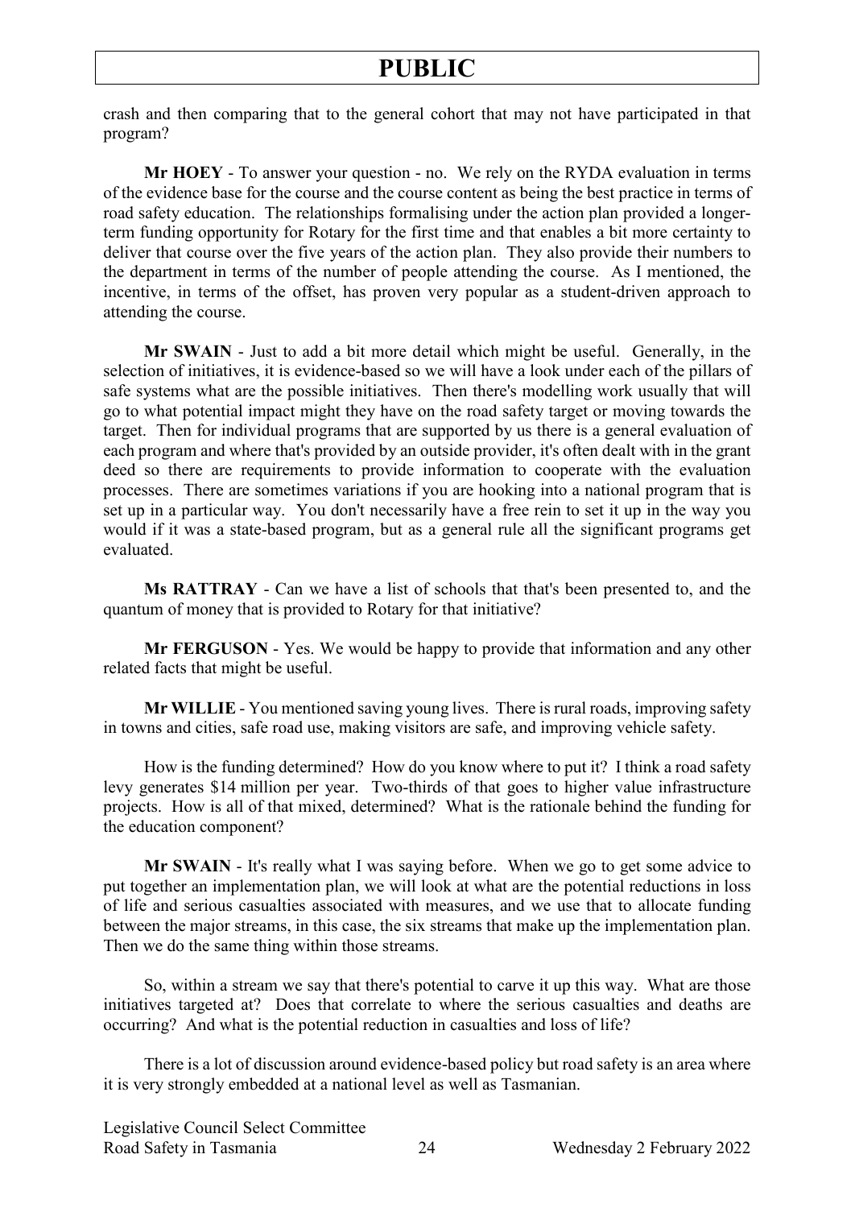crash and then comparing that to the general cohort that may not have participated in that program?

**Mr HOEY** - To answer your question - no. We rely on the RYDA evaluation in terms of the evidence base for the course and the course content as being the best practice in terms of road safety education. The relationships formalising under the action plan provided a longer-term funding opportunity for Rotary for the first time and that enables a bit more certainty to deliver that course over the five years of the action plan. They also provide their numbers to the department in terms of the number of people attending the course. As I mentioned, the incentive, in terms of the offset, has proven very popular as a student-driven approach to attending the course.

**Mr SWAIN** - Just to add a bit more detail which might be useful. Generally, in the selection of initiatives, it is evidence-based so we will have a look under each of the pillars of safe systems what are the possible initiatives. Then there's modelling work usually that will go to what potential impact might they have on the road safety target or moving towards the target. Then for individual programs that are supported by us there is a general evaluation of each program and where that's provided by an outside provider, it's often dealt with in the grant deed so there are requirements to provide information to cooperate with the evaluation processes. There are sometimes variations if you are hooking into a national program that is set up in a particular way. You don't necessarily have a free rein to set it up in the way you would if it was a state-based program, but as a general rule all the significant programs get evaluated.

**Ms RATTRAY** - Can we have a list of schools that that's been presented to, and the quantum of money that is provided to Rotary for that initiative?

**Mr FERGUSON** - Yes. We would be happy to provide that information and any other related facts that might be useful.

**Mr WILLIE** - You mentioned saving young lives. There is rural roads, improving safety in towns and cities, safe road use, making visitors are safe, and improving vehicle safety.

How is the funding determined? How do you know where to put it? I think a road safety levy generates $14 million per year. Two-thirds of that goes to higher value infrastructure projects. How is all of that mixed, determined? What is the rationale behind the funding for the education component?

**Mr SWAIN** - It's really what I was saying before. When we go to get some advice to put together an implementation plan, we will look at what are the potential reductions in loss of life and serious casualties associated with measures, and we use that to allocate funding between the major streams, in this case, the six streams that make up the implementation plan. Then we do the same thing within those streams.

So, within a stream we say that there's potential to carve it up this way. What are those initiatives targeted at? Does that correlate to where the serious casualties and deaths are occurring? And what is the potential reduction in casualties and loss of life?

There is a lot of discussion around evidence-based policy but road safety is an area where it is very strongly embedded at a national level as well as Tasmanian.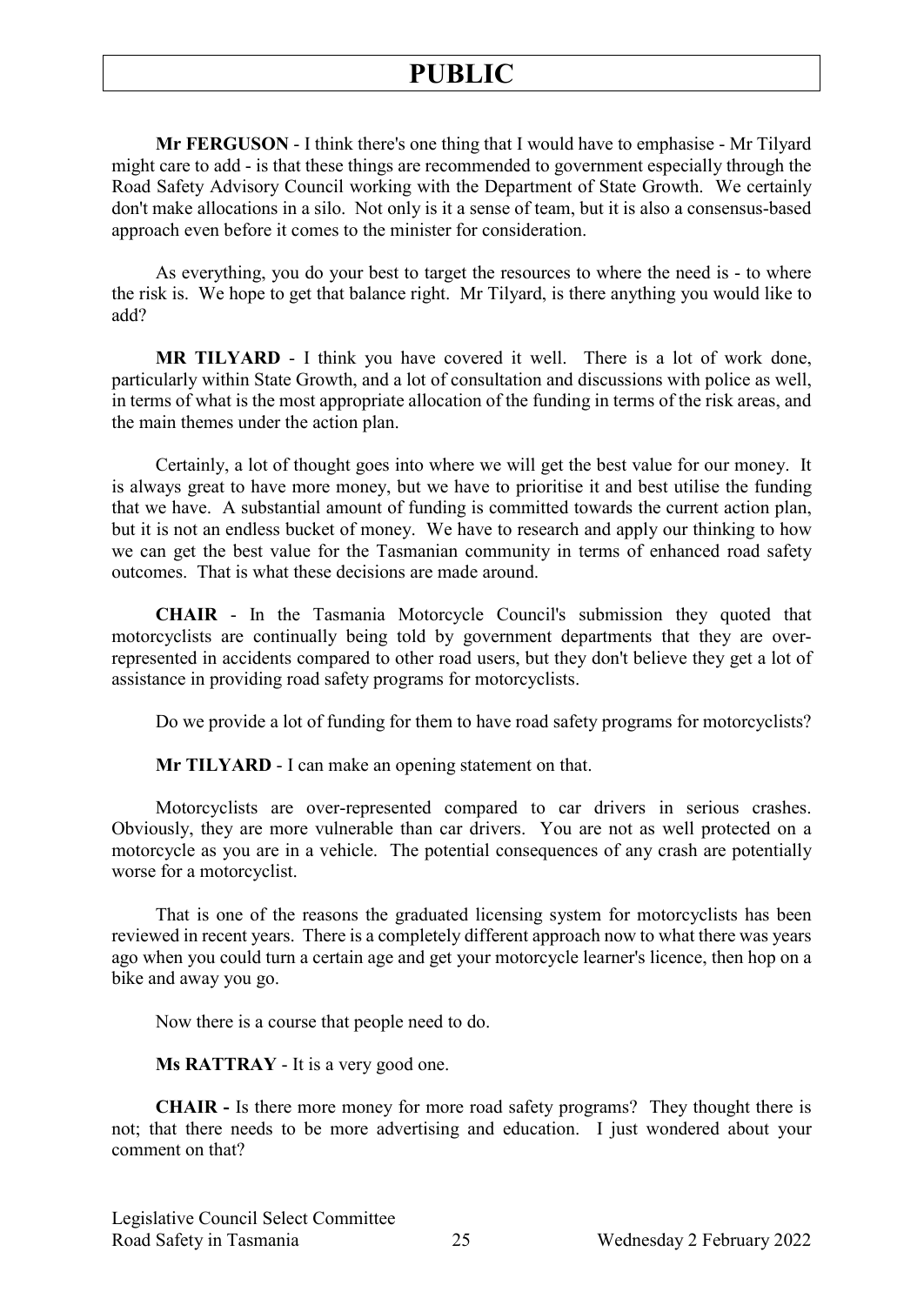**Mr FERGUSON** - I think there's one thing that I would have to emphasise - Mr Tilyard might care to add - is that these things are recommended to government especially through the Road Safety Advisory Council working with the Department of State Growth. We certainly don't make allocations in a silo. Not only is it a sense of team, but it is also a consensus-based approach even before it comes to the minister for consideration.

As everything, you do your best to target the resources to where the need is - to where the risk is. We hope to get that balance right. Mr Tilyard, is there anything you would like to add?

**MR TILYARD** - I think you have covered it well. There is a lot of work done, particularly within State Growth, and a lot of consultation and discussions with police as well, in terms of what is the most appropriate allocation of the funding in terms of the risk areas, and the main themes under the action plan.

Certainly, a lot of thought goes into where we will get the best value for our money. It is always great to have more money, but we have to prioritise it and best utilise the funding that we have. A substantial amount of funding is committed towards the current action plan, but it is not an endless bucket of money. We have to research and apply our thinking to how we can get the best value for the Tasmanian community in terms of enhanced road safety outcomes. That is what these decisions are made around.

**CHAIR** - In the Tasmania Motorcycle Council's submission they quoted that motorcyclists are continually being told by government departments that they are over-represented in accidents compared to other road users, but they don't believe they get a lot of assistance in providing road safety programs for motorcyclists.

Do we provide a lot of funding for them to have road safety programs for motorcyclists?

**Mr TILYARD** - I can make an opening statement on that.

Motorcyclists are over-represented compared to car drivers in serious crashes. Obviously, they are more vulnerable than car drivers. You are not as well protected on a motorcycle as you are in a vehicle. The potential consequences of any crash are potentially worse for a motorcyclist.

That is one of the reasons the graduated licensing system for motorcyclists has been reviewed in recent years. There is a completely different approach now to what there was years ago when you could turn a certain age and get your motorcycle learner's licence, then hop on a bike and away you go.

Now there is a course that people need to do.

**Ms RATTRAY** - It is a very good one.

**CHAIR -** Is there more money for more road safety programs? They thought there is not; that there needs to be more advertising and education. I just wondered about your comment on that?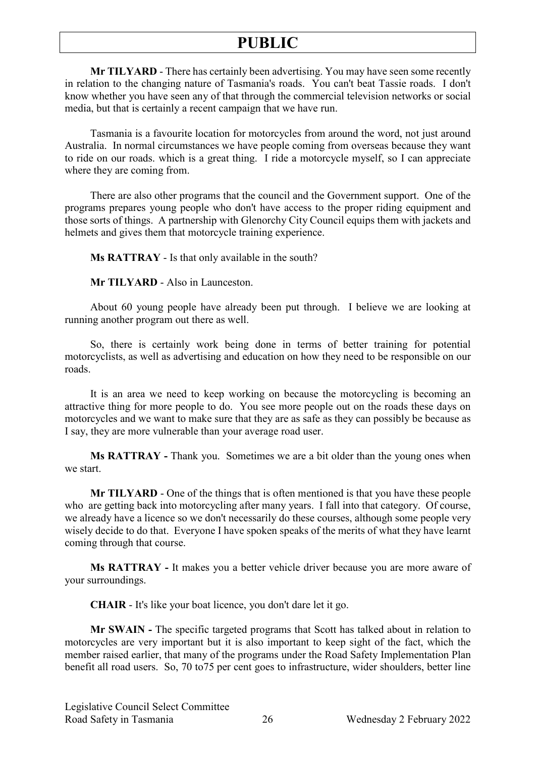**Mr TILYARD** - There has certainly been advertising. You may have seen some recently in relation to the changing nature of Tasmania's roads. You can't beat Tassie roads. I don't know whether you have seen any of that through the commercial television networks or social media, but that is certainly a recent campaign that we have run.

Tasmania is a favourite location for motorcycles from around the word, not just around Australia. In normal circumstances we have people coming from overseas because they want to ride on our roads. which is a great thing. I ride a motorcycle myself, so I can appreciate where they are coming from.

There are also other programs that the council and the Government support. One of the programs prepares young people who don't have access to the proper riding equipment and those sorts of things. A partnership with Glenorchy City Council equips them with jackets and helmets and gives them that motorcycle training experience.

**Ms RATTRAY** - Is that only available in the south?

**Mr TILYARD** - Also in Launceston.

About 60 young people have already been put through. I believe we are looking at running another program out there as well.

So, there is certainly work being done in terms of better training for potential motorcyclists, as well as advertising and education on how they need to be responsible on our roads.

It is an area we need to keep working on because the motorcycling is becoming an attractive thing for more people to do. You see more people out on the roads these days on motorcycles and we want to make sure that they are as safe as they can possibly be because as I say, they are more vulnerable than your average road user.

**Ms RATTRAY -** Thank you. Sometimes we are a bit older than the young ones when we start.

**Mr TILYARD** - One of the things that is often mentioned is that you have these people who are getting back into motorcycling after many years. I fall into that category. Of course, we already have a licence so we don't necessarily do these courses, although some people very wisely decide to do that. Everyone I have spoken speaks of the merits of what they have learnt coming through that course.

**Ms RATTRAY -** It makes you a better vehicle driver because you are more aware of your surroundings.

**CHAIR** - It's like your boat licence, you don't dare let it go.

**Mr SWAIN -** The specific targeted programs that Scott has talked about in relation to motorcycles are very important but it is also important to keep sight of the fact, which the member raised earlier, that many of the programs under the Road Safety Implementation Plan benefit all road users. So, 70 to75 per cent goes to infrastructure, wider shoulders, better line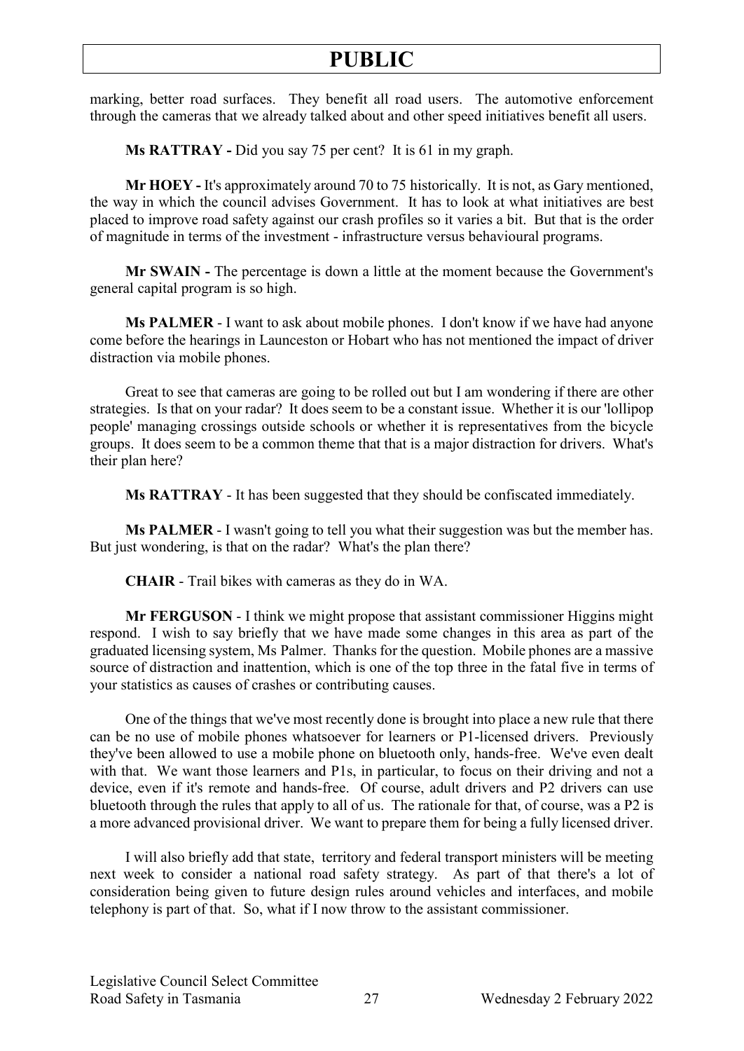marking, better road surfaces. They benefit all road users. The automotive enforcement through the cameras that we already talked about and other speed initiatives benefit all users.

**Ms RATTRAY -** Did you say 75 per cent? It is 61 in my graph.

**Mr HOEY -** It's approximately around 70 to 75 historically. It is not, as Gary mentioned, the way in which the council advises Government. It has to look at what initiatives are best placed to improve road safety against our crash profiles so it varies a bit. But that is the order of magnitude in terms of the investment - infrastructure versus behavioural programs.

**Mr SWAIN -** The percentage is down a little at the moment because the Government's general capital program is so high.

**Ms PALMER** - I want to ask about mobile phones. I don't know if we have had anyone come before the hearings in Launceston or Hobart who has not mentioned the impact of driver distraction via mobile phones.

Great to see that cameras are going to be rolled out but I am wondering if there are other strategies. Is that on your radar? It does seem to be a constant issue. Whether it is our 'lollipop people' managing crossings outside schools or whether it is representatives from the bicycle groups. It does seem to be a common theme that that is a major distraction for drivers. What's their plan here?

**Ms RATTRAY** - It has been suggested that they should be confiscated immediately.

**Ms PALMER** - I wasn't going to tell you what their suggestion was but the member has. But just wondering, is that on the radar? What's the plan there?

**CHAIR** - Trail bikes with cameras as they do in WA.

**Mr FERGUSON** - I think we might propose that assistant commissioner Higgins might respond. I wish to say briefly that we have made some changes in this area as part of the graduated licensing system, Ms Palmer. Thanks for the question. Mobile phones are a massive source of distraction and inattention, which is one of the top three in the fatal five in terms of your statistics as causes of crashes or contributing causes.

One of the things that we've most recently done is brought into place a new rule that there can be no use of mobile phones whatsoever for learners or P1-licensed drivers. Previously they've been allowed to use a mobile phone on bluetooth only, hands-free. We've even dealt with that. We want those learners and P1s, in particular, to focus on their driving and not a device, even if it's remote and hands-free. Of course, adult drivers and P2 drivers can use bluetooth through the rules that apply to all of us. The rationale for that, of course, was a P2 is a more advanced provisional driver. We want to prepare them for being a fully licensed driver.

I will also briefly add that state, territory and federal transport ministers will be meeting next week to consider a national road safety strategy. As part of that there's a lot of consideration being given to future design rules around vehicles and interfaces, and mobile telephony is part of that. So, what if I now throw to the assistant commissioner.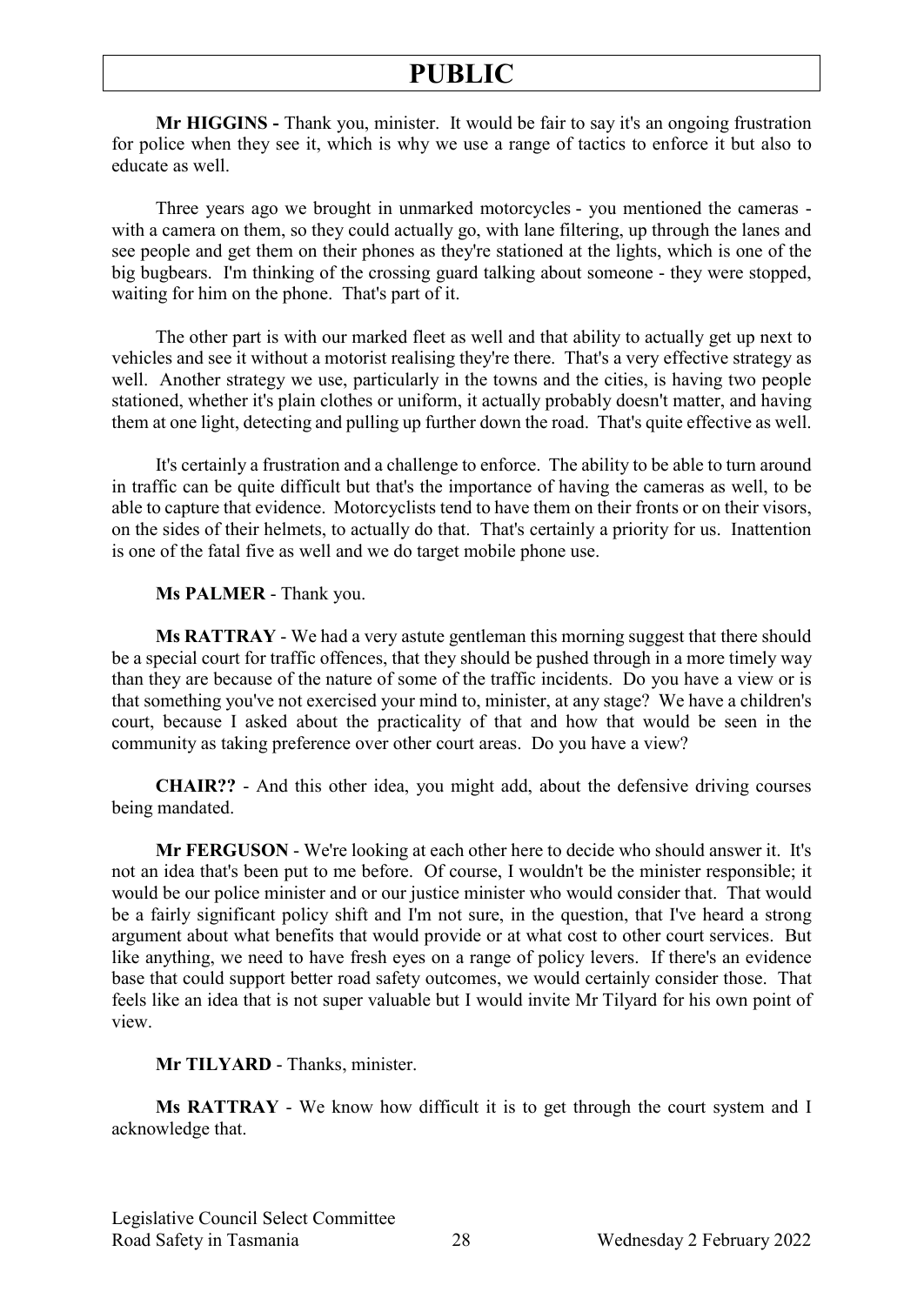**Mr HIGGINS -** Thank you, minister. It would be fair to say it's an ongoing frustration for police when they see it, which is why we use a range of tactics to enforce it but also to educate as well.

Three years ago we brought in unmarked motorcycles - you mentioned the cameras - with a camera on them, so they could actually go, with lane filtering, up through the lanes and see people and get them on their phones as they're stationed at the lights, which is one of the big bugbears. I'm thinking of the crossing guard talking about someone - they were stopped, waiting for him on the phone. That's part of it.

The other part is with our marked fleet as well and that ability to actually get up next to vehicles and see it without a motorist realising they're there. That's a very effective strategy as well. Another strategy we use, particularly in the towns and the cities, is having two people stationed, whether it's plain clothes or uniform, it actually probably doesn't matter, and having them at one light, detecting and pulling up further down the road. That's quite effective as well.

It's certainly a frustration and a challenge to enforce. The ability to be able to turn around in traffic can be quite difficult but that's the importance of having the cameras as well, to be able to capture that evidence. Motorcyclists tend to have them on their fronts or on their visors, on the sides of their helmets, to actually do that. That's certainly a priority for us. Inattention is one of the fatal five as well and we do target mobile phone use.

**Ms PALMER** - Thank you.

**Ms RATTRAY** - We had a very astute gentleman this morning suggest that there should be a special court for traffic offences, that they should be pushed through in a more timely way than they are because of the nature of some of the traffic incidents. Do you have a view or is that something you've not exercised your mind to, minister, at any stage? We have a children's court, because I asked about the practicality of that and how that would be seen in the community as taking preference over other court areas. Do you have a view?

**CHAIR??** - And this other idea, you might add, about the defensive driving courses being mandated.

**Mr FERGUSON** - We're looking at each other here to decide who should answer it. It's not an idea that's been put to me before. Of course, I wouldn't be the minister responsible; it would be our police minister and or our justice minister who would consider that. That would be a fairly significant policy shift and I'm not sure, in the question, that I've heard a strong argument about what benefits that would provide or at what cost to other court services. But like anything, we need to have fresh eyes on a range of policy levers. If there's an evidence base that could support better road safety outcomes, we would certainly consider those. That feels like an idea that is not super valuable but I would invite Mr Tilyard for his own point of view.

**Mr TILYARD** - Thanks, minister.

**Ms RATTRAY** - We know how difficult it is to get through the court system and I acknowledge that.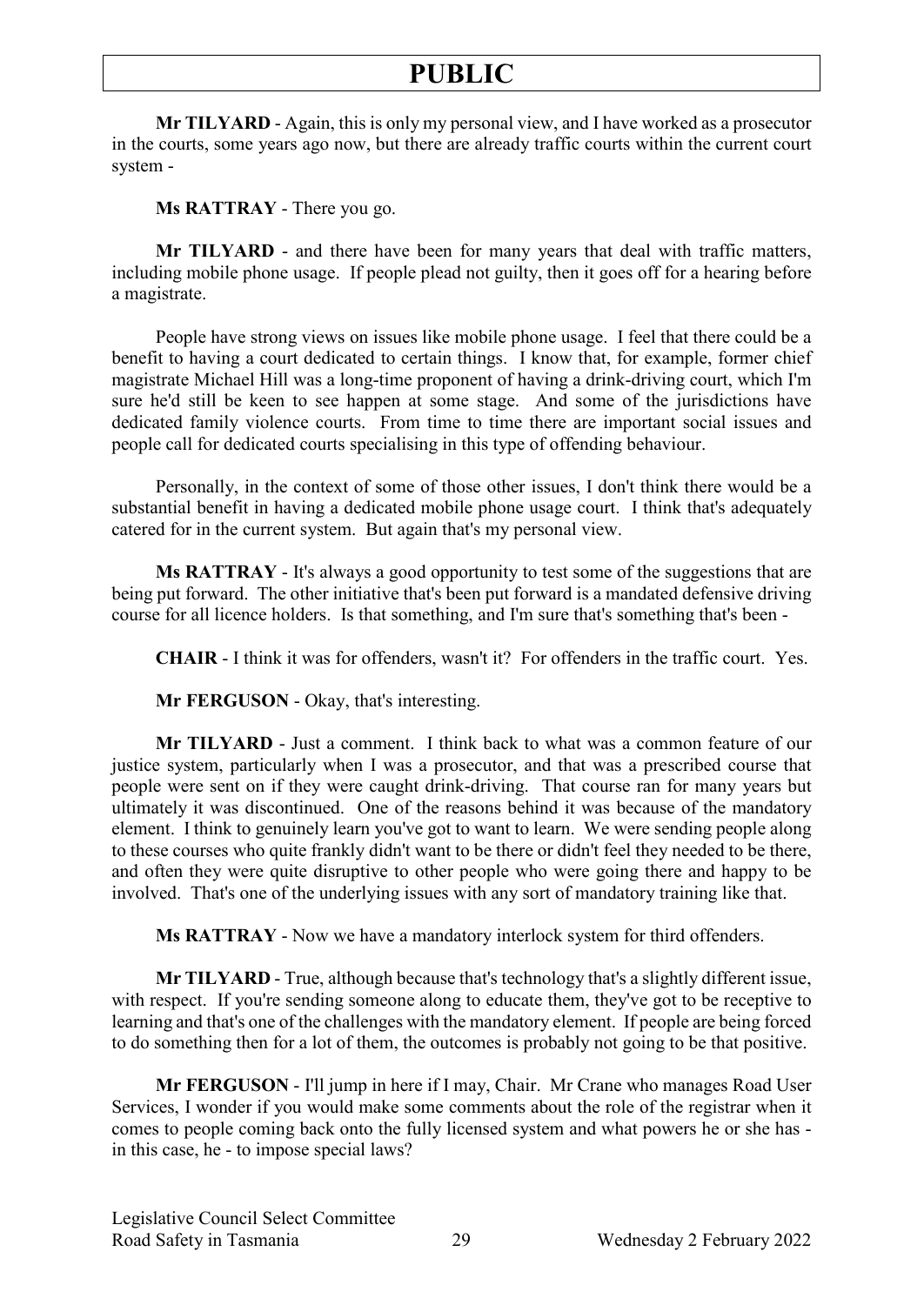**Mr TILYARD** - Again, this is only my personal view, and I have worked as a prosecutor in the courts, some years ago now, but there are already traffic courts within the current court system -

**Ms RATTRAY** - There you go.

**Mr TILYARD** - and there have been for many years that deal with traffic matters, including mobile phone usage. If people plead not guilty, then it goes off for a hearing before a magistrate.

People have strong views on issues like mobile phone usage. I feel that there could be a benefit to having a court dedicated to certain things. I know that, for example, former chief magistrate Michael Hill was a long-time proponent of having a drink-driving court, which I'm sure he'd still be keen to see happen at some stage. And some of the jurisdictions have dedicated family violence courts. From time to time there are important social issues and people call for dedicated courts specialising in this type of offending behaviour.

Personally, in the context of some of those other issues, I don't think there would be a substantial benefit in having a dedicated mobile phone usage court. I think that's adequately catered for in the current system. But again that's my personal view.

**Ms RATTRAY** - It's always a good opportunity to test some of the suggestions that are being put forward. The other initiative that's been put forward is a mandated defensive driving course for all licence holders. Is that something, and I'm sure that's something that's been -

**CHAIR** - I think it was for offenders, wasn't it? For offenders in the traffic court. Yes.

**Mr FERGUSON** - Okay, that's interesting.

**Mr TILYARD** - Just a comment. I think back to what was a common feature of our justice system, particularly when I was a prosecutor, and that was a prescribed course that people were sent on if they were caught drink-driving. That course ran for many years but ultimately it was discontinued. One of the reasons behind it was because of the mandatory element. I think to genuinely learn you've got to want to learn. We were sending people along to these courses who quite frankly didn't want to be there or didn't feel they needed to be there, and often they were quite disruptive to other people who were going there and happy to be involved. That's one of the underlying issues with any sort of mandatory training like that.

**Ms RATTRAY** - Now we have a mandatory interlock system for third offenders.

**Mr TILYARD** - True, although because that's technology that's a slightly different issue, with respect. If you're sending someone along to educate them, they've got to be receptive to learning and that's one of the challenges with the mandatory element. If people are being forced to do something then for a lot of them, the outcomes is probably not going to be that positive.

**Mr FERGUSON** - I'll jump in here if I may, Chair. Mr Crane who manages Road User Services, I wonder if you would make some comments about the role of the registrar when it comes to people coming back onto the fully licensed system and what powers he or she has - in this case, he - to impose special laws?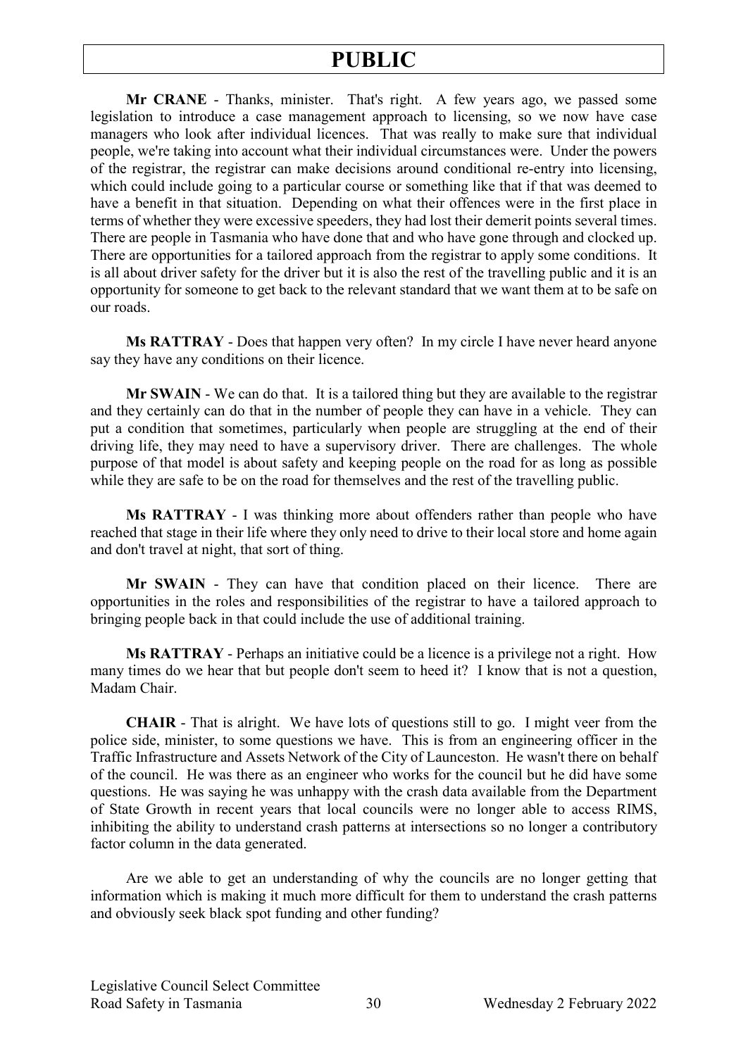**Mr CRANE** - Thanks, minister. That's right. A few years ago, we passed some legislation to introduce a case management approach to licensing, so we now have case managers who look after individual licences. That was really to make sure that individual people, we're taking into account what their individual circumstances were. Under the powers of the registrar, the registrar can make decisions around conditional re-entry into licensing, which could include going to a particular course or something like that if that was deemed to have a benefit in that situation. Depending on what their offences were in the first place in terms of whether they were excessive speeders, they had lost their demerit points several times. There are people in Tasmania who have done that and who have gone through and clocked up. There are opportunities for a tailored approach from the registrar to apply some conditions. It is all about driver safety for the driver but it is also the rest of the travelling public and it is an opportunity for someone to get back to the relevant standard that we want them at to be safe on our roads.

**Ms RATTRAY** - Does that happen very often? In my circle I have never heard anyone say they have any conditions on their licence.

**Mr SWAIN** - We can do that. It is a tailored thing but they are available to the registrar and they certainly can do that in the number of people they can have in a vehicle. They can put a condition that sometimes, particularly when people are struggling at the end of their driving life, they may need to have a supervisory driver. There are challenges. The whole purpose of that model is about safety and keeping people on the road for as long as possible while they are safe to be on the road for themselves and the rest of the travelling public.

**Ms RATTRAY** - I was thinking more about offenders rather than people who have reached that stage in their life where they only need to drive to their local store and home again and don't travel at night, that sort of thing.

**Mr SWAIN** - They can have that condition placed on their licence. There are opportunities in the roles and responsibilities of the registrar to have a tailored approach to bringing people back in that could include the use of additional training.

**Ms RATTRAY** - Perhaps an initiative could be a licence is a privilege not a right. How many times do we hear that but people don't seem to heed it? I know that is not a question, Madam Chair.

**CHAIR** - That is alright. We have lots of questions still to go. I might veer from the police side, minister, to some questions we have. This is from an engineering officer in the Traffic Infrastructure and Assets Network of the City of Launceston. He wasn't there on behalf of the council. He was there as an engineer who works for the council but he did have some questions. He was saying he was unhappy with the crash data available from the Department of State Growth in recent years that local councils were no longer able to access RIMS, inhibiting the ability to understand crash patterns at intersections so no longer a contributory factor column in the data generated.

Are we able to get an understanding of why the councils are no longer getting that information which is making it much more difficult for them to understand the crash patterns and obviously seek black spot funding and other funding?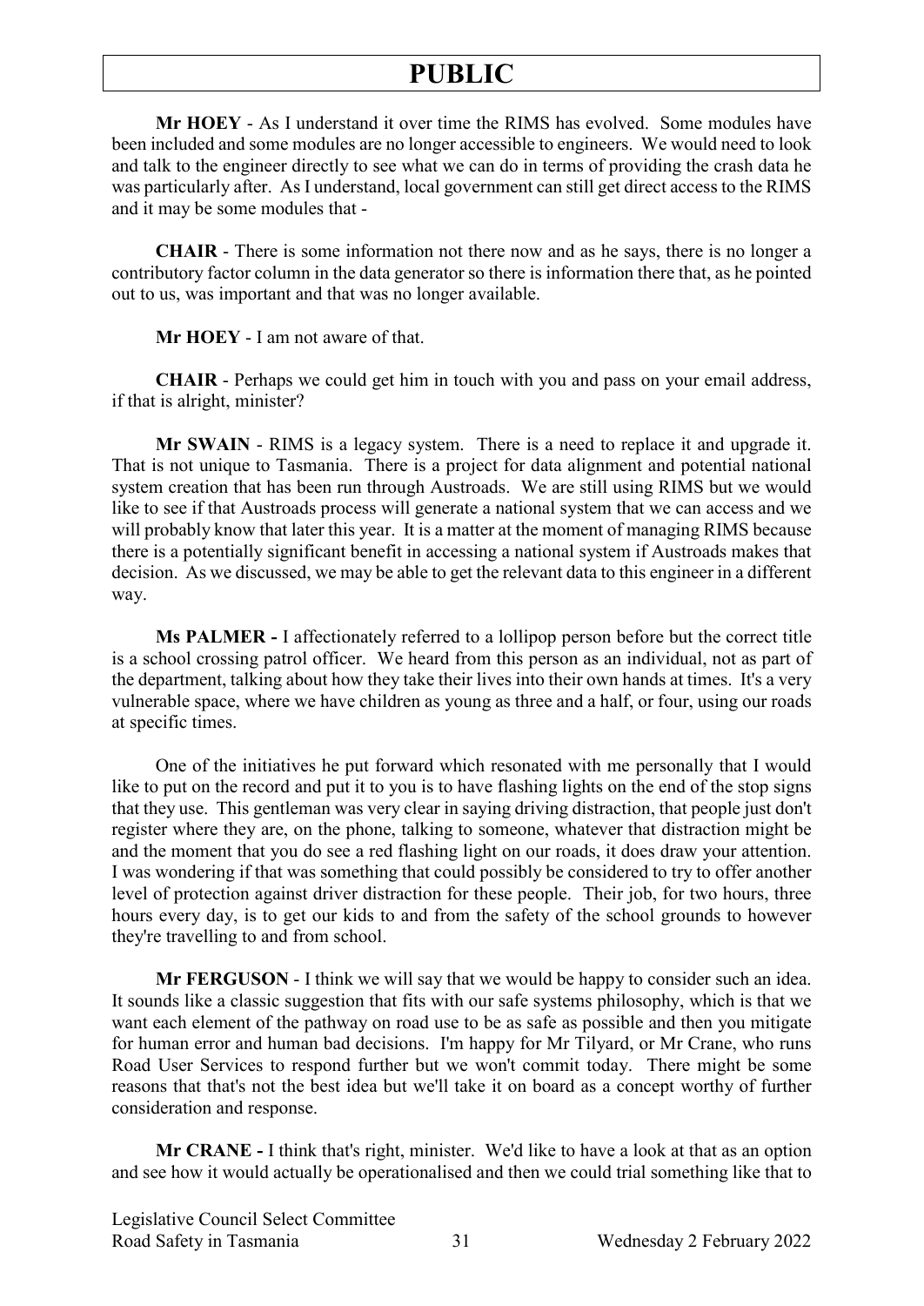**Mr HOEY** - As I understand it over time the RIMS has evolved. Some modules have been included and some modules are no longer accessible to engineers. We would need to look and talk to the engineer directly to see what we can do in terms of providing the crash data he was particularly after. As I understand, local government can still get direct access to the RIMS and it may be some modules that -

**CHAIR** - There is some information not there now and as he says, there is no longer a contributory factor column in the data generator so there is information there that, as he pointed out to us, was important and that was no longer available.

**Mr HOEY** - I am not aware of that.

**CHAIR** - Perhaps we could get him in touch with you and pass on your email address, if that is alright, minister?

**Mr SWAIN** - RIMS is a legacy system. There is a need to replace it and upgrade it. That is not unique to Tasmania. There is a project for data alignment and potential national system creation that has been run through Austroads. We are still using RIMS but we would like to see if that Austroads process will generate a national system that we can access and we will probably know that later this year. It is a matter at the moment of managing RIMS because there is a potentially significant benefit in accessing a national system if Austroads makes that decision. As we discussed, we may be able to get the relevant data to this engineer in a different way.

**Ms PALMER -** I affectionately referred to a lollipop person before but the correct title is a school crossing patrol officer. We heard from this person as an individual, not as part of the department, talking about how they take their lives into their own hands at times. It's a very vulnerable space, where we have children as young as three and a half, or four, using our roads at specific times.

One of the initiatives he put forward which resonated with me personally that I would like to put on the record and put it to you is to have flashing lights on the end of the stop signs that they use. This gentleman was very clear in saying driving distraction, that people just don't register where they are, on the phone, talking to someone, whatever that distraction might be and the moment that you do see a red flashing light on our roads, it does draw your attention. I was wondering if that was something that could possibly be considered to try to offer another level of protection against driver distraction for these people. Their job, for two hours, three hours every day, is to get our kids to and from the safety of the school grounds to however they're travelling to and from school.

**Mr FERGUSON** - I think we will say that we would be happy to consider such an idea. It sounds like a classic suggestion that fits with our safe systems philosophy, which is that we want each element of the pathway on road use to be as safe as possible and then you mitigate for human error and human bad decisions. I'm happy for Mr Tilyard, or Mr Crane, who runs Road User Services to respond further but we won't commit today. There might be some reasons that that's not the best idea but we'll take it on board as a concept worthy of further consideration and response.

**Mr CRANE -** I think that's right, minister. We'd like to have a look at that as an option and see how it would actually be operationalised and then we could trial something like that to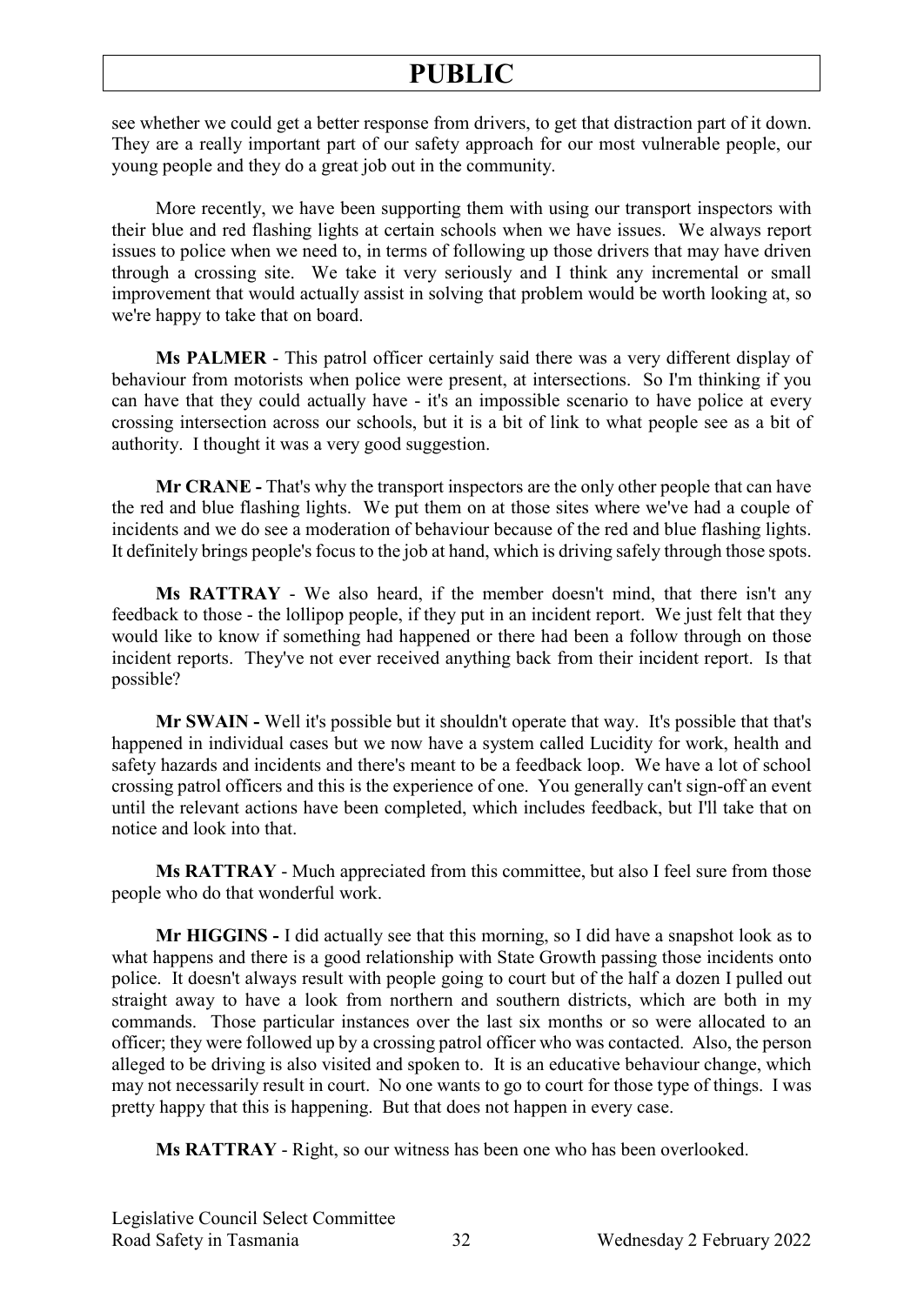see whether we could get a better response from drivers, to get that distraction part of it down. They are a really important part of our safety approach for our most vulnerable people, our young people and they do a great job out in the community.

More recently, we have been supporting them with using our transport inspectors with their blue and red flashing lights at certain schools when we have issues. We always report issues to police when we need to, in terms of following up those drivers that may have driven through a crossing site. We take it very seriously and I think any incremental or small improvement that would actually assist in solving that problem would be worth looking at, so we're happy to take that on board.

**Ms PALMER** - This patrol officer certainly said there was a very different display of behaviour from motorists when police were present, at intersections. So I'm thinking if you can have that they could actually have - it's an impossible scenario to have police at every crossing intersection across our schools, but it is a bit of link to what people see as a bit of authority. I thought it was a very good suggestion.

**Mr CRANE -** That's why the transport inspectors are the only other people that can have the red and blue flashing lights. We put them on at those sites where we've had a couple of incidents and we do see a moderation of behaviour because of the red and blue flashing lights. It definitely brings people's focus to the job at hand, which is driving safely through those spots.

**Ms RATTRAY** - We also heard, if the member doesn't mind, that there isn't any feedback to those - the lollipop people, if they put in an incident report. We just felt that they would like to know if something had happened or there had been a follow through on those incident reports. They've not ever received anything back from their incident report. Is that possible?

**Mr SWAIN -** Well it's possible but it shouldn't operate that way. It's possible that that's happened in individual cases but we now have a system called Lucidity for work, health and safety hazards and incidents and there's meant to be a feedback loop. We have a lot of school crossing patrol officers and this is the experience of one. You generally can't sign-off an event until the relevant actions have been completed, which includes feedback, but I'll take that on notice and look into that.

**Ms RATTRAY** - Much appreciated from this committee, but also I feel sure from those people who do that wonderful work.

**Mr HIGGINS -** I did actually see that this morning, so I did have a snapshot look as to what happens and there is a good relationship with State Growth passing those incidents onto police. It doesn't always result with people going to court but of the half a dozen I pulled out straight away to have a look from northern and southern districts, which are both in my commands. Those particular instances over the last six months or so were allocated to an officer; they were followed up by a crossing patrol officer who was contacted. Also, the person alleged to be driving is also visited and spoken to. It is an educative behaviour change, which may not necessarily result in court. No one wants to go to court for those type of things. I was pretty happy that this is happening. But that does not happen in every case.

**Ms RATTRAY** - Right, so our witness has been one who has been overlooked.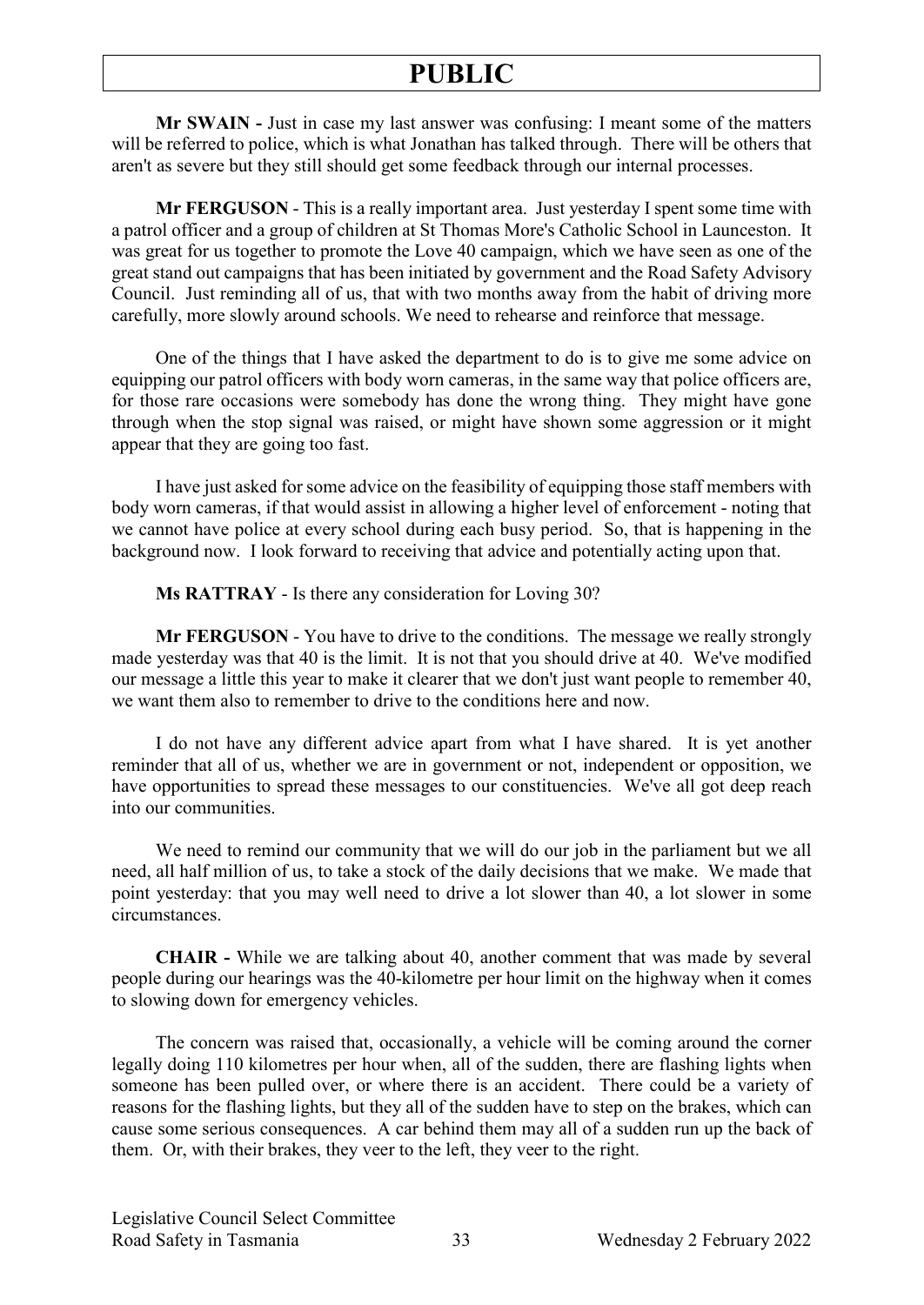**Mr SWAIN -** Just in case my last answer was confusing: I meant some of the matters will be referred to police, which is what Jonathan has talked through. There will be others that aren't as severe but they still should get some feedback through our internal processes.

**Mr FERGUSON** - This is a really important area. Just yesterday I spent some time with a patrol officer and a group of children at St Thomas More's Catholic School in Launceston. It was great for us together to promote the Love 40 campaign, which we have seen as one of the great stand out campaigns that has been initiated by government and the Road Safety Advisory Council. Just reminding all of us, that with two months away from the habit of driving more carefully, more slowly around schools. We need to rehearse and reinforce that message.

One of the things that I have asked the department to do is to give me some advice on equipping our patrol officers with body worn cameras, in the same way that police officers are, for those rare occasions were somebody has done the wrong thing. They might have gone through when the stop signal was raised, or might have shown some aggression or it might appear that they are going too fast.

I have just asked for some advice on the feasibility of equipping those staff members with body worn cameras, if that would assist in allowing a higher level of enforcement - noting that we cannot have police at every school during each busy period. So, that is happening in the background now. I look forward to receiving that advice and potentially acting upon that.

**Ms RATTRAY** - Is there any consideration for Loving 30?

**Mr FERGUSON** - You have to drive to the conditions. The message we really strongly made yesterday was that 40 is the limit. It is not that you should drive at 40. We've modified our message a little this year to make it clearer that we don't just want people to remember 40, we want them also to remember to drive to the conditions here and now.

I do not have any different advice apart from what I have shared. It is yet another reminder that all of us, whether we are in government or not, independent or opposition, we have opportunities to spread these messages to our constituencies. We've all got deep reach into our communities.

We need to remind our community that we will do our job in the parliament but we all need, all half million of us, to take a stock of the daily decisions that we make. We made that point yesterday: that you may well need to drive a lot slower than 40, a lot slower in some circumstances.

**CHAIR -** While we are talking about 40, another comment that was made by several people during our hearings was the 40-kilometre per hour limit on the highway when it comes to slowing down for emergency vehicles.

The concern was raised that, occasionally, a vehicle will be coming around the corner legally doing 110 kilometres per hour when, all of the sudden, there are flashing lights when someone has been pulled over, or where there is an accident. There could be a variety of reasons for the flashing lights, but they all of the sudden have to step on the brakes, which can cause some serious consequences. A car behind them may all of a sudden run up the back of them. Or, with their brakes, they veer to the left, they veer to the right.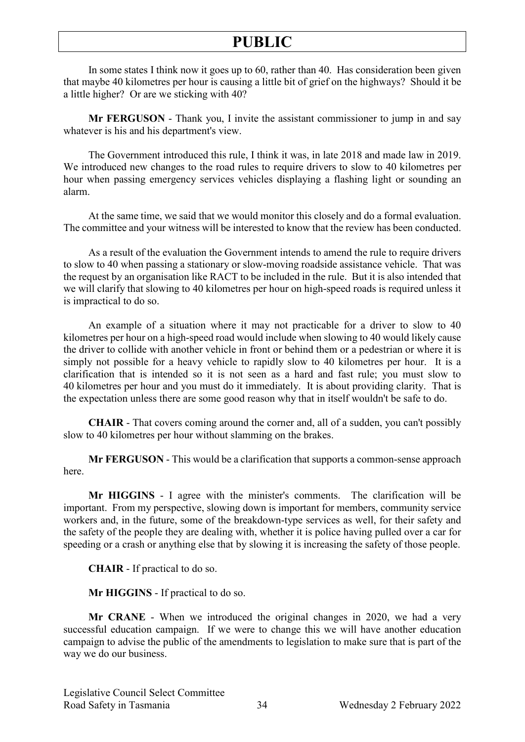In some states I think now it goes up to 60, rather than 40. Has consideration been given that maybe 40 kilometres per hour is causing a little bit of grief on the highways? Should it be a little higher? Or are we sticking with 40?

**Mr FERGUSON** - Thank you, I invite the assistant commissioner to jump in and say whatever is his and his department's view.

The Government introduced this rule, I think it was, in late 2018 and made law in 2019. We introduced new changes to the road rules to require drivers to slow to 40 kilometres per hour when passing emergency services vehicles displaying a flashing light or sounding an alarm.

At the same time, we said that we would monitor this closely and do a formal evaluation. The committee and your witness will be interested to know that the review has been conducted.

As a result of the evaluation the Government intends to amend the rule to require drivers to slow to 40 when passing a stationary or slow-moving roadside assistance vehicle. That was the request by an organisation like RACT to be included in the rule. But it is also intended that we will clarify that slowing to 40 kilometres per hour on high-speed roads is required unless it is impractical to do so.

An example of a situation where it may not practicable for a driver to slow to 40 kilometres per hour on a high-speed road would include when slowing to 40 would likely cause the driver to collide with another vehicle in front or behind them or a pedestrian or where it is simply not possible for a heavy vehicle to rapidly slow to 40 kilometres per hour. It is a clarification that is intended so it is not seen as a hard and fast rule; you must slow to 40 kilometres per hour and you must do it immediately. It is about providing clarity. That is the expectation unless there are some good reason why that in itself wouldn't be safe to do.

**CHAIR** - That covers coming around the corner and, all of a sudden, you can't possibly slow to 40 kilometres per hour without slamming on the brakes.

**Mr FERGUSON** - This would be a clarification that supports a common-sense approach here.

**Mr HIGGINS** - I agree with the minister's comments. The clarification will be important. From my perspective, slowing down is important for members, community service workers and, in the future, some of the breakdown-type services as well, for their safety and the safety of the people they are dealing with, whether it is police having pulled over a car for speeding or a crash or anything else that by slowing it is increasing the safety of those people.

**CHAIR** - If practical to do so.

**Mr HIGGINS** - If practical to do so.

**Mr CRANE** - When we introduced the original changes in 2020, we had a very successful education campaign. If we were to change this we will have another education campaign to advise the public of the amendments to legislation to make sure that is part of the way we do our business.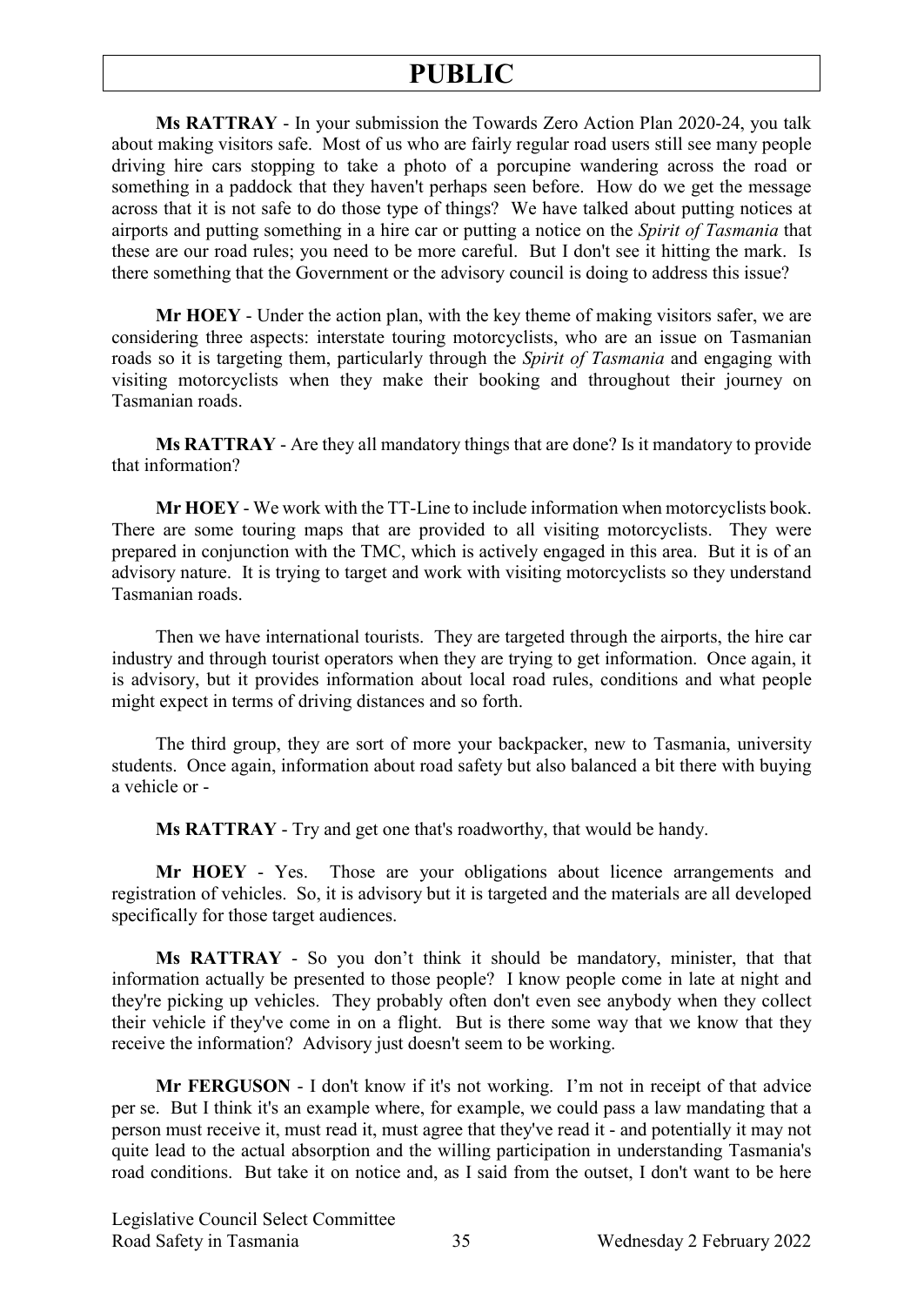**Ms RATTRAY** - In your submission the Towards Zero Action Plan 2020-24, you talk about making visitors safe. Most of us who are fairly regular road users still see many people driving hire cars stopping to take a photo of a porcupine wandering across the road or something in a paddock that they haven't perhaps seen before. How do we get the message across that it is not safe to do those type of things? We have talked about putting notices at airports and putting something in a hire car or putting a notice on the *Spirit of Tasmania* that these are our road rules; you need to be more careful. But I don't see it hitting the mark. Is there something that the Government or the advisory council is doing to address this issue?

**Mr HOEY** - Under the action plan, with the key theme of making visitors safer, we are considering three aspects: interstate touring motorcyclists, who are an issue on Tasmanian roads so it is targeting them, particularly through the *Spirit of Tasmania* and engaging with visiting motorcyclists when they make their booking and throughout their journey on Tasmanian roads.

**Ms RATTRAY** - Are they all mandatory things that are done? Is it mandatory to provide that information?

**Mr HOEY** - We work with the TT-Line to include information when motorcyclists book. There are some touring maps that are provided to all visiting motorcyclists. They were prepared in conjunction with the TMC, which is actively engaged in this area. But it is of an advisory nature. It is trying to target and work with visiting motorcyclists so they understand Tasmanian roads.

Then we have international tourists. They are targeted through the airports, the hire car industry and through tourist operators when they are trying to get information. Once again, it is advisory, but it provides information about local road rules, conditions and what people might expect in terms of driving distances and so forth.

The third group, they are sort of more your backpacker, new to Tasmania, university students. Once again, information about road safety but also balanced a bit there with buying a vehicle or -

**Ms RATTRAY** - Try and get one that's roadworthy, that would be handy.

**Mr HOEY** - Yes. Those are your obligations about licence arrangements and registration of vehicles. So, it is advisory but it is targeted and the materials are all developed specifically for those target audiences.

**Ms RATTRAY** - So you don't think it should be mandatory, minister, that that information actually be presented to those people? I know people come in late at night and they're picking up vehicles. They probably often don't even see anybody when they collect their vehicle if they've come in on a flight. But is there some way that we know that they receive the information? Advisory just doesn't seem to be working.

**Mr FERGUSON** - I don't know if it's not working. I'm not in receipt of that advice per se. But I think it's an example where, for example, we could pass a law mandating that a person must receive it, must read it, must agree that they've read it - and potentially it may not quite lead to the actual absorption and the willing participation in understanding Tasmania's road conditions. But take it on notice and, as I said from the outset, I don't want to be here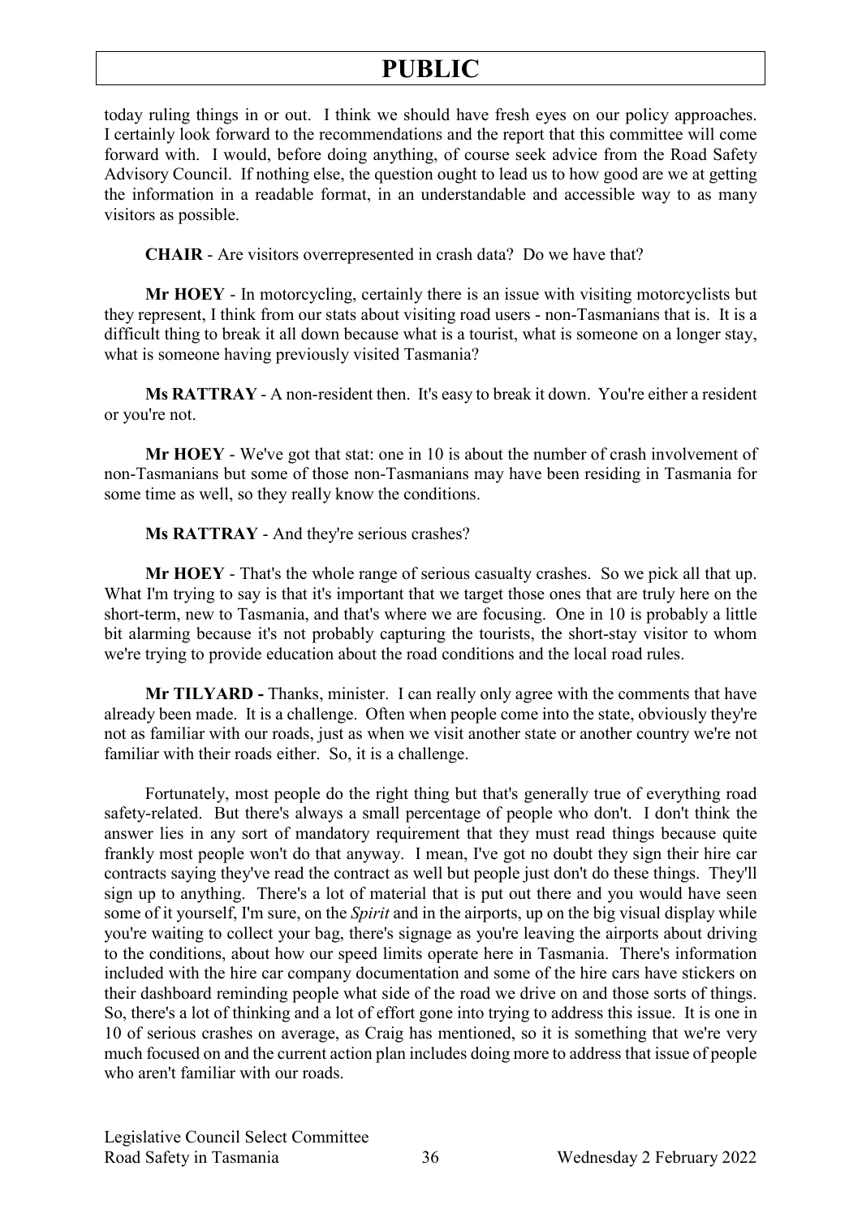today ruling things in or out. I think we should have fresh eyes on our policy approaches. I certainly look forward to the recommendations and the report that this committee will come forward with. I would, before doing anything, of course seek advice from the Road Safety Advisory Council. If nothing else, the question ought to lead us to how good are we at getting the information in a readable format, in an understandable and accessible way to as many visitors as possible.

**CHAIR** - Are visitors overrepresented in crash data? Do we have that?

**Mr HOEY** - In motorcycling, certainly there is an issue with visiting motorcyclists but they represent, I think from our stats about visiting road users - non-Tasmanians that is. It is a difficult thing to break it all down because what is a tourist, what is someone on a longer stay, what is someone having previously visited Tasmania?

**Ms RATTRAY** - A non-resident then. It's easy to break it down. You're either a resident or you're not.

**Mr HOEY** - We've got that stat: one in 10 is about the number of crash involvement of non-Tasmanians but some of those non-Tasmanians may have been residing in Tasmania for some time as well, so they really know the conditions.

**Ms RATTRAY** - And they're serious crashes?

**Mr HOEY** - That's the whole range of serious casualty crashes. So we pick all that up. What I'm trying to say is that it's important that we target those ones that are truly here on the short-term, new to Tasmania, and that's where we are focusing. One in 10 is probably a little bit alarming because it's not probably capturing the tourists, the short-stay visitor to whom we're trying to provide education about the road conditions and the local road rules.

**Mr TILYARD -** Thanks, minister. I can really only agree with the comments that have already been made. It is a challenge. Often when people come into the state, obviously they're not as familiar with our roads, just as when we visit another state or another country we're not familiar with their roads either. So, it is a challenge.

Fortunately, most people do the right thing but that's generally true of everything road safety-related. But there's always a small percentage of people who don't. I don't think the answer lies in any sort of mandatory requirement that they must read things because quite frankly most people won't do that anyway. I mean, I've got no doubt they sign their hire car contracts saying they've read the contract as well but people just don't do these things. They'll sign up to anything. There's a lot of material that is put out there and you would have seen some of it yourself, I'm sure, on the *Spirit* and in the airports, up on the big visual display while you're waiting to collect your bag, there's signage as you're leaving the airports about driving to the conditions, about how our speed limits operate here in Tasmania. There's information included with the hire car company documentation and some of the hire cars have stickers on their dashboard reminding people what side of the road we drive on and those sorts of things. So, there's a lot of thinking and a lot of effort gone into trying to address this issue. It is one in 10 of serious crashes on average, as Craig has mentioned, so it is something that we're very much focused on and the current action plan includes doing more to address that issue of people who aren't familiar with our roads.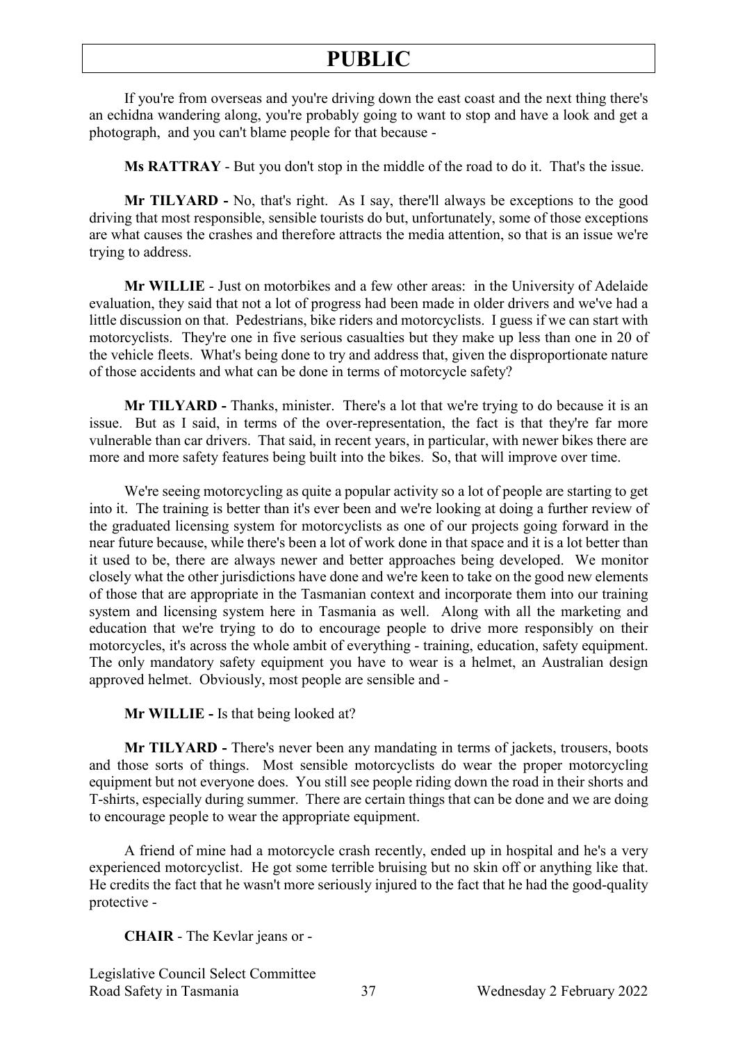If you're from overseas and you're driving down the east coast and the next thing there's an echidna wandering along, you're probably going to want to stop and have a look and get a photograph, and you can't blame people for that because -

**Ms RATTRAY** - But you don't stop in the middle of the road to do it. That's the issue.

**Mr TILYARD -** No, that's right. As I say, there'll always be exceptions to the good driving that most responsible, sensible tourists do but, unfortunately, some of those exceptions are what causes the crashes and therefore attracts the media attention, so that is an issue we're trying to address.

**Mr WILLIE** - Just on motorbikes and a few other areas: in the University of Adelaide evaluation, they said that not a lot of progress had been made in older drivers and we've had a little discussion on that. Pedestrians, bike riders and motorcyclists. I guess if we can start with motorcyclists. They're one in five serious casualties but they make up less than one in 20 of the vehicle fleets. What's being done to try and address that, given the disproportionate nature of those accidents and what can be done in terms of motorcycle safety?

**Mr TILYARD -** Thanks, minister. There's a lot that we're trying to do because it is an issue. But as I said, in terms of the over-representation, the fact is that they're far more vulnerable than car drivers. That said, in recent years, in particular, with newer bikes there are more and more safety features being built into the bikes. So, that will improve over time.

We're seeing motorcycling as quite a popular activity so a lot of people are starting to get into it. The training is better than it's ever been and we're looking at doing a further review of the graduated licensing system for motorcyclists as one of our projects going forward in the near future because, while there's been a lot of work done in that space and it is a lot better than it used to be, there are always newer and better approaches being developed. We monitor closely what the other jurisdictions have done and we're keen to take on the good new elements of those that are appropriate in the Tasmanian context and incorporate them into our training system and licensing system here in Tasmania as well. Along with all the marketing and education that we're trying to do to encourage people to drive more responsibly on their motorcycles, it's across the whole ambit of everything - training, education, safety equipment. The only mandatory safety equipment you have to wear is a helmet, an Australian design approved helmet. Obviously, most people are sensible and -

**Mr WILLIE -** Is that being looked at?

**Mr TILYARD -** There's never been any mandating in terms of jackets, trousers, boots and those sorts of things. Most sensible motorcyclists do wear the proper motorcycling equipment but not everyone does. You still see people riding down the road in their shorts and T-shirts, especially during summer. There are certain things that can be done and we are doing to encourage people to wear the appropriate equipment.

A friend of mine had a motorcycle crash recently, ended up in hospital and he's a very experienced motorcyclist. He got some terrible bruising but no skin off or anything like that. He credits the fact that he wasn't more seriously injured to the fact that he had the good-quality protective -

**CHAIR** - The Kevlar jeans or -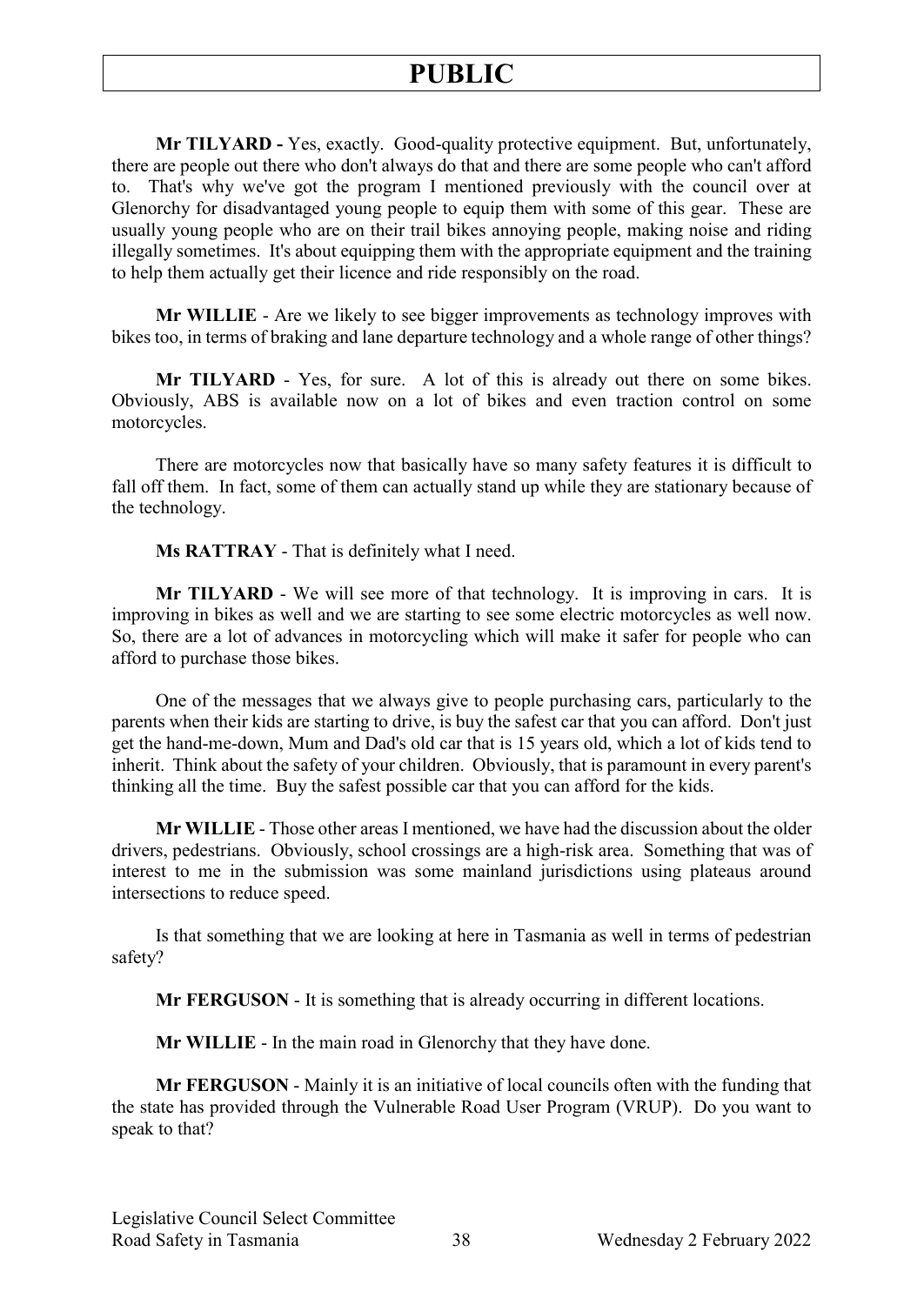**Mr TILYARD -** Yes, exactly. Good-quality protective equipment. But, unfortunately, there are people out there who don't always do that and there are some people who can't afford to. That's why we've got the program I mentioned previously with the council over at Glenorchy for disadvantaged young people to equip them with some of this gear. These are usually young people who are on their trail bikes annoying people, making noise and riding illegally sometimes. It's about equipping them with the appropriate equipment and the training to help them actually get their licence and ride responsibly on the road.

**Mr WILLIE** - Are we likely to see bigger improvements as technology improves with bikes too, in terms of braking and lane departure technology and a whole range of other things?

**Mr TILYARD** - Yes, for sure. A lot of this is already out there on some bikes. Obviously, ABS is available now on a lot of bikes and even traction control on some motorcycles.

There are motorcycles now that basically have so many safety features it is difficult to fall off them. In fact, some of them can actually stand up while they are stationary because of the technology.

**Ms RATTRAY** - That is definitely what I need.

**Mr TILYARD** - We will see more of that technology. It is improving in cars. It is improving in bikes as well and we are starting to see some electric motorcycles as well now. So, there are a lot of advances in motorcycling which will make it safer for people who can afford to purchase those bikes.

One of the messages that we always give to people purchasing cars, particularly to the parents when their kids are starting to drive, is buy the safest car that you can afford. Don't just get the hand-me-down, Mum and Dad's old car that is 15 years old, which a lot of kids tend to inherit. Think about the safety of your children. Obviously, that is paramount in every parent's thinking all the time. Buy the safest possible car that you can afford for the kids.

**Mr WILLIE** - Those other areas I mentioned, we have had the discussion about the older drivers, pedestrians. Obviously, school crossings are a high-risk area. Something that was of interest to me in the submission was some mainland jurisdictions using plateaus around intersections to reduce speed.

Is that something that we are looking at here in Tasmania as well in terms of pedestrian safety?

**Mr FERGUSON** - It is something that is already occurring in different locations.

**Mr WILLIE** - In the main road in Glenorchy that they have done.

**Mr FERGUSON** - Mainly it is an initiative of local councils often with the funding that the state has provided through the Vulnerable Road User Program (VRUP). Do you want to speak to that?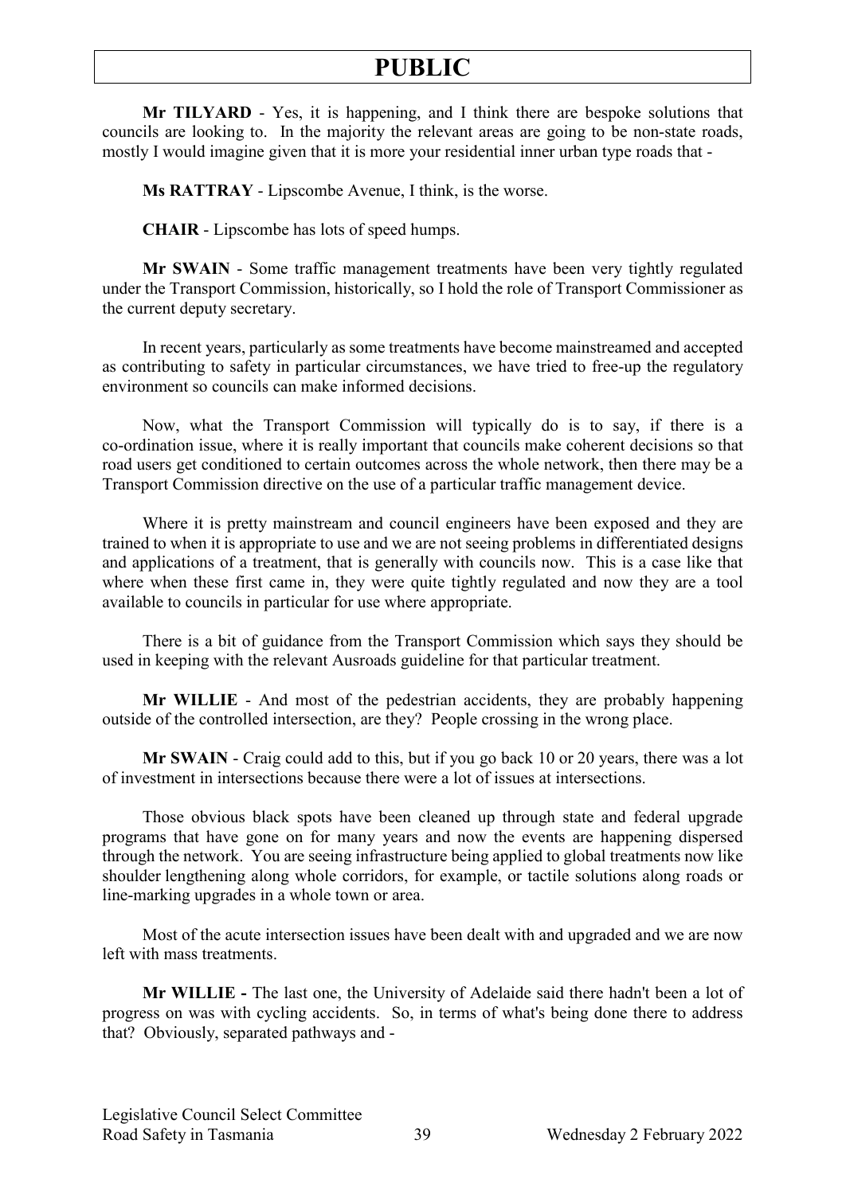**Mr TILYARD** - Yes, it is happening, and I think there are bespoke solutions that councils are looking to. In the majority the relevant areas are going to be non-state roads, mostly I would imagine given that it is more your residential inner urban type roads that -

**Ms RATTRAY** - Lipscombe Avenue, I think, is the worse.

**CHAIR** - Lipscombe has lots of speed humps.

**Mr SWAIN** - Some traffic management treatments have been very tightly regulated under the Transport Commission, historically, so I hold the role of Transport Commissioner as the current deputy secretary.

In recent years, particularly as some treatments have become mainstreamed and accepted as contributing to safety in particular circumstances, we have tried to free-up the regulatory environment so councils can make informed decisions.

Now, what the Transport Commission will typically do is to say, if there is a co-ordination issue, where it is really important that councils make coherent decisions so that road users get conditioned to certain outcomes across the whole network, then there may be a Transport Commission directive on the use of a particular traffic management device.

Where it is pretty mainstream and council engineers have been exposed and they are trained to when it is appropriate to use and we are not seeing problems in differentiated designs and applications of a treatment, that is generally with councils now. This is a case like that where when these first came in, they were quite tightly regulated and now they are a tool available to councils in particular for use where appropriate.

There is a bit of guidance from the Transport Commission which says they should be used in keeping with the relevant Ausroads guideline for that particular treatment.

**Mr WILLIE** - And most of the pedestrian accidents, they are probably happening outside of the controlled intersection, are they? People crossing in the wrong place.

**Mr SWAIN** - Craig could add to this, but if you go back 10 or 20 years, there was a lot of investment in intersections because there were a lot of issues at intersections.

Those obvious black spots have been cleaned up through state and federal upgrade programs that have gone on for many years and now the events are happening dispersed through the network. You are seeing infrastructure being applied to global treatments now like shoulder lengthening along whole corridors, for example, or tactile solutions along roads or line-marking upgrades in a whole town or area.

Most of the acute intersection issues have been dealt with and upgraded and we are now left with mass treatments.

**Mr WILLIE -** The last one, the University of Adelaide said there hadn't been a lot of progress on was with cycling accidents. So, in terms of what's being done there to address that? Obviously, separated pathways and -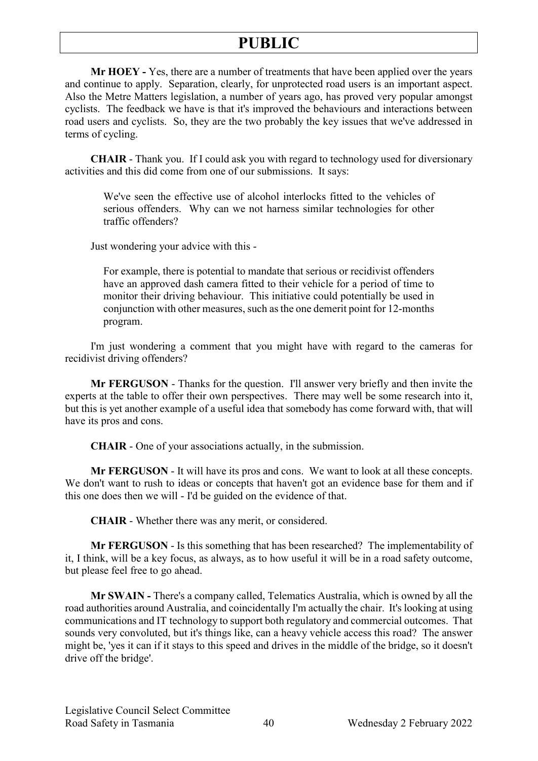**Mr HOEY -** Yes, there are a number of treatments that have been applied over the years and continue to apply. Separation, clearly, for unprotected road users is an important aspect. Also the Metre Matters legislation, a number of years ago, has proved very popular amongst cyclists. The feedback we have is that it's improved the behaviours and interactions between road users and cyclists. So, they are the two probably the key issues that we've addressed in terms of cycling.

**CHAIR** - Thank you. If I could ask you with regard to technology used for diversionary activities and this did come from one of our submissions. It says:

> We've seen the effective use of alcohol interlocks fitted to the vehicles of serious offenders. Why can we not harness similar technologies for other traffic offenders?

Just wondering your advice with this -

> For example, there is potential to mandate that serious or recidivist offenders have an approved dash camera fitted to their vehicle for a period of time to monitor their driving behaviour. This initiative could potentially be used in conjunction with other measures, such as the one demerit point for 12-months program.

I'm just wondering a comment that you might have with regard to the cameras for recidivist driving offenders?

**Mr FERGUSON** - Thanks for the question. I'll answer very briefly and then invite the experts at the table to offer their own perspectives. There may well be some research into it, but this is yet another example of a useful idea that somebody has come forward with, that will have its pros and cons.

**CHAIR** - One of your associations actually, in the submission.

**Mr FERGUSON** - It will have its pros and cons. We want to look at all these concepts. We don't want to rush to ideas or concepts that haven't got an evidence base for them and if this one does then we will - I'd be guided on the evidence of that.

**CHAIR** - Whether there was any merit, or considered.

**Mr FERGUSON** - Is this something that has been researched? The implementability of it, I think, will be a key focus, as always, as to how useful it will be in a road safety outcome, but please feel free to go ahead.

**Mr SWAIN -** There's a company called, Telematics Australia, which is owned by all the road authorities around Australia, and coincidentally I'm actually the chair. It's looking at using communications and IT technology to support both regulatory and commercial outcomes. That sounds very convoluted, but it's things like, can a heavy vehicle access this road? The answer might be, 'yes it can if it stays to this speed and drives in the middle of the bridge, so it doesn't drive off the bridge'.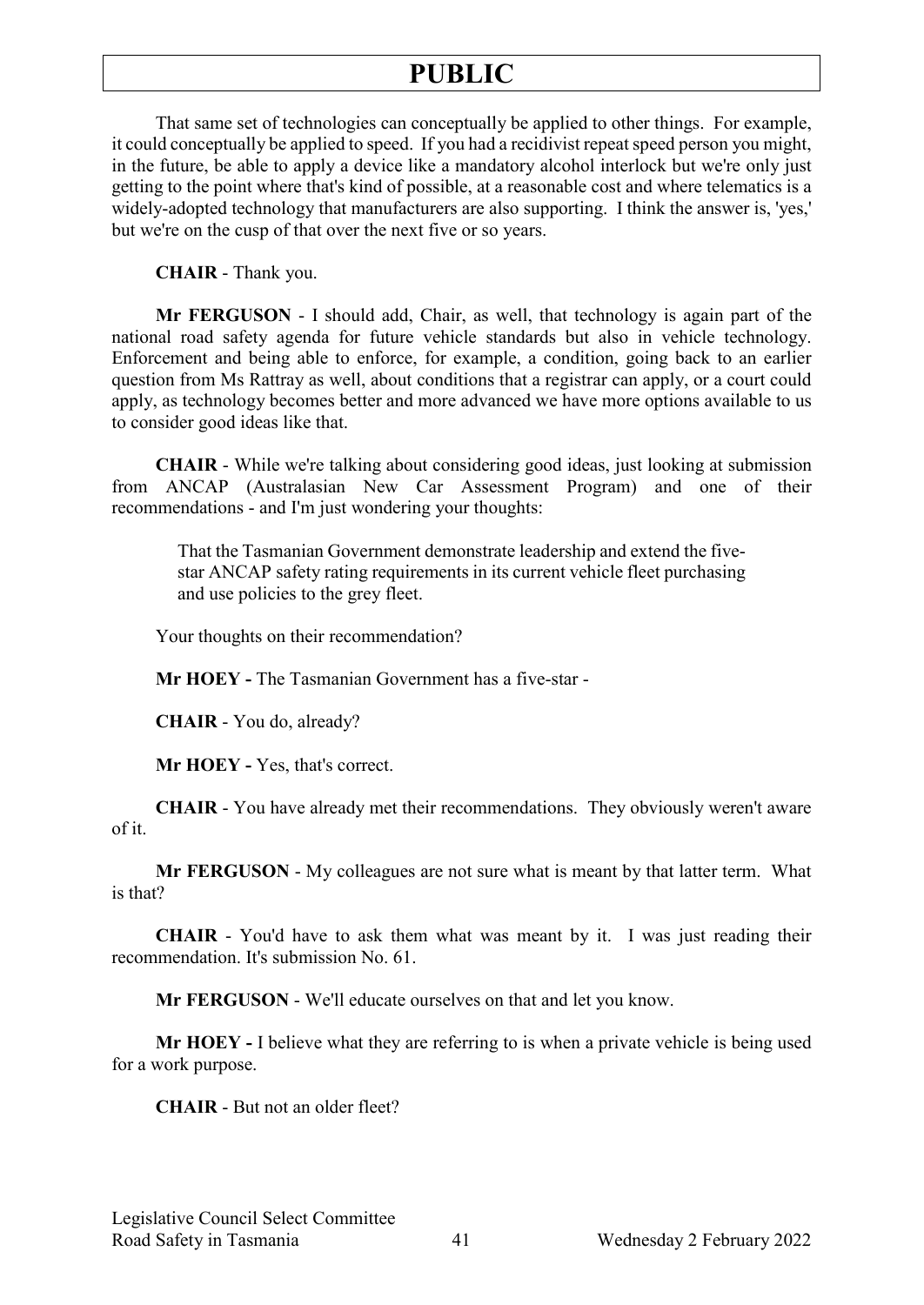That same set of technologies can conceptually be applied to other things. For example, it could conceptually be applied to speed. If you had a recidivist repeat speed person you might, in the future, be able to apply a device like a mandatory alcohol interlock but we're only just getting to the point where that's kind of possible, at a reasonable cost and where telematics is a widely-adopted technology that manufacturers are also supporting. I think the answer is, 'yes,' but we're on the cusp of that over the next five or so years.

**CHAIR** - Thank you.

**Mr FERGUSON** - I should add, Chair, as well, that technology is again part of the national road safety agenda for future vehicle standards but also in vehicle technology. Enforcement and being able to enforce, for example, a condition, going back to an earlier question from Ms Rattray as well, about conditions that a registrar can apply, or a court could apply, as technology becomes better and more advanced we have more options available to us to consider good ideas like that.

**CHAIR** - While we're talking about considering good ideas, just looking at submission from ANCAP (Australasian New Car Assessment Program) and one of their recommendations - and I'm just wondering your thoughts:

> That the Tasmanian Government demonstrate leadership and extend the five-star ANCAP safety rating requirements in its current vehicle fleet purchasing and use policies to the grey fleet.

Your thoughts on their recommendation?

**Mr HOEY -** The Tasmanian Government has a five-star -

**CHAIR** - You do, already?

**Mr HOEY -** Yes, that's correct.

**CHAIR** - You have already met their recommendations. They obviously weren't aware of it.

**Mr FERGUSON** - My colleagues are not sure what is meant by that latter term. What is that?

**CHAIR** - You'd have to ask them what was meant by it. I was just reading their recommendation. It's submission No. 61.

**Mr FERGUSON** - We'll educate ourselves on that and let you know.

**Mr HOEY -** I believe what they are referring to is when a private vehicle is being used for a work purpose.

**CHAIR** - But not an older fleet?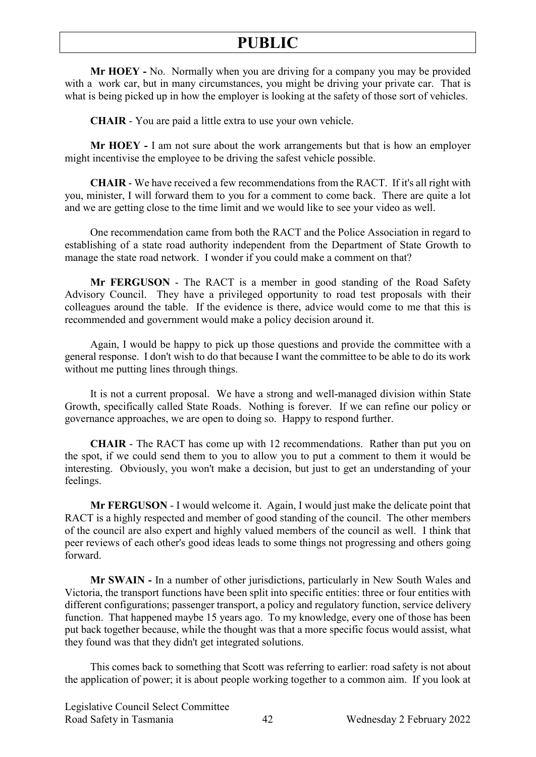**Mr HOEY -** No. Normally when you are driving for a company you may be provided with a work car, but in many circumstances, you might be driving your private car. That is what is being picked up in how the employer is looking at the safety of those sort of vehicles.

**CHAIR** - You are paid a little extra to use your own vehicle.

**Mr HOEY -** I am not sure about the work arrangements but that is how an employer might incentivise the employee to be driving the safest vehicle possible.

**CHAIR** - We have received a few recommendations from the RACT. If it's all right with you, minister, I will forward them to you for a comment to come back. There are quite a lot and we are getting close to the time limit and we would like to see your video as well.

One recommendation came from both the RACT and the Police Association in regard to establishing of a state road authority independent from the Department of State Growth to manage the state road network. I wonder if you could make a comment on that?

**Mr FERGUSON** - The RACT is a member in good standing of the Road Safety Advisory Council. They have a privileged opportunity to road test proposals with their colleagues around the table. If the evidence is there, advice would come to me that this is recommended and government would make a policy decision around it.

Again, I would be happy to pick up those questions and provide the committee with a general response. I don't wish to do that because I want the committee to be able to do its work without me putting lines through things.

It is not a current proposal. We have a strong and well-managed division within State Growth, specifically called State Roads. Nothing is forever. If we can refine our policy or governance approaches, we are open to doing so. Happy to respond further.

**CHAIR** - The RACT has come up with 12 recommendations. Rather than put you on the spot, if we could send them to you to allow you to put a comment to them it would be interesting. Obviously, you won't make a decision, but just to get an understanding of your feelings.

**Mr FERGUSON** - I would welcome it. Again, I would just make the delicate point that RACT is a highly respected and member of good standing of the council. The other members of the council are also expert and highly valued members of the council as well. I think that peer reviews of each other's good ideas leads to some things not progressing and others going forward.

**Mr SWAIN -** In a number of other jurisdictions, particularly in New South Wales and Victoria, the transport functions have been split into specific entities: three or four entities with different configurations; passenger transport, a policy and regulatory function, service delivery function. That happened maybe 15 years ago. To my knowledge, every one of those has been put back together because, while the thought was that a more specific focus would assist, what they found was that they didn't get integrated solutions.

This comes back to something that Scott was referring to earlier: road safety is not about the application of power; it is about people working together to a common aim. If you look at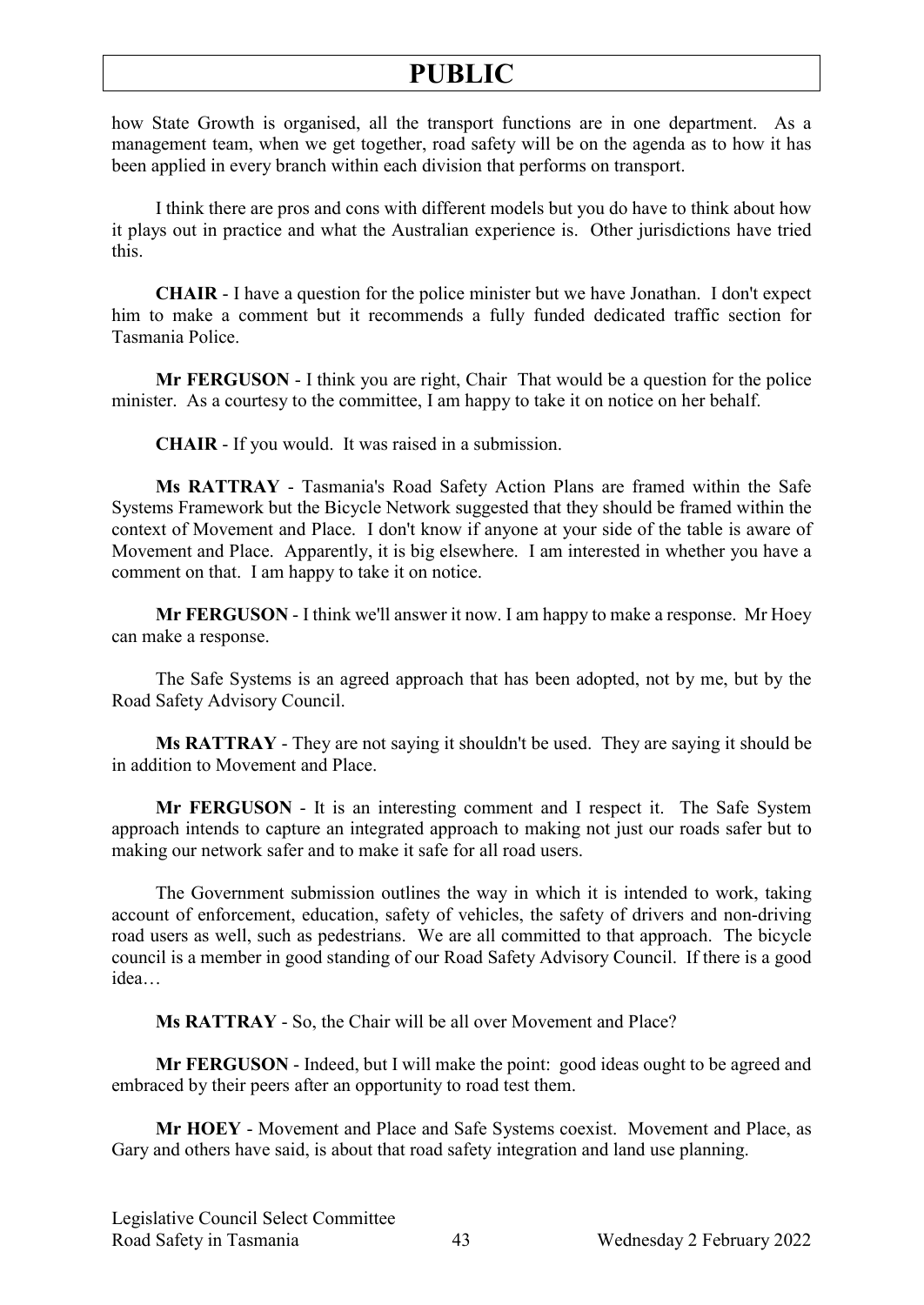how State Growth is organised, all the transport functions are in one department. As a management team, when we get together, road safety will be on the agenda as to how it has been applied in every branch within each division that performs on transport.

I think there are pros and cons with different models but you do have to think about how it plays out in practice and what the Australian experience is. Other jurisdictions have tried this.

**CHAIR** - I have a question for the police minister but we have Jonathan. I don't expect him to make a comment but it recommends a fully funded dedicated traffic section for Tasmania Police.

**Mr FERGUSON** - I think you are right, Chair That would be a question for the police minister. As a courtesy to the committee, I am happy to take it on notice on her behalf.

**CHAIR** - If you would. It was raised in a submission.

**Ms RATTRAY** - Tasmania's Road Safety Action Plans are framed within the Safe Systems Framework but the Bicycle Network suggested that they should be framed within the context of Movement and Place. I don't know if anyone at your side of the table is aware of Movement and Place. Apparently, it is big elsewhere. I am interested in whether you have a comment on that. I am happy to take it on notice.

**Mr FERGUSON** - I think we'll answer it now. I am happy to make a response. Mr Hoey can make a response.

The Safe Systems is an agreed approach that has been adopted, not by me, but by the Road Safety Advisory Council.

**Ms RATTRAY** - They are not saying it shouldn't be used. They are saying it should be in addition to Movement and Place.

**Mr FERGUSON** - It is an interesting comment and I respect it. The Safe System approach intends to capture an integrated approach to making not just our roads safer but to making our network safer and to make it safe for all road users.

The Government submission outlines the way in which it is intended to work, taking account of enforcement, education, safety of vehicles, the safety of drivers and non-driving road users as well, such as pedestrians. We are all committed to that approach. The bicycle council is a member in good standing of our Road Safety Advisory Council. If there is a good idea…

**Ms RATTRAY** - So, the Chair will be all over Movement and Place?

**Mr FERGUSON** - Indeed, but I will make the point: good ideas ought to be agreed and embraced by their peers after an opportunity to road test them.

**Mr HOEY** - Movement and Place and Safe Systems coexist. Movement and Place, as Gary and others have said, is about that road safety integration and land use planning.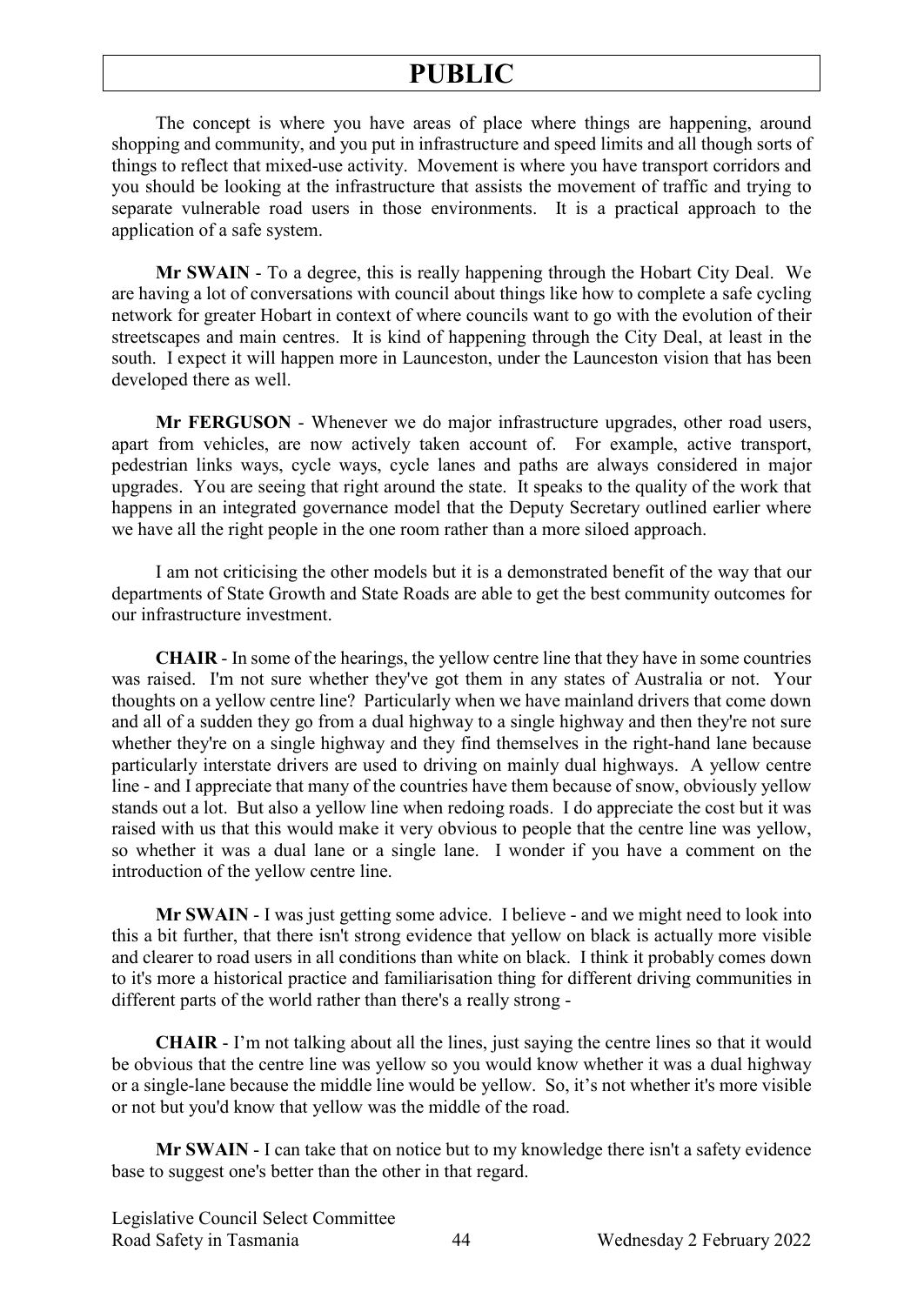The concept is where you have areas of place where things are happening, around shopping and community, and you put in infrastructure and speed limits and all though sorts of things to reflect that mixed-use activity. Movement is where you have transport corridors and you should be looking at the infrastructure that assists the movement of traffic and trying to separate vulnerable road users in those environments. It is a practical approach to the application of a safe system.

**Mr SWAIN** - To a degree, this is really happening through the Hobart City Deal. We are having a lot of conversations with council about things like how to complete a safe cycling network for greater Hobart in context of where councils want to go with the evolution of their streetscapes and main centres. It is kind of happening through the City Deal, at least in the south. I expect it will happen more in Launceston, under the Launceston vision that has been developed there as well.

**Mr FERGUSON** - Whenever we do major infrastructure upgrades, other road users, apart from vehicles, are now actively taken account of. For example, active transport, pedestrian links ways, cycle ways, cycle lanes and paths are always considered in major upgrades. You are seeing that right around the state. It speaks to the quality of the work that happens in an integrated governance model that the Deputy Secretary outlined earlier where we have all the right people in the one room rather than a more siloed approach.

I am not criticising the other models but it is a demonstrated benefit of the way that our departments of State Growth and State Roads are able to get the best community outcomes for our infrastructure investment.

**CHAIR** - In some of the hearings, the yellow centre line that they have in some countries was raised. I'm not sure whether they've got them in any states of Australia or not. Your thoughts on a yellow centre line? Particularly when we have mainland drivers that come down and all of a sudden they go from a dual highway to a single highway and then they're not sure whether they're on a single highway and they find themselves in the right-hand lane because particularly interstate drivers are used to driving on mainly dual highways. A yellow centre line - and I appreciate that many of the countries have them because of snow, obviously yellow stands out a lot. But also a yellow line when redoing roads. I do appreciate the cost but it was raised with us that this would make it very obvious to people that the centre line was yellow, so whether it was a dual lane or a single lane. I wonder if you have a comment on the introduction of the yellow centre line.

**Mr SWAIN** - I was just getting some advice. I believe - and we might need to look into this a bit further, that there isn't strong evidence that yellow on black is actually more visible and clearer to road users in all conditions than white on black. I think it probably comes down to it's more a historical practice and familiarisation thing for different driving communities in different parts of the world rather than there's a really strong -

**CHAIR** - I'm not talking about all the lines, just saying the centre lines so that it would be obvious that the centre line was yellow so you would know whether it was a dual highway or a single-lane because the middle line would be yellow. So, it's not whether it's more visible or not but you'd know that yellow was the middle of the road.

**Mr SWAIN** - I can take that on notice but to my knowledge there isn't a safety evidence base to suggest one's better than the other in that regard.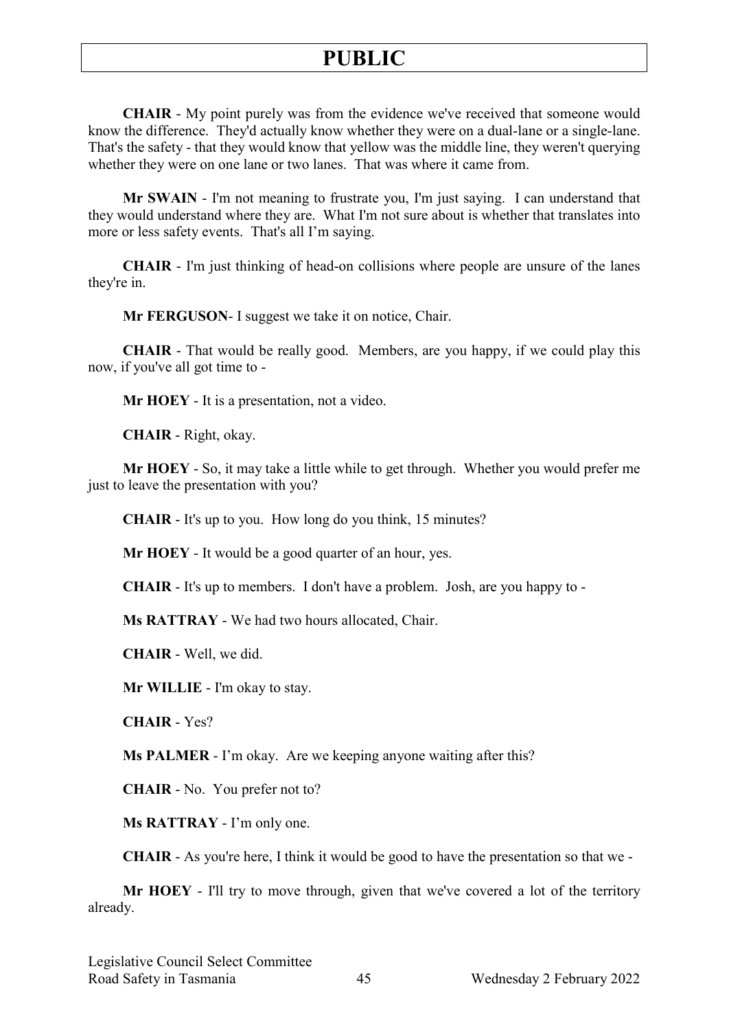**CHAIR** - My point purely was from the evidence we've received that someone would know the difference. They'd actually know whether they were on a dual-lane or a single-lane. That's the safety - that they would know that yellow was the middle line, they weren't querying whether they were on one lane or two lanes. That was where it came from.

**Mr SWAIN** - I'm not meaning to frustrate you, I'm just saying. I can understand that they would understand where they are. What I'm not sure about is whether that translates into more or less safety events. That's all I'm saying.

**CHAIR** - I'm just thinking of head-on collisions where people are unsure of the lanes they're in.

**Mr FERGUSON**- I suggest we take it on notice, Chair.

**CHAIR** - That would be really good. Members, are you happy, if we could play this now, if you've all got time to -

**Mr HOEY** - It is a presentation, not a video.

**CHAIR** - Right, okay.

**Mr HOEY** - So, it may take a little while to get through. Whether you would prefer me just to leave the presentation with you?

**CHAIR** - It's up to you. How long do you think, 15 minutes?

**Mr HOEY** - It would be a good quarter of an hour, yes.

**CHAIR** - It's up to members. I don't have a problem. Josh, are you happy to -

**Ms RATTRAY** - We had two hours allocated, Chair.

**CHAIR** - Well, we did.

**Mr WILLIE** - I'm okay to stay.

**CHAIR** - Yes?

**Ms PALMER** - I'm okay. Are we keeping anyone waiting after this?

**CHAIR** - No. You prefer not to?

**Ms RATTRAY** - I'm only one.

**CHAIR** - As you're here, I think it would be good to have the presentation so that we -

**Mr HOEY** - I'll try to move through, given that we've covered a lot of the territory already.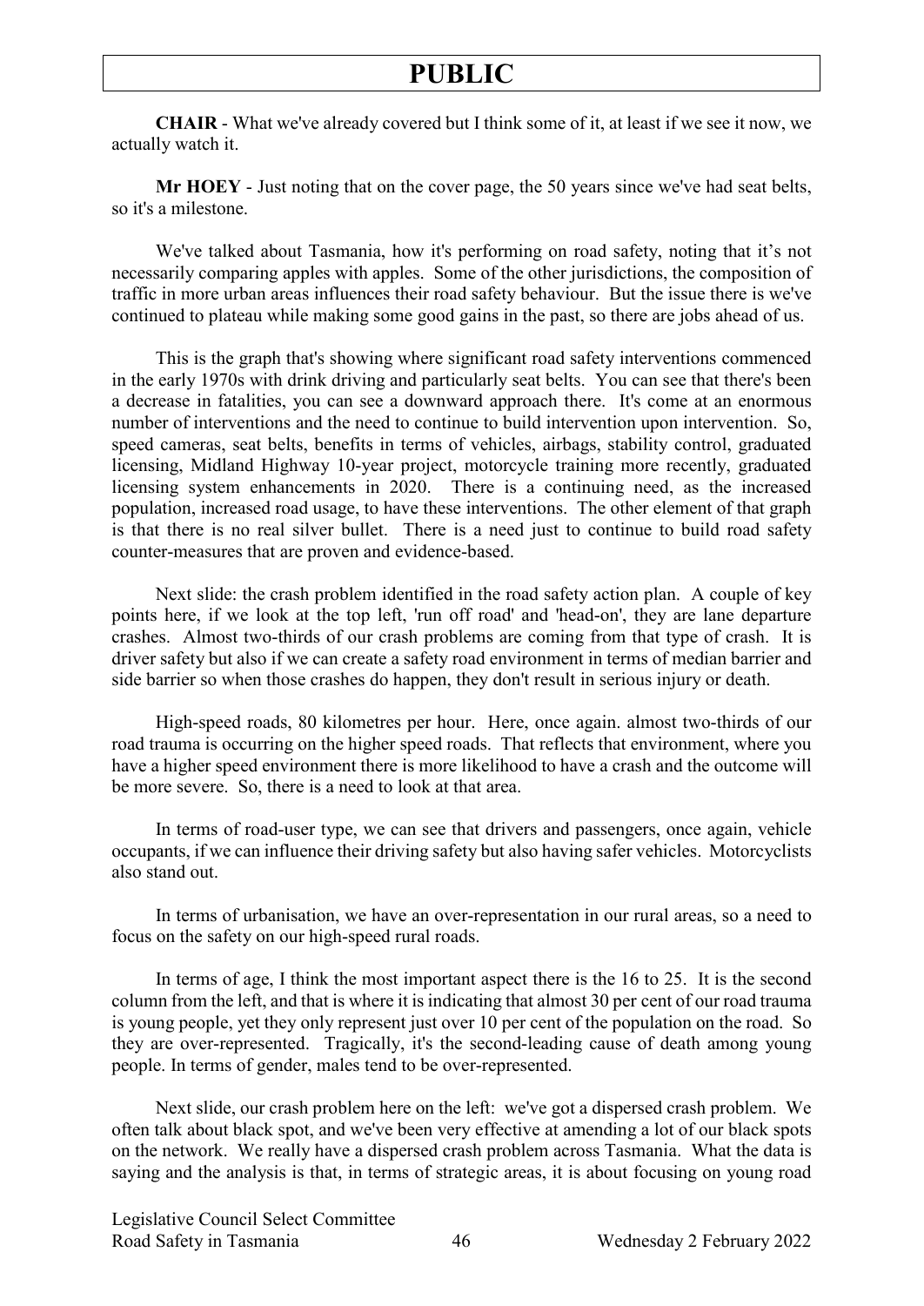**CHAIR** - What we've already covered but I think some of it, at least if we see it now, we actually watch it.

**Mr HOEY** - Just noting that on the cover page, the 50 years since we've had seat belts, so it's a milestone.

We've talked about Tasmania, how it's performing on road safety, noting that it’s not necessarily comparing apples with apples. Some of the other jurisdictions, the composition of traffic in more urban areas influences their road safety behaviour. But the issue there is we've continued to plateau while making some good gains in the past, so there are jobs ahead of us.

This is the graph that's showing where significant road safety interventions commenced in the early 1970s with drink driving and particularly seat belts. You can see that there's been a decrease in fatalities, you can see a downward approach there. It's come at an enormous number of interventions and the need to continue to build intervention upon intervention. So, speed cameras, seat belts, benefits in terms of vehicles, airbags, stability control, graduated licensing, Midland Highway 10-year project, motorcycle training more recently, graduated licensing system enhancements in 2020. There is a continuing need, as the increased population, increased road usage, to have these interventions. The other element of that graph is that there is no real silver bullet. There is a need just to continue to build road safety counter-measures that are proven and evidence-based.

Next slide: the crash problem identified in the road safety action plan. A couple of key points here, if we look at the top left, 'run off road' and 'head-on', they are lane departure crashes. Almost two-thirds of our crash problems are coming from that type of crash. It is driver safety but also if we can create a safety road environment in terms of median barrier and side barrier so when those crashes do happen, they don't result in serious injury or death.

High-speed roads, 80 kilometres per hour. Here, once again. almost two-thirds of our road trauma is occurring on the higher speed roads. That reflects that environment, where you have a higher speed environment there is more likelihood to have a crash and the outcome will be more severe. So, there is a need to look at that area.

In terms of road-user type, we can see that drivers and passengers, once again, vehicle occupants, if we can influence their driving safety but also having safer vehicles. Motorcyclists also stand out.

In terms of urbanisation, we have an over-representation in our rural areas, so a need to focus on the safety on our high-speed rural roads.

In terms of age, I think the most important aspect there is the 16 to 25. It is the second column from the left, and that is where it is indicating that almost 30 per cent of our road trauma is young people, yet they only represent just over 10 per cent of the population on the road. So they are over-represented. Tragically, it's the second-leading cause of death among young people. In terms of gender, males tend to be over-represented.

Next slide, our crash problem here on the left: we've got a dispersed crash problem. We often talk about black spot, and we've been very effective at amending a lot of our black spots on the network. We really have a dispersed crash problem across Tasmania. What the data is saying and the analysis is that, in terms of strategic areas, it is about focusing on young road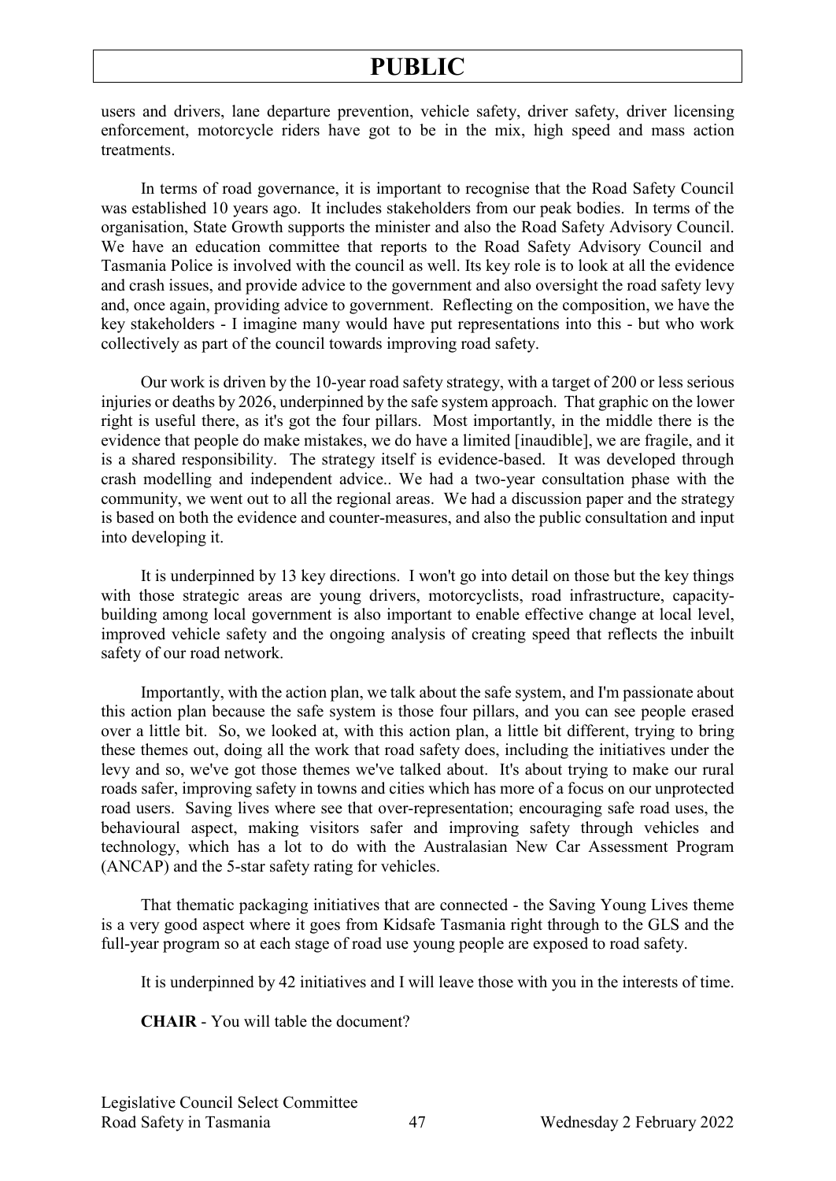users and drivers, lane departure prevention, vehicle safety, driver safety, driver licensing enforcement, motorcycle riders have got to be in the mix, high speed and mass action treatments.

In terms of road governance, it is important to recognise that the Road Safety Council was established 10 years ago. It includes stakeholders from our peak bodies. In terms of the organisation, State Growth supports the minister and also the Road Safety Advisory Council. We have an education committee that reports to the Road Safety Advisory Council and Tasmania Police is involved with the council as well. Its key role is to look at all the evidence and crash issues, and provide advice to the government and also oversight the road safety levy and, once again, providing advice to government. Reflecting on the composition, we have the key stakeholders - I imagine many would have put representations into this - but who work collectively as part of the council towards improving road safety.

Our work is driven by the 10-year road safety strategy, with a target of 200 or less serious injuries or deaths by 2026, underpinned by the safe system approach. That graphic on the lower right is useful there, as it's got the four pillars. Most importantly, in the middle there is the evidence that people do make mistakes, we do have a limited [inaudible], we are fragile, and it is a shared responsibility. The strategy itself is evidence-based. It was developed through crash modelling and independent advice.. We had a two-year consultation phase with the community, we went out to all the regional areas. We had a discussion paper and the strategy is based on both the evidence and counter-measures, and also the public consultation and input into developing it.

It is underpinned by 13 key directions. I won't go into detail on those but the key things with those strategic areas are young drivers, motorcyclists, road infrastructure, capacity-building among local government is also important to enable effective change at local level, improved vehicle safety and the ongoing analysis of creating speed that reflects the inbuilt safety of our road network.

Importantly, with the action plan, we talk about the safe system, and I'm passionate about this action plan because the safe system is those four pillars, and you can see people erased over a little bit. So, we looked at, with this action plan, a little bit different, trying to bring these themes out, doing all the work that road safety does, including the initiatives under the levy and so, we've got those themes we've talked about. It's about trying to make our rural roads safer, improving safety in towns and cities which has more of a focus on our unprotected road users. Saving lives where see that over-representation; encouraging safe road uses, the behavioural aspect, making visitors safer and improving safety through vehicles and technology, which has a lot to do with the Australasian New Car Assessment Program (ANCAP) and the 5-star safety rating for vehicles.

That thematic packaging initiatives that are connected - the Saving Young Lives theme is a very good aspect where it goes from Kidsafe Tasmania right through to the GLS and the full-year program so at each stage of road use young people are exposed to road safety.

It is underpinned by 42 initiatives and I will leave those with you in the interests of time.

**CHAIR** - You will table the document?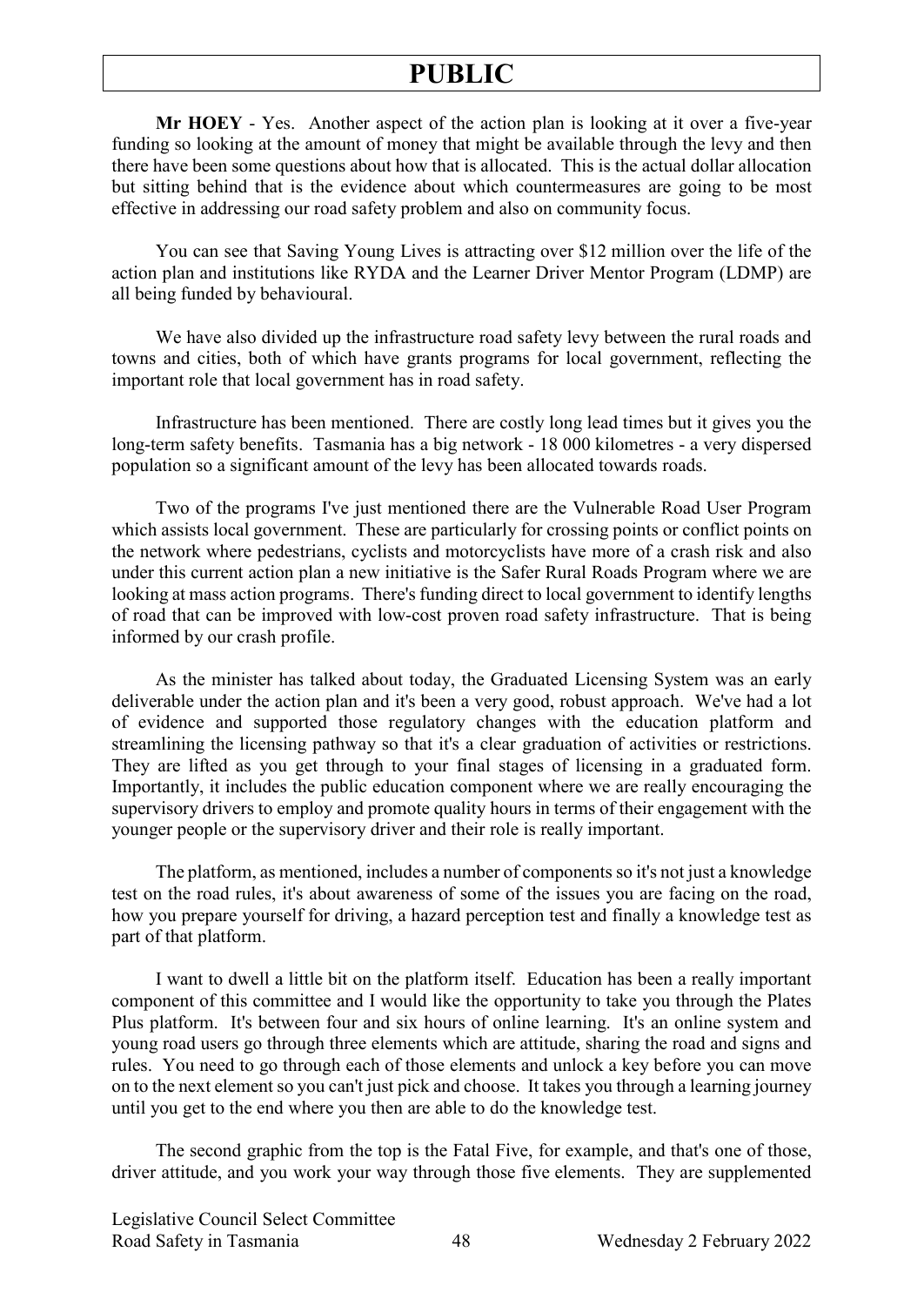**Mr HOEY** - Yes. Another aspect of the action plan is looking at it over a five-year funding so looking at the amount of money that might be available through the levy and then there have been some questions about how that is allocated. This is the actual dollar allocation but sitting behind that is the evidence about which countermeasures are going to be most effective in addressing our road safety problem and also on community focus.

You can see that Saving Young Lives is attracting over $12 million over the life of the action plan and institutions like RYDA and the Learner Driver Mentor Program (LDMP) are all being funded by behavioural.

We have also divided up the infrastructure road safety levy between the rural roads and towns and cities, both of which have grants programs for local government, reflecting the important role that local government has in road safety.

Infrastructure has been mentioned. There are costly long lead times but it gives you the long-term safety benefits. Tasmania has a big network - 18 000 kilometres - a very dispersed population so a significant amount of the levy has been allocated towards roads.

Two of the programs I've just mentioned there are the Vulnerable Road User Program which assists local government. These are particularly for crossing points or conflict points on the network where pedestrians, cyclists and motorcyclists have more of a crash risk and also under this current action plan a new initiative is the Safer Rural Roads Program where we are looking at mass action programs. There's funding direct to local government to identify lengths of road that can be improved with low-cost proven road safety infrastructure. That is being informed by our crash profile.

As the minister has talked about today, the Graduated Licensing System was an early deliverable under the action plan and it's been a very good, robust approach. We've had a lot of evidence and supported those regulatory changes with the education platform and streamlining the licensing pathway so that it's a clear graduation of activities or restrictions. They are lifted as you get through to your final stages of licensing in a graduated form. Importantly, it includes the public education component where we are really encouraging the supervisory drivers to employ and promote quality hours in terms of their engagement with the younger people or the supervisory driver and their role is really important.

The platform, as mentioned, includes a number of components so it's not just a knowledge test on the road rules, it's about awareness of some of the issues you are facing on the road, how you prepare yourself for driving, a hazard perception test and finally a knowledge test as part of that platform.

I want to dwell a little bit on the platform itself. Education has been a really important component of this committee and I would like the opportunity to take you through the Plates Plus platform. It's between four and six hours of online learning. It's an online system and young road users go through three elements which are attitude, sharing the road and signs and rules. You need to go through each of those elements and unlock a key before you can move on to the next element so you can't just pick and choose. It takes you through a learning journey until you get to the end where you then are able to do the knowledge test.

The second graphic from the top is the Fatal Five, for example, and that's one of those, driver attitude, and you work your way through those five elements. They are supplemented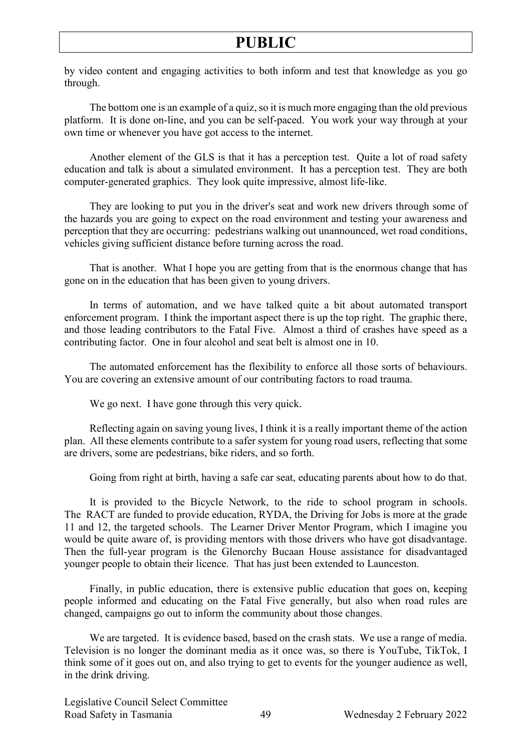by video content and engaging activities to both inform and test that knowledge as you go through.

The bottom one is an example of a quiz, so it is much more engaging than the old previous platform. It is done on-line, and you can be self-paced. You work your way through at your own time or whenever you have got access to the internet.

Another element of the GLS is that it has a perception test. Quite a lot of road safety education and talk is about a simulated environment. It has a perception test. They are both computer-generated graphics. They look quite impressive, almost life-like.

They are looking to put you in the driver's seat and work new drivers through some of the hazards you are going to expect on the road environment and testing your awareness and perception that they are occurring: pedestrians walking out unannounced, wet road conditions, vehicles giving sufficient distance before turning across the road.

That is another. What I hope you are getting from that is the enormous change that has gone on in the education that has been given to young drivers.

In terms of automation, and we have talked quite a bit about automated transport enforcement program. I think the important aspect there is up the top right. The graphic there, and those leading contributors to the Fatal Five. Almost a third of crashes have speed as a contributing factor. One in four alcohol and seat belt is almost one in 10.

The automated enforcement has the flexibility to enforce all those sorts of behaviours. You are covering an extensive amount of our contributing factors to road trauma.

We go next. I have gone through this very quick.

Reflecting again on saving young lives, I think it is a really important theme of the action plan. All these elements contribute to a safer system for young road users, reflecting that some are drivers, some are pedestrians, bike riders, and so forth.

Going from right at birth, having a safe car seat, educating parents about how to do that.

It is provided to the Bicycle Network, to the ride to school program in schools. The RACT are funded to provide education, RYDA, the Driving for Jobs is more at the grade 11 and 12, the targeted schools. The Learner Driver Mentor Program, which I imagine you would be quite aware of, is providing mentors with those drivers who have got disadvantage. Then the full-year program is the Glenorchy Bucaan House assistance for disadvantaged younger people to obtain their licence. That has just been extended to Launceston.

Finally, in public education, there is extensive public education that goes on, keeping people informed and educating on the Fatal Five generally, but also when road rules are changed, campaigns go out to inform the community about those changes.

We are targeted. It is evidence based, based on the crash stats. We use a range of media. Television is no longer the dominant media as it once was, so there is YouTube, TikTok, I think some of it goes out on, and also trying to get to events for the younger audience as well, in the drink driving.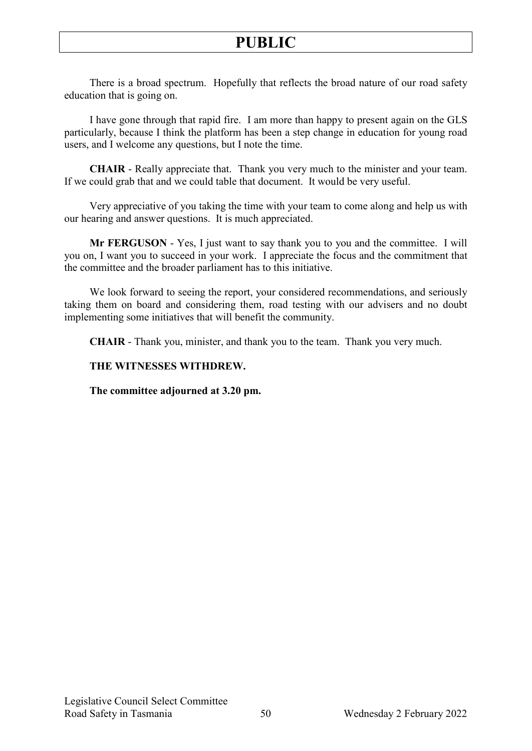There is a broad spectrum. Hopefully that reflects the broad nature of our road safety education that is going on.

I have gone through that rapid fire. I am more than happy to present again on the GLS particularly, because I think the platform has been a step change in education for young road users, and I welcome any questions, but I note the time.

**CHAIR** - Really appreciate that. Thank you very much to the minister and your team. If we could grab that and we could table that document. It would be very useful.

Very appreciative of you taking the time with your team to come along and help us with our hearing and answer questions. It is much appreciated.

**Mr FERGUSON** - Yes, I just want to say thank you to you and the committee. I will you on, I want you to succeed in your work. I appreciate the focus and the commitment that the committee and the broader parliament has to this initiative.

We look forward to seeing the report, your considered recommendations, and seriously taking them on board and considering them, road testing with our advisers and no doubt implementing some initiatives that will benefit the community.

**CHAIR** - Thank you, minister, and thank you to the team. Thank you very much.

**THE WITNESSES WITHDREW.**

**The committee adjourned at 3.20 pm.**